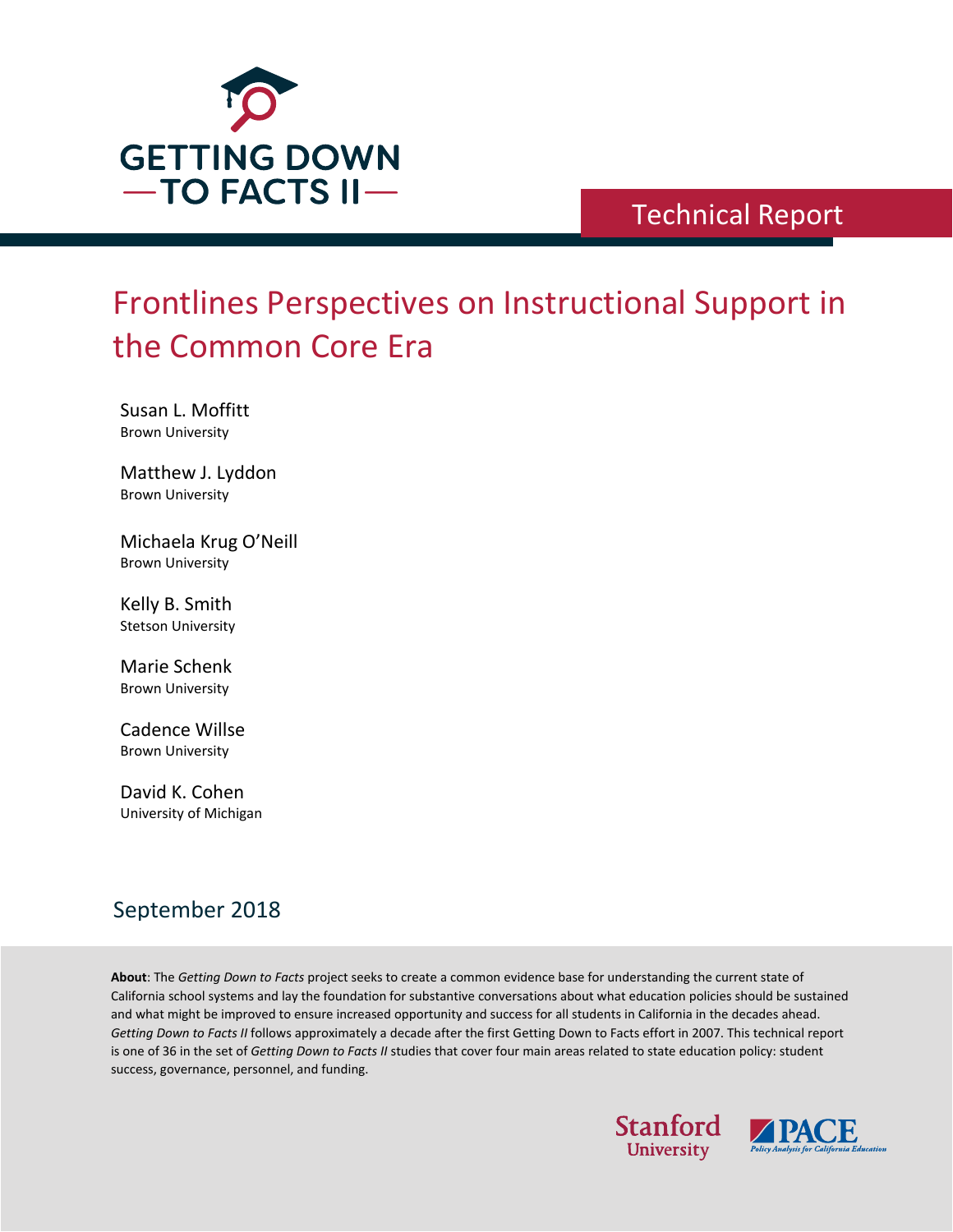GETTING DOWN TO FACTS II

Technical Report

# Frontlines Perspectives on Instructional Support in the Common Core Era

Susan L. Moffitt
Brown University

Matthew J. Lyddon
Brown University

Michaela Krug O'Neill
Brown University

Kelly B. Smith
Stetson University

Marie Schenk
Brown University

Cadence Willse
Brown University

David K. Cohen
University of Michigan

September 2018

**About**: The *Getting Down to Facts* project seeks to create a common evidence base for understanding the current state of California school systems and lay the foundation for substantive conversations about what education policies should be sustained and what might be improved to ensure increased opportunity and success for all students in California in the decades ahead. *Getting Down to Facts II* follows approximately a decade after the first Getting Down to Facts effort in 2007. This technical report is one of 36 in the set of *Getting Down to Facts II* studies that cover four main areas related to state education policy: student success, governance, personnel, and funding.

Stanford University

PACE
Policy Analysis for California Education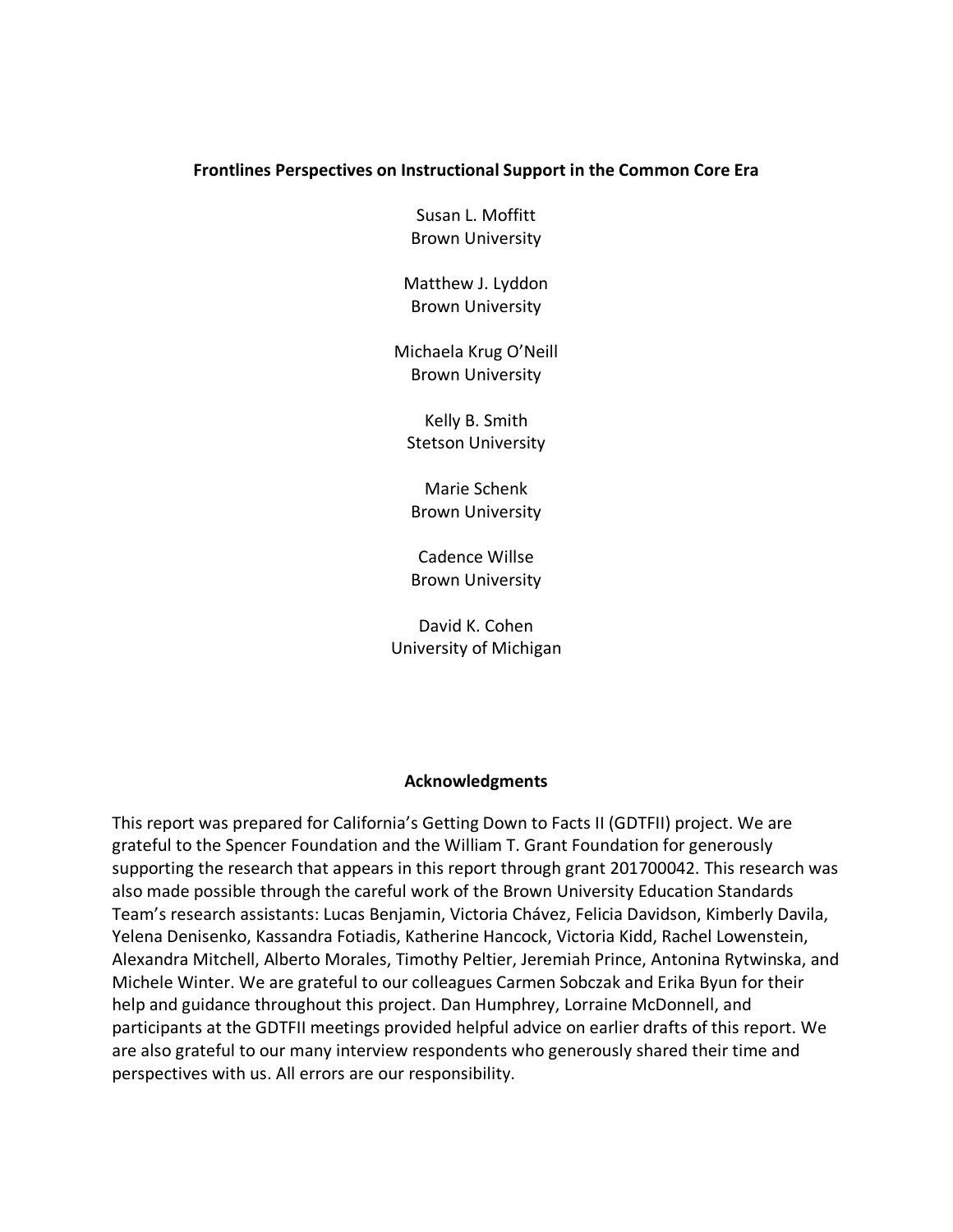**Frontlines Perspectives on Instructional Support in the Common Core Era**

Susan L. Moffitt
Brown University

Matthew J. Lyddon
Brown University

Michaela Krug O'Neill
Brown University

Kelly B. Smith
Stetson University

Marie Schenk
Brown University

Cadence Willse
Brown University

David K. Cohen
University of Michigan

**Acknowledgments**

This report was prepared for California's Getting Down to Facts II (GDTFII) project. We are grateful to the Spencer Foundation and the William T. Grant Foundation for generously supporting the research that appears in this report through grant 201700042. This research was also made possible through the careful work of the Brown University Education Standards Team's research assistants: Lucas Benjamin, Victoria Chávez, Felicia Davidson, Kimberly Davila, Yelena Denisenko, Kassandra Fotiadis, Katherine Hancock, Victoria Kidd, Rachel Lowenstein, Alexandra Mitchell, Alberto Morales, Timothy Peltier, Jeremiah Prince, Antonina Rytwinska, and Michele Winter. We are grateful to our colleagues Carmen Sobczak and Erika Byun for their help and guidance throughout this project. Dan Humphrey, Lorraine McDonnell, and participants at the GDTFII meetings provided helpful advice on earlier drafts of this report. We are also grateful to our many interview respondents who generously shared their time and perspectives with us. All errors are our responsibility.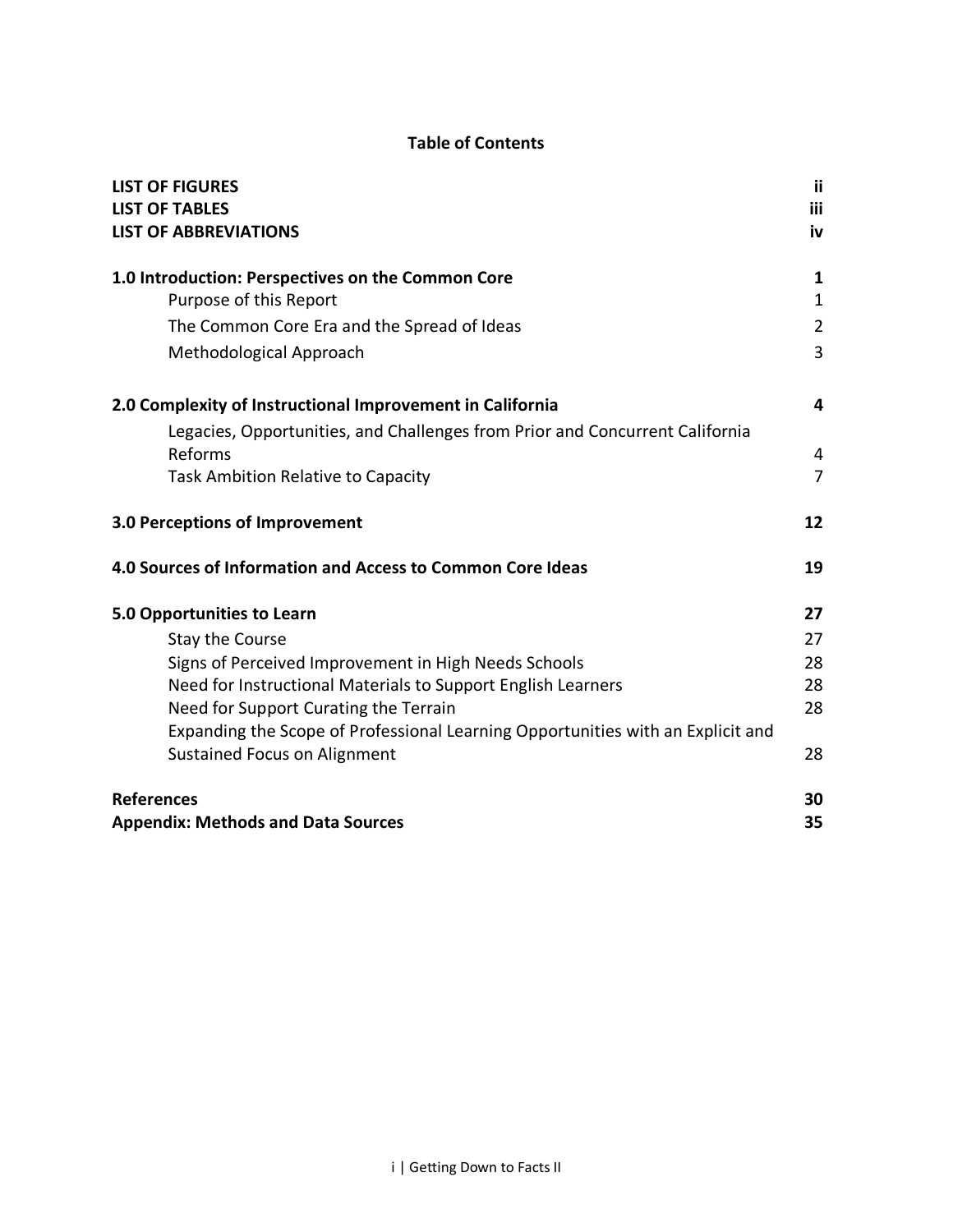# Table of Contents

| | |
|---|---|
| **LIST OF FIGURES** | **ii** |
| **LIST OF TABLES** | **iii** |
| **LIST OF ABBREVIATIONS** | **iv** |
| **1.0 Introduction: Perspectives on the Common Core** | **1** |
| Purpose of this Report | 1 |
| The Common Core Era and the Spread of Ideas | 2 |
| Methodological Approach | 3 |
| **2.0 Complexity of Instructional Improvement in California** | **4** |
| Legacies, Opportunities, and Challenges from Prior and Concurrent California Reforms | 4 |
| Task Ambition Relative to Capacity | 7 |
| **3.0 Perceptions of Improvement** | **12** |
| **4.0 Sources of Information and Access to Common Core Ideas** | **19** |
| **5.0 Opportunities to Learn** | **27** |
| Stay the Course | 27 |
| Signs of Perceived Improvement in High Needs Schools | 28 |
| Need for Instructional Materials to Support English Learners | 28 |
| Need for Support Curating the Terrain | 28 |
| Expanding the Scope of Professional Learning Opportunities with an Explicit and Sustained Focus on Alignment | 28 |
| **References** | **30** |
| **Appendix: Methods and Data Sources** | **35** |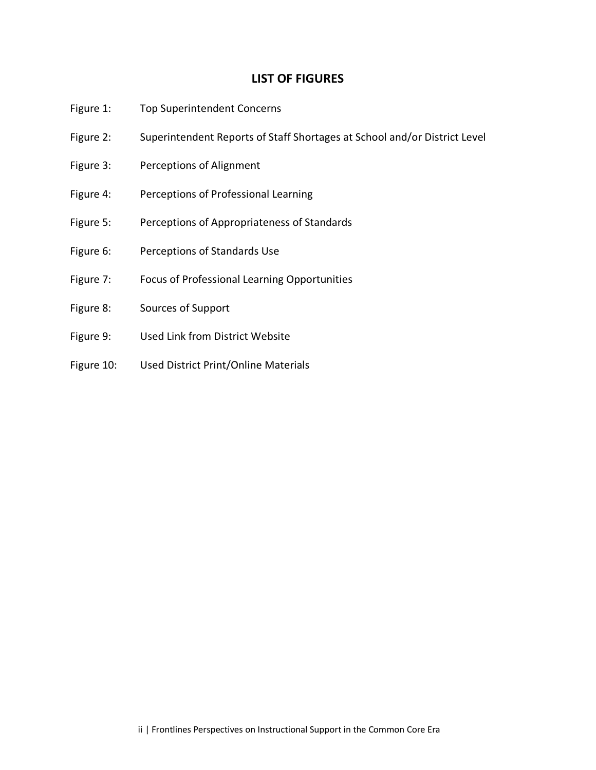## LIST OF FIGURES

Figure 1: Top Superintendent Concerns

Figure 2: Superintendent Reports of Staff Shortages at School and/or District Level

Figure 3: Perceptions of Alignment

Figure 4: Perceptions of Professional Learning

Figure 5: Perceptions of Appropriateness of Standards

Figure 6: Perceptions of Standards Use

Figure 7: Focus of Professional Learning Opportunities

Figure 8: Sources of Support

Figure 9: Used Link from District Website

Figure 10: Used District Print/Online Materials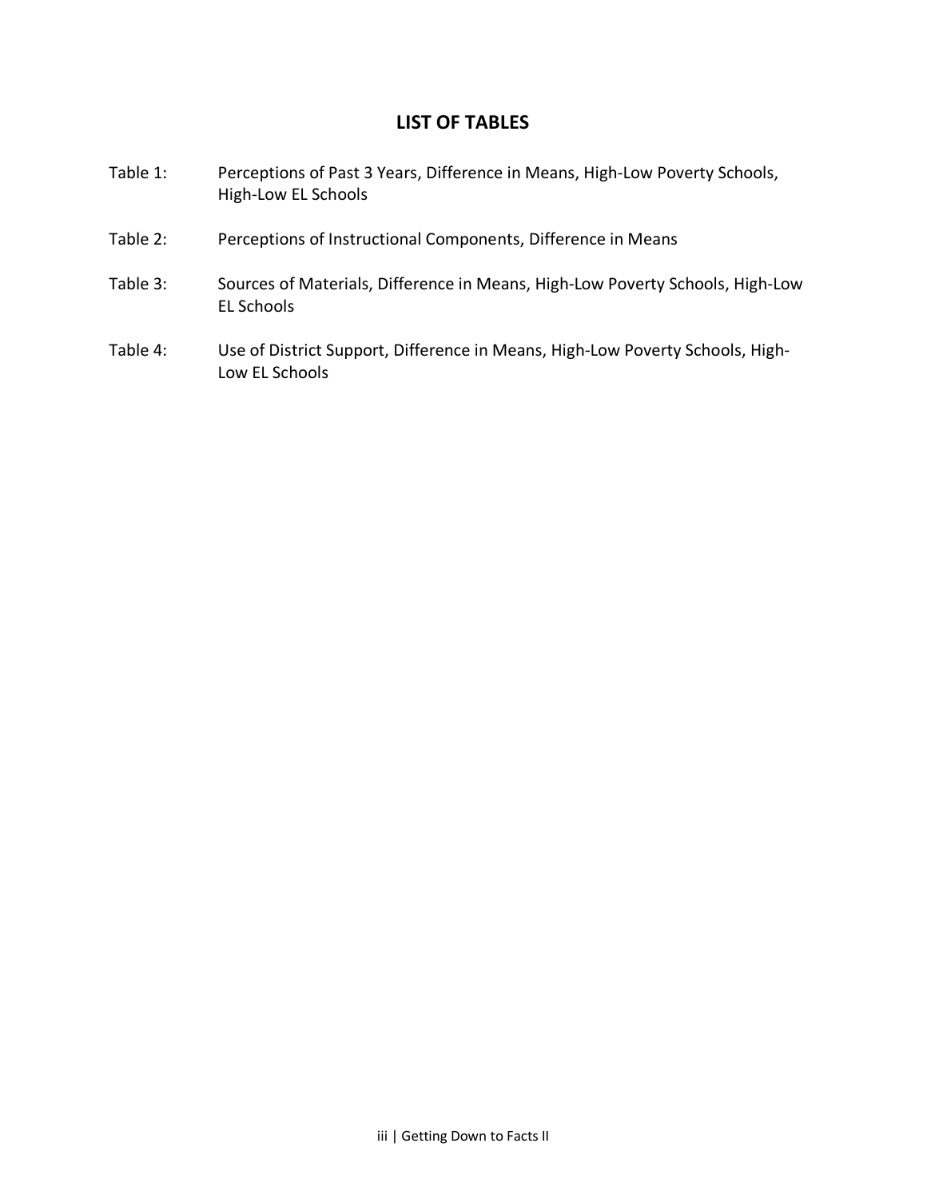## LIST OF TABLES

Table 1: Perceptions of Past 3 Years, Difference in Means, High-Low Poverty Schools, High-Low EL Schools

Table 2: Perceptions of Instructional Components, Difference in Means

Table 3: Sources of Materials, Difference in Means, High-Low Poverty Schools, High-Low EL Schools

Table 4: Use of District Support, Difference in Means, High-Low Poverty Schools, High-Low EL Schools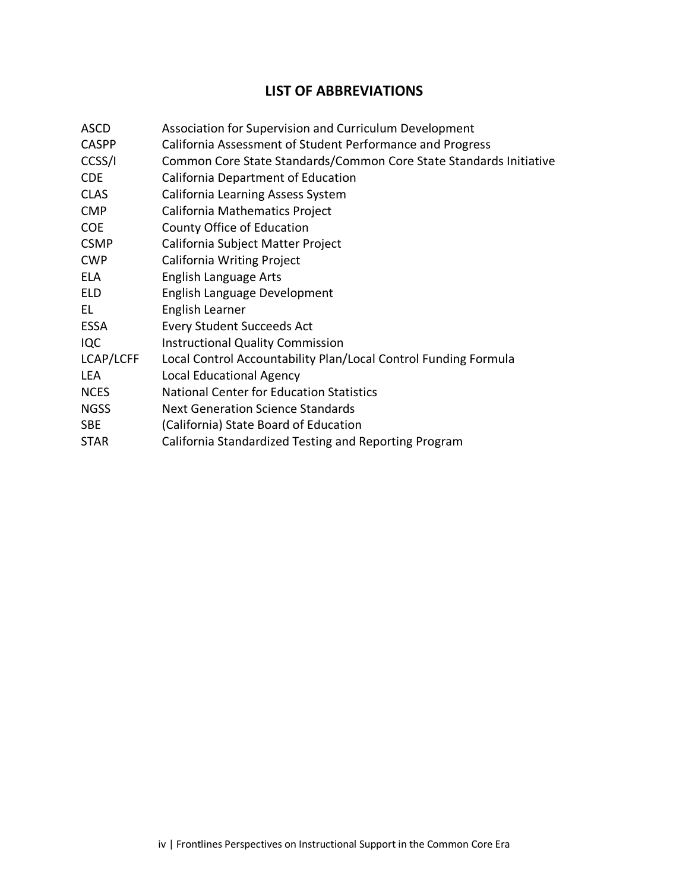## LIST OF ABBREVIATIONS

| | |
|---|---|
| ASCD | Association for Supervision and Curriculum Development |
| CASPP | California Assessment of Student Performance and Progress |
| CCSS/I | Common Core State Standards/Common Core State Standards Initiative |
| CDE | California Department of Education |
| CLAS | California Learning Assess System |
| CMP | California Mathematics Project |
| COE | County Office of Education |
| CSMP | California Subject Matter Project |
| CWP | California Writing Project |
| ELA | English Language Arts |
| ELD | English Language Development |
| EL | English Learner |
| ESSA | Every Student Succeeds Act |
| IQC | Instructional Quality Commission |
| LCAP/LCFF | Local Control Accountability Plan/Local Control Funding Formula |
| LEA | Local Educational Agency |
| NCES | National Center for Education Statistics |
| NGSS | Next Generation Science Standards |
| SBE | (California) State Board of Education |
| STAR | California Standardized Testing and Reporting Program |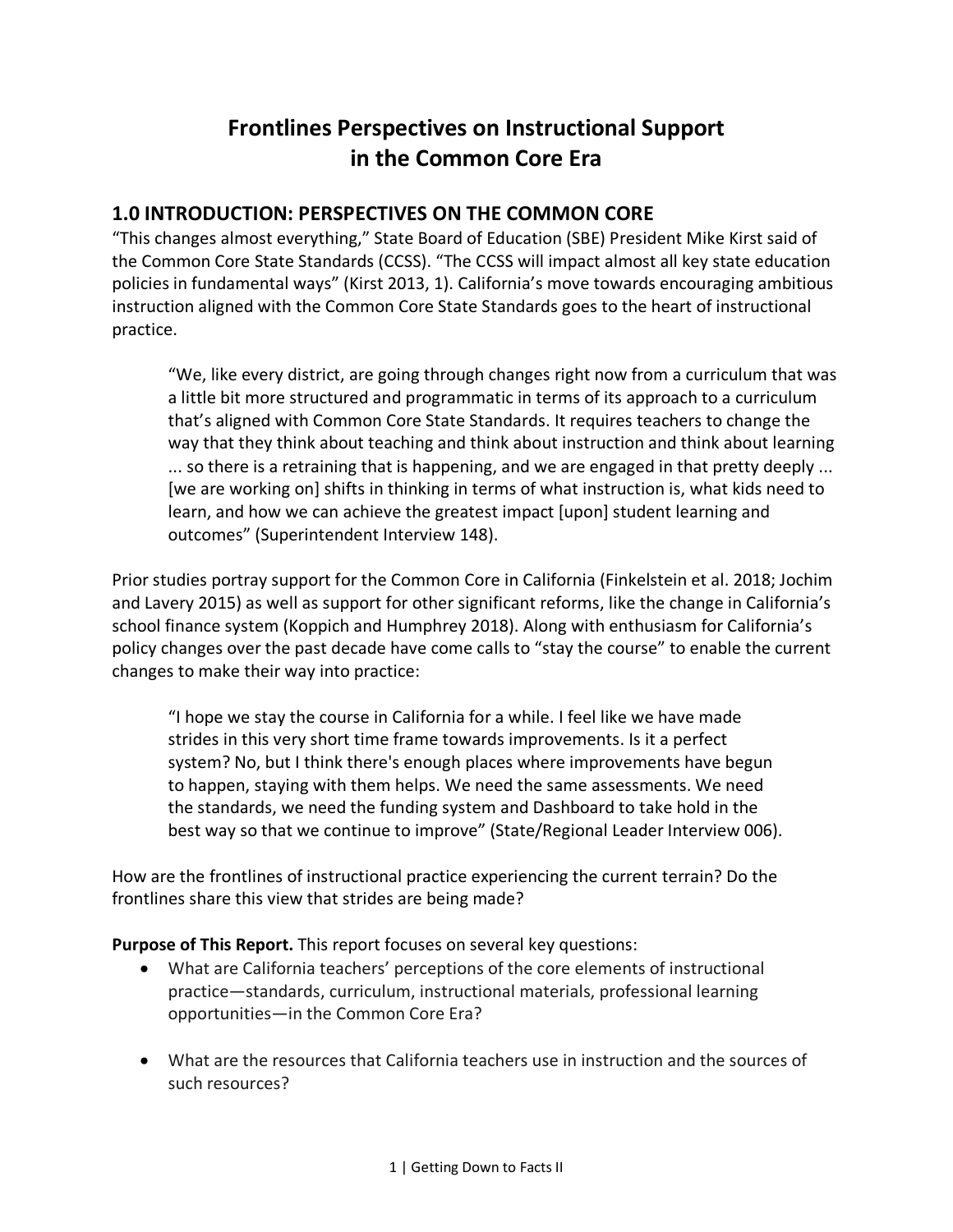# Frontlines Perspectives on Instructional Support in the Common Core Era

## 1.0 INTRODUCTION: PERSPECTIVES ON THE COMMON CORE

"This changes almost everything," State Board of Education (SBE) President Mike Kirst said of the Common Core State Standards (CCSS). "The CCSS will impact almost all key state education policies in fundamental ways" (Kirst 2013, 1). California's move towards encouraging ambitious instruction aligned with the Common Core State Standards goes to the heart of instructional practice.

> "We, like every district, are going through changes right now from a curriculum that was a little bit more structured and programmatic in terms of its approach to a curriculum that's aligned with Common Core State Standards. It requires teachers to change the way that they think about teaching and think about instruction and think about learning ... so there is a retraining that is happening, and we are engaged in that pretty deeply ... [we are working on] shifts in thinking in terms of what instruction is, what kids need to learn, and how we can achieve the greatest impact [upon] student learning and outcomes" (Superintendent Interview 148).

Prior studies portray support for the Common Core in California (Finkelstein et al. 2018; Jochim and Lavery 2015) as well as support for other significant reforms, like the change in California's school finance system (Koppich and Humphrey 2018). Along with enthusiasm for California's policy changes over the past decade have come calls to "stay the course" to enable the current changes to make their way into practice:

> "I hope we stay the course in California for a while. I feel like we have made strides in this very short time frame towards improvements. Is it a perfect system? No, but I think there's enough places where improvements have begun to happen, staying with them helps. We need the same assessments. We need the standards, we need the funding system and Dashboard to take hold in the best way so that we continue to improve" (State/Regional Leader Interview 006).

How are the frontlines of instructional practice experiencing the current terrain? Do the frontlines share this view that strides are being made?

**Purpose of This Report.** This report focuses on several key questions:

- What are California teachers' perceptions of the core elements of instructional practice—standards, curriculum, instructional materials, professional learning opportunities—in the Common Core Era?
- What are the resources that California teachers use in instruction and the sources of such resources?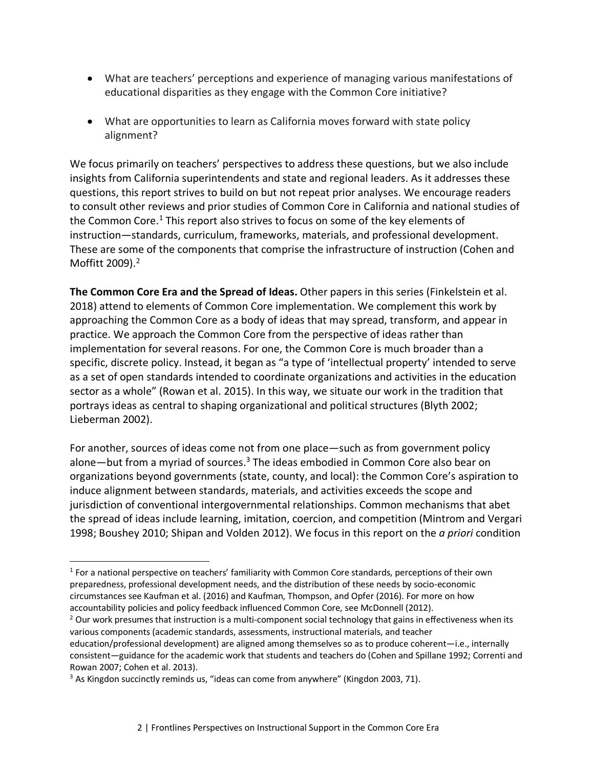- What are teachers' perceptions and experience of managing various manifestations of educational disparities as they engage with the Common Core initiative?

- What are opportunities to learn as California moves forward with state policy alignment?

We focus primarily on teachers' perspectives to address these questions, but we also include insights from California superintendents and state and regional leaders. As it addresses these questions, this report strives to build on but not repeat prior analyses. We encourage readers to consult other reviews and prior studies of Common Core in California and national studies of the Common Core.[1] This report also strives to focus on some of the key elements of instruction—standards, curriculum, frameworks, materials, and professional development. These are some of the components that comprise the infrastructure of instruction (Cohen and Moffitt 2009).[2]

**The Common Core Era and the Spread of Ideas.** Other papers in this series (Finkelstein et al. 2018) attend to elements of Common Core implementation. We complement this work by approaching the Common Core as a body of ideas that may spread, transform, and appear in practice. We approach the Common Core from the perspective of ideas rather than implementation for several reasons. For one, the Common Core is much broader than a specific, discrete policy. Instead, it began as "a type of 'intellectual property' intended to serve as a set of open standards intended to coordinate organizations and activities in the education sector as a whole" (Rowan et al. 2015). In this way, we situate our work in the tradition that portrays ideas as central to shaping organizational and political structures (Blyth 2002; Lieberman 2002).

For another, sources of ideas come not from one place—such as from government policy alone—but from a myriad of sources.[3] The ideas embodied in Common Core also bear on organizations beyond governments (state, county, and local): the Common Core's aspiration to induce alignment between standards, materials, and activities exceeds the scope and jurisdiction of conventional intergovernmental relationships. Common mechanisms that abet the spread of ideas include learning, imitation, coercion, and competition (Mintrom and Vergari 1998; Boushey 2010; Shipan and Volden 2012). We focus in this report on the *a priori* condition

---

[1] For a national perspective on teachers' familiarity with Common Core standards, perceptions of their own preparedness, professional development needs, and the distribution of these needs by socio-economic circumstances see Kaufman et al. (2016) and Kaufman, Thompson, and Opfer (2016). For more on how accountability policies and policy feedback influenced Common Core, see McDonnell (2012).

[2] Our work presumes that instruction is a multi-component social technology that gains in effectiveness when its various components (academic standards, assessments, instructional materials, and teacher education/professional development) are aligned among themselves so as to produce coherent—i.e., internally consistent—guidance for the academic work that students and teachers do (Cohen and Spillane 1992; Correnti and Rowan 2007; Cohen et al. 2013).

[3] As Kingdon succinctly reminds us, "ideas can come from anywhere" (Kingdon 2003, 71).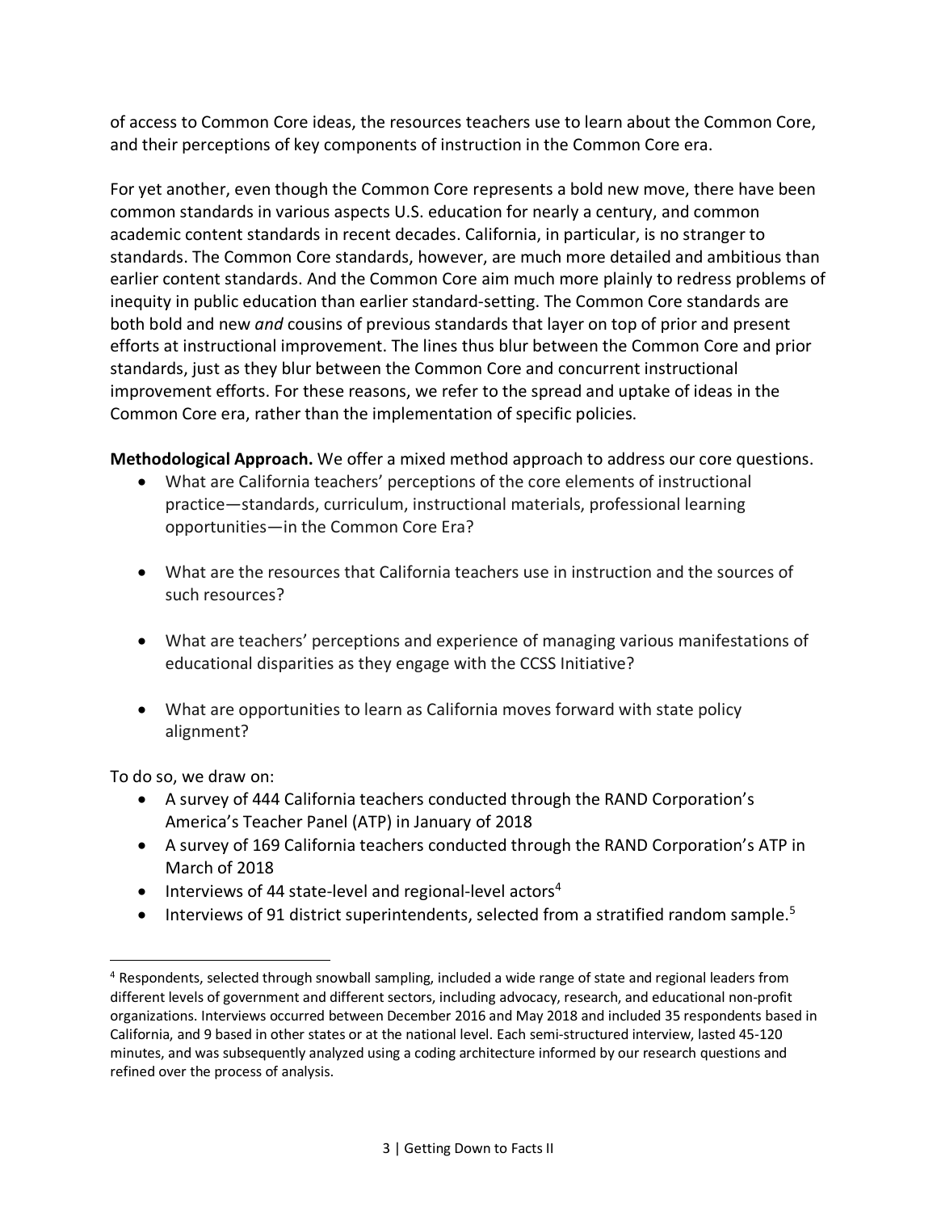of access to Common Core ideas, the resources teachers use to learn about the Common Core, and their perceptions of key components of instruction in the Common Core era.

For yet another, even though the Common Core represents a bold new move, there have been common standards in various aspects U.S. education for nearly a century, and common academic content standards in recent decades. California, in particular, is no stranger to standards. The Common Core standards, however, are much more detailed and ambitious than earlier content standards. And the Common Core aim much more plainly to redress problems of inequity in public education than earlier standard-setting. The Common Core standards are both bold and new *and* cousins of previous standards that layer on top of prior and present efforts at instructional improvement. The lines thus blur between the Common Core and prior standards, just as they blur between the Common Core and concurrent instructional improvement efforts. For these reasons, we refer to the spread and uptake of ideas in the Common Core era, rather than the implementation of specific policies.

**Methodological Approach.** We offer a mixed method approach to address our core questions.

- What are California teachers' perceptions of the core elements of instructional practice—standards, curriculum, instructional materials, professional learning opportunities—in the Common Core Era?
- What are the resources that California teachers use in instruction and the sources of such resources?
- What are teachers' perceptions and experience of managing various manifestations of educational disparities as they engage with the CCSS Initiative?
- What are opportunities to learn as California moves forward with state policy alignment?

To do so, we draw on:

- A survey of 444 California teachers conducted through the RAND Corporation's America's Teacher Panel (ATP) in January of 2018
- A survey of 169 California teachers conducted through the RAND Corporation's ATP in March of 2018
- Interviews of 44 state-level and regional-level actors[4]
- Interviews of 91 district superintendents, selected from a stratified random sample.[5]

---

[4] Respondents, selected through snowball sampling, included a wide range of state and regional leaders from different levels of government and different sectors, including advocacy, research, and educational non-profit organizations. Interviews occurred between December 2016 and May 2018 and included 35 respondents based in California, and 9 based in other states or at the national level. Each semi-structured interview, lasted 45-120 minutes, and was subsequently analyzed using a coding architecture informed by our research questions and refined over the process of analysis.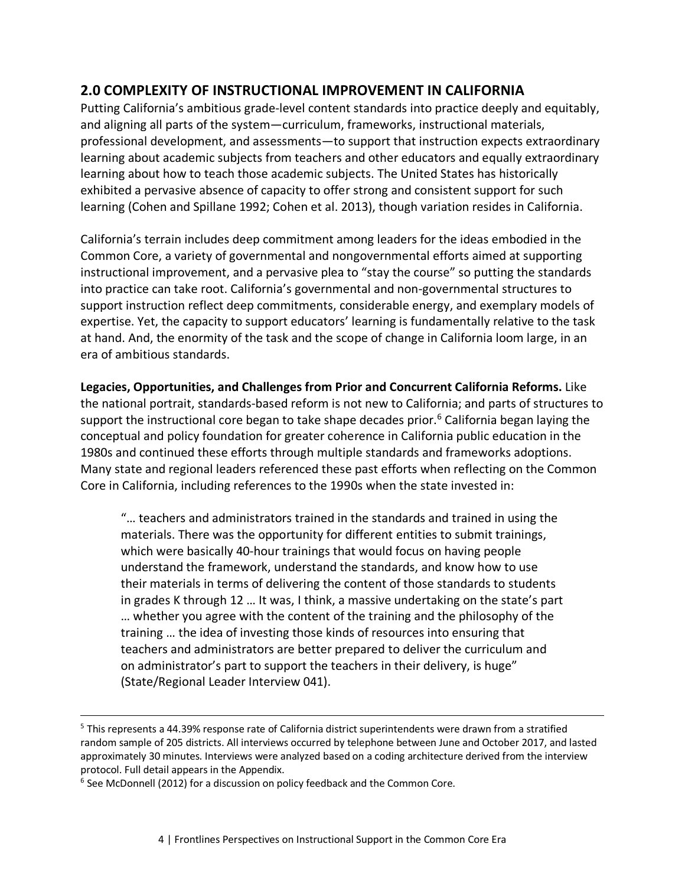## 2.0 COMPLEXITY OF INSTRUCTIONAL IMPROVEMENT IN CALIFORNIA

Putting California's ambitious grade-level content standards into practice deeply and equitably, and aligning all parts of the system—curriculum, frameworks, instructional materials, professional development, and assessments—to support that instruction expects extraordinary learning about academic subjects from teachers and other educators and equally extraordinary learning about how to teach those academic subjects. The United States has historically exhibited a pervasive absence of capacity to offer strong and consistent support for such learning (Cohen and Spillane 1992; Cohen et al. 2013), though variation resides in California.

California's terrain includes deep commitment among leaders for the ideas embodied in the Common Core, a variety of governmental and nongovernmental efforts aimed at supporting instructional improvement, and a pervasive plea to "stay the course" so putting the standards into practice can take root. California's governmental and non-governmental structures to support instruction reflect deep commitments, considerable energy, and exemplary models of expertise. Yet, the capacity to support educators' learning is fundamentally relative to the task at hand. And, the enormity of the task and the scope of change in California loom large, in an era of ambitious standards.

**Legacies, Opportunities, and Challenges from Prior and Concurrent California Reforms.** Like the national portrait, standards-based reform is not new to California; and parts of structures to support the instructional core began to take shape decades prior.[6] California began laying the conceptual and policy foundation for greater coherence in California public education in the 1980s and continued these efforts through multiple standards and frameworks adoptions. Many state and regional leaders referenced these past efforts when reflecting on the Common Core in California, including references to the 1990s when the state invested in:

> "… teachers and administrators trained in the standards and trained in using the materials. There was the opportunity for different entities to submit trainings, which were basically 40-hour trainings that would focus on having people understand the framework, understand the standards, and know how to use their materials in terms of delivering the content of those standards to students in grades K through 12 … It was, I think, a massive undertaking on the state's part … whether you agree with the content of the training and the philosophy of the training … the idea of investing those kinds of resources into ensuring that teachers and administrators are better prepared to deliver the curriculum and on administrator's part to support the teachers in their delivery, is huge" (State/Regional Leader Interview 041).

---

[5] This represents a 44.39% response rate of California district superintendents were drawn from a stratified random sample of 205 districts. All interviews occurred by telephone between June and October 2017, and lasted approximately 30 minutes. Interviews were analyzed based on a coding architecture derived from the interview protocol. Full detail appears in the Appendix.

[6] See McDonnell (2012) for a discussion on policy feedback and the Common Core.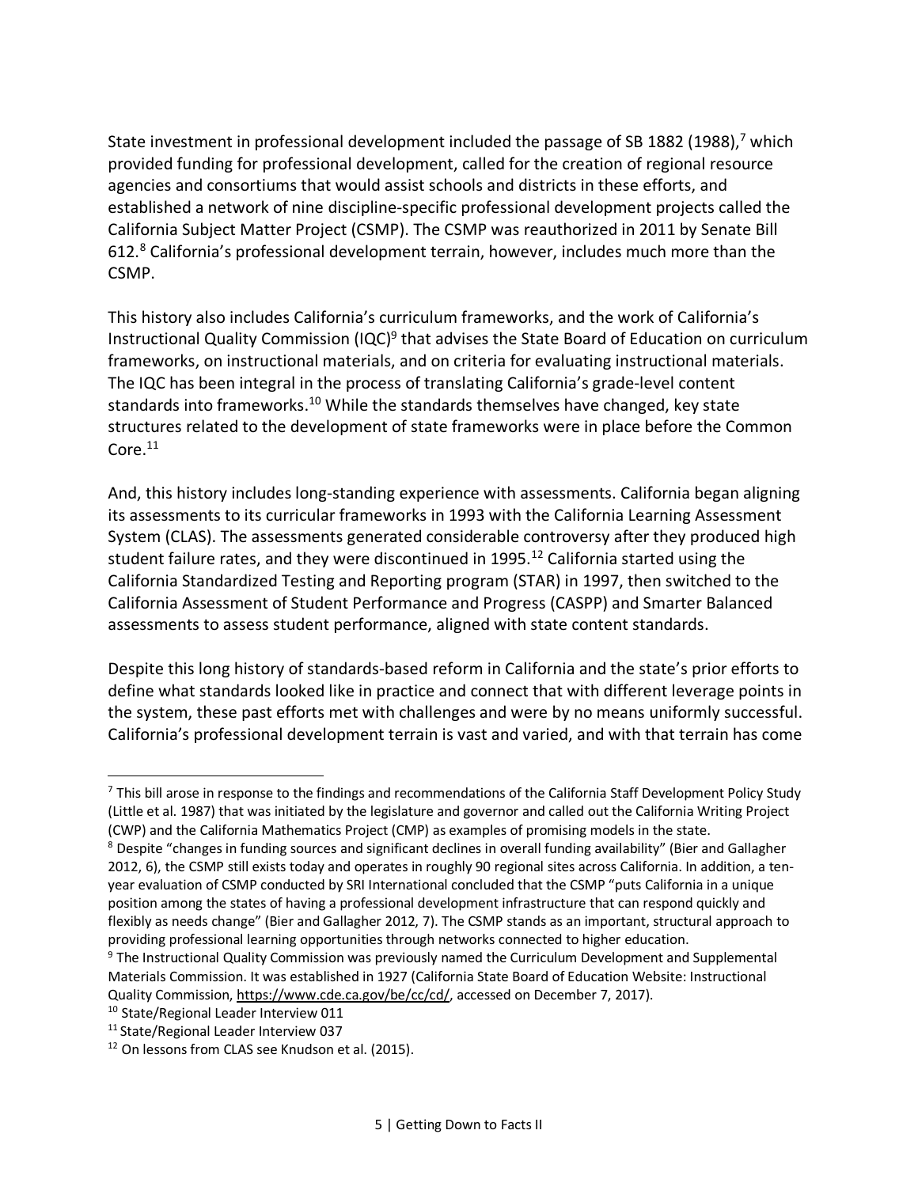State investment in professional development included the passage of SB 1882 (1988),[7] which provided funding for professional development, called for the creation of regional resource agencies and consortiums that would assist schools and districts in these efforts, and established a network of nine discipline-specific professional development projects called the California Subject Matter Project (CSMP). The CSMP was reauthorized in 2011 by Senate Bill 612.[8] California's professional development terrain, however, includes much more than the CSMP.

This history also includes California's curriculum frameworks, and the work of California's Instructional Quality Commission (IQC)[9] that advises the State Board of Education on curriculum frameworks, on instructional materials, and on criteria for evaluating instructional materials. The IQC has been integral in the process of translating California's grade-level content standards into frameworks.[10] While the standards themselves have changed, key state structures related to the development of state frameworks were in place before the Common Core.[11]

And, this history includes long-standing experience with assessments. California began aligning its assessments to its curricular frameworks in 1993 with the California Learning Assessment System (CLAS). The assessments generated considerable controversy after they produced high student failure rates, and they were discontinued in 1995.[12] California started using the California Standardized Testing and Reporting program (STAR) in 1997, then switched to the California Assessment of Student Performance and Progress (CASPP) and Smarter Balanced assessments to assess student performance, aligned with state content standards.

Despite this long history of standards-based reform in California and the state's prior efforts to define what standards looked like in practice and connect that with different leverage points in the system, these past efforts met with challenges and were by no means uniformly successful. California's professional development terrain is vast and varied, and with that terrain has come

---

[7] This bill arose in response to the findings and recommendations of the California Staff Development Policy Study (Little et al. 1987) that was initiated by the legislature and governor and called out the California Writing Project (CWP) and the California Mathematics Project (CMP) as examples of promising models in the state.

[8] Despite "changes in funding sources and significant declines in overall funding availability" (Bier and Gallagher 2012, 6), the CSMP still exists today and operates in roughly 90 regional sites across California. In addition, a ten-year evaluation of CSMP conducted by SRI International concluded that the CSMP "puts California in a unique position among the states of having a professional development infrastructure that can respond quickly and flexibly as needs change" (Bier and Gallagher 2012, 7). The CSMP stands as an important, structural approach to providing professional learning opportunities through networks connected to higher education.

[9] The Instructional Quality Commission was previously named the Curriculum Development and Supplemental Materials Commission. It was established in 1927 (California State Board of Education Website: Instructional Quality Commission, https://www.cde.ca.gov/be/cc/cd/, accessed on December 7, 2017).

[10] State/Regional Leader Interview 011

[11] State/Regional Leader Interview 037

[12] On lessons from CLAS see Knudson et al. (2015).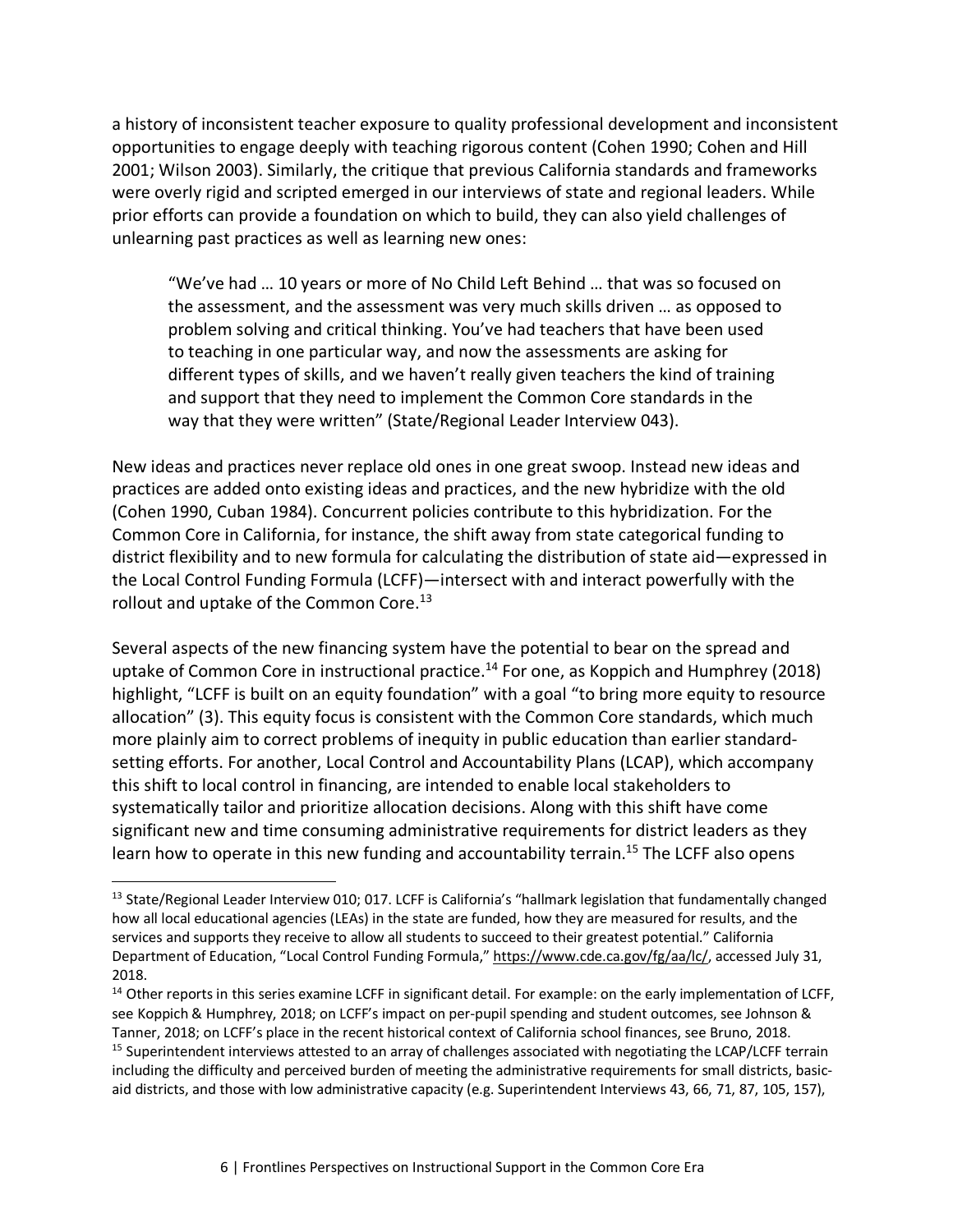a history of inconsistent teacher exposure to quality professional development and inconsistent opportunities to engage deeply with teaching rigorous content (Cohen 1990; Cohen and Hill 2001; Wilson 2003). Similarly, the critique that previous California standards and frameworks were overly rigid and scripted emerged in our interviews of state and regional leaders. While prior efforts can provide a foundation on which to build, they can also yield challenges of unlearning past practices as well as learning new ones:

> "We've had … 10 years or more of No Child Left Behind … that was so focused on the assessment, and the assessment was very much skills driven … as opposed to problem solving and critical thinking. You've had teachers that have been used to teaching in one particular way, and now the assessments are asking for different types of skills, and we haven't really given teachers the kind of training and support that they need to implement the Common Core standards in the way that they were written" (State/Regional Leader Interview 043).

New ideas and practices never replace old ones in one great swoop. Instead new ideas and practices are added onto existing ideas and practices, and the new hybridize with the old (Cohen 1990, Cuban 1984). Concurrent policies contribute to this hybridization. For the Common Core in California, for instance, the shift away from state categorical funding to district flexibility and to new formula for calculating the distribution of state aid—expressed in the Local Control Funding Formula (LCFF)—intersect with and interact powerfully with the rollout and uptake of the Common Core.[13]

Several aspects of the new financing system have the potential to bear on the spread and uptake of Common Core in instructional practice.[14] For one, as Koppich and Humphrey (2018) highlight, "LCFF is built on an equity foundation" with a goal "to bring more equity to resource allocation" (3). This equity focus is consistent with the Common Core standards, which much more plainly aim to correct problems of inequity in public education than earlier standard-setting efforts. For another, Local Control and Accountability Plans (LCAP), which accompany this shift to local control in financing, are intended to enable local stakeholders to systematically tailor and prioritize allocation decisions. Along with this shift have come significant new and time consuming administrative requirements for district leaders as they learn how to operate in this new funding and accountability terrain.[15] The LCFF also opens

---

[13] State/Regional Leader Interview 010; 017. LCFF is California's "hallmark legislation that fundamentally changed how all local educational agencies (LEAs) in the state are funded, how they are measured for results, and the services and supports they receive to allow all students to succeed to their greatest potential." California Department of Education, "Local Control Funding Formula," https://www.cde.ca.gov/fg/aa/lc/, accessed July 31, 2018.

[14] Other reports in this series examine LCFF in significant detail. For example: on the early implementation of LCFF, see Koppich & Humphrey, 2018; on LCFF's impact on per-pupil spending and student outcomes, see Johnson & Tanner, 2018; on LCFF's place in the recent historical context of California school finances, see Bruno, 2018.

[15] Superintendent interviews attested to an array of challenges associated with negotiating the LCAP/LCFF terrain including the difficulty and perceived burden of meeting the administrative requirements for small districts, basic-aid districts, and those with low administrative capacity (e.g. Superintendent Interviews 43, 66, 71, 87, 105, 157),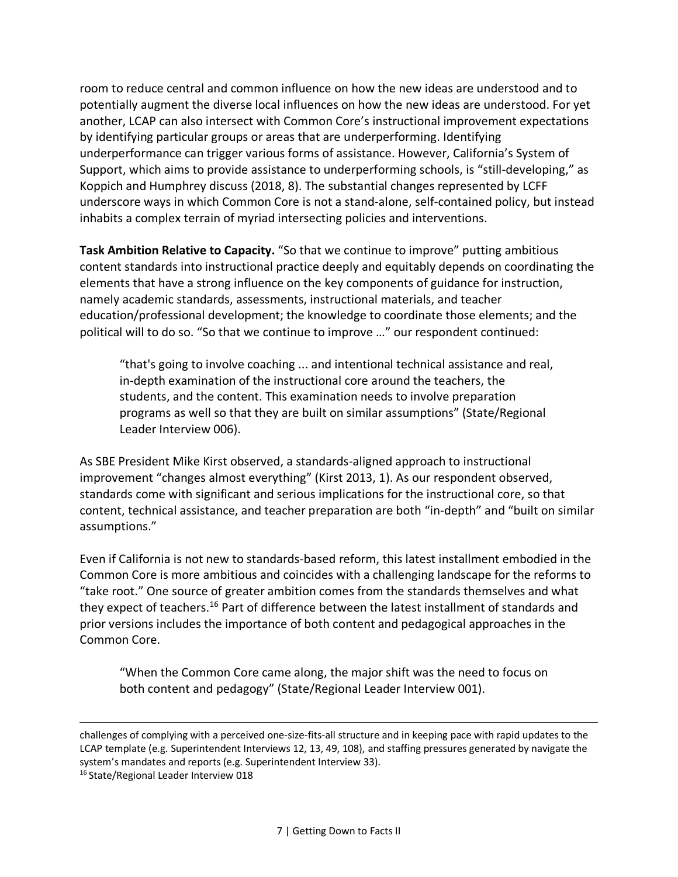room to reduce central and common influence on how the new ideas are understood and to potentially augment the diverse local influences on how the new ideas are understood. For yet another, LCAP can also intersect with Common Core's instructional improvement expectations by identifying particular groups or areas that are underperforming. Identifying underperformance can trigger various forms of assistance. However, California's System of Support, which aims to provide assistance to underperforming schools, is "still-developing," as Koppich and Humphrey discuss (2018, 8). The substantial changes represented by LCFF underscore ways in which Common Core is not a stand-alone, self-contained policy, but instead inhabits a complex terrain of myriad intersecting policies and interventions.

**Task Ambition Relative to Capacity.** "So that we continue to improve" putting ambitious content standards into instructional practice deeply and equitably depends on coordinating the elements that have a strong influence on the key components of guidance for instruction, namely academic standards, assessments, instructional materials, and teacher education/professional development; the knowledge to coordinate those elements; and the political will to do so. "So that we continue to improve …" our respondent continued:

> "that's going to involve coaching ... and intentional technical assistance and real, in-depth examination of the instructional core around the teachers, the students, and the content. This examination needs to involve preparation programs as well so that they are built on similar assumptions" (State/Regional Leader Interview 006).

As SBE President Mike Kirst observed, a standards-aligned approach to instructional improvement "changes almost everything" (Kirst 2013, 1). As our respondent observed, standards come with significant and serious implications for the instructional core, so that content, technical assistance, and teacher preparation are both "in-depth" and "built on similar assumptions."

Even if California is not new to standards-based reform, this latest installment embodied in the Common Core is more ambitious and coincides with a challenging landscape for the reforms to "take root." One source of greater ambition comes from the standards themselves and what they expect of teachers.[16] Part of difference between the latest installment of standards and prior versions includes the importance of both content and pedagogical approaches in the Common Core.

> "When the Common Core came along, the major shift was the need to focus on both content and pedagogy" (State/Regional Leader Interview 001).

---

challenges of complying with a perceived one-size-fits-all structure and in keeping pace with rapid updates to the LCAP template (e.g. Superintendent Interviews 12, 13, 49, 108), and staffing pressures generated by navigate the system's mandates and reports (e.g. Superintendent Interview 33).

[16] State/Regional Leader Interview 018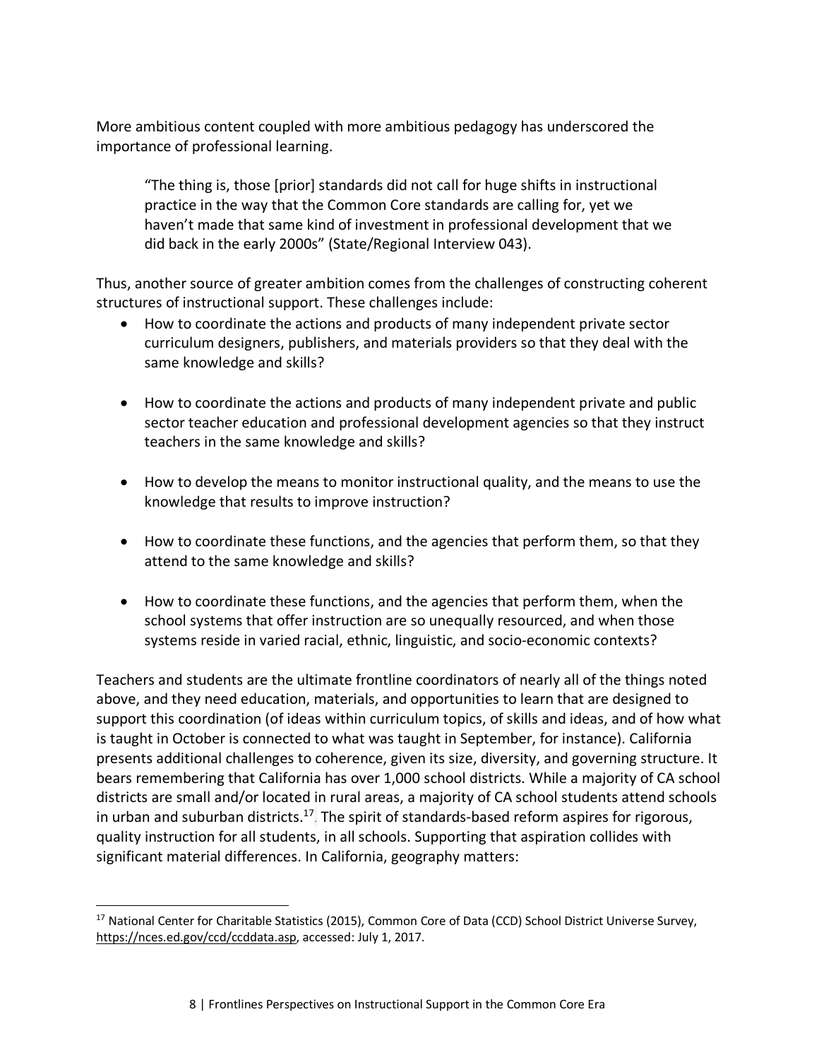More ambitious content coupled with more ambitious pedagogy has underscored the importance of professional learning.

> "The thing is, those [prior] standards did not call for huge shifts in instructional practice in the way that the Common Core standards are calling for, yet we haven't made that same kind of investment in professional development that we did back in the early 2000s" (State/Regional Interview 043).

Thus, another source of greater ambition comes from the challenges of constructing coherent structures of instructional support. These challenges include:

- How to coordinate the actions and products of many independent private sector curriculum designers, publishers, and materials providers so that they deal with the same knowledge and skills?
- How to coordinate the actions and products of many independent private and public sector teacher education and professional development agencies so that they instruct teachers in the same knowledge and skills?
- How to develop the means to monitor instructional quality, and the means to use the knowledge that results to improve instruction?
- How to coordinate these functions, and the agencies that perform them, so that they attend to the same knowledge and skills?
- How to coordinate these functions, and the agencies that perform them, when the school systems that offer instruction are so unequally resourced, and when those systems reside in varied racial, ethnic, linguistic, and socio-economic contexts?

Teachers and students are the ultimate frontline coordinators of nearly all of the things noted above, and they need education, materials, and opportunities to learn that are designed to support this coordination (of ideas within curriculum topics, of skills and ideas, and of how what is taught in October is connected to what was taught in September, for instance). California presents additional challenges to coherence, given its size, diversity, and governing structure. It bears remembering that California has over 1,000 school districts. While a majority of CA school districts are small and/or located in rural areas, a majority of CA school students attend schools in urban and suburban districts.[17] The spirit of standards-based reform aspires for rigorous, quality instruction for all students, in all schools. Supporting that aspiration collides with significant material differences. In California, geography matters:

---

[17] National Center for Charitable Statistics (2015), Common Core of Data (CCD) School District Universe Survey, https://nces.ed.gov/ccd/ccddata.asp, accessed: July 1, 2017.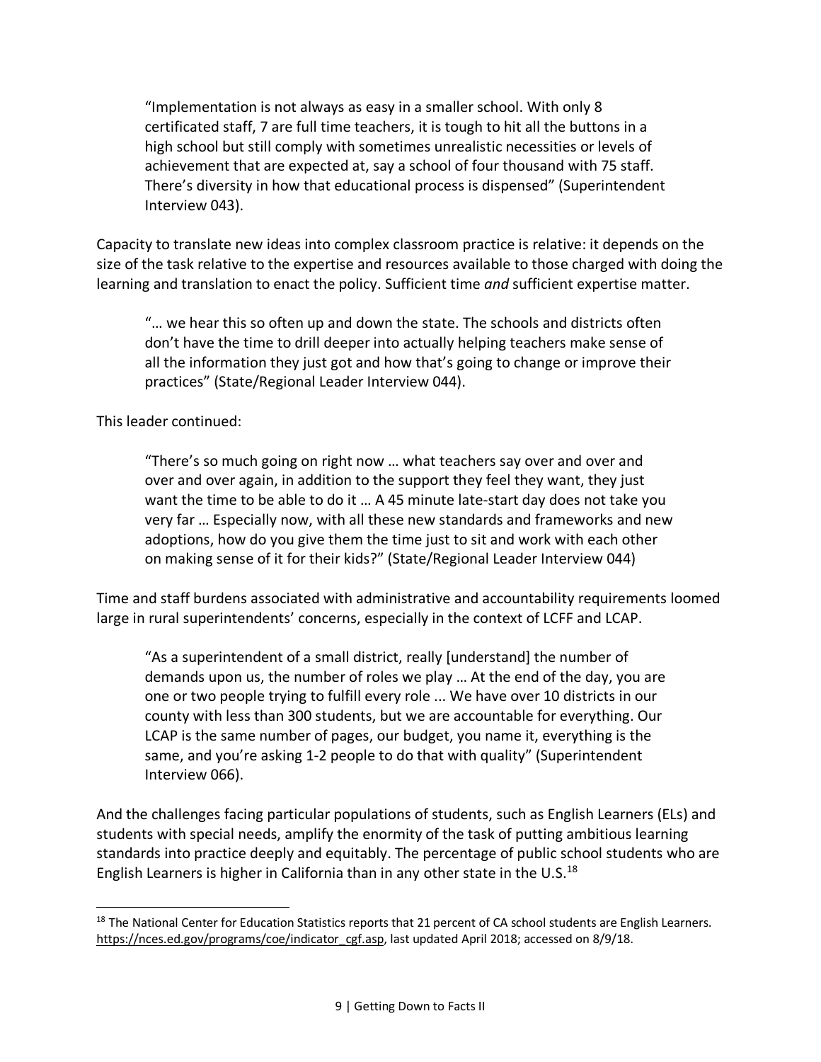> "Implementation is not always as easy in a smaller school. With only 8 certificated staff, 7 are full time teachers, it is tough to hit all the buttons in a high school but still comply with sometimes unrealistic necessities or levels of achievement that are expected at, say a school of four thousand with 75 staff. There's diversity in how that educational process is dispensed" (Superintendent Interview 043).

Capacity to translate new ideas into complex classroom practice is relative: it depends on the size of the task relative to the expertise and resources available to those charged with doing the learning and translation to enact the policy. Sufficient time *and* sufficient expertise matter.

> "… we hear this so often up and down the state. The schools and districts often don't have the time to drill deeper into actually helping teachers make sense of all the information they just got and how that's going to change or improve their practices" (State/Regional Leader Interview 044).

This leader continued:

> "There's so much going on right now … what teachers say over and over and over and over again, in addition to the support they feel they want, they just want the time to be able to do it … A 45 minute late-start day does not take you very far … Especially now, with all these new standards and frameworks and new adoptions, how do you give them the time just to sit and work with each other on making sense of it for their kids?" (State/Regional Leader Interview 044)

Time and staff burdens associated with administrative and accountability requirements loomed large in rural superintendents' concerns, especially in the context of LCFF and LCAP.

> "As a superintendent of a small district, really [understand] the number of demands upon us, the number of roles we play … At the end of the day, you are one or two people trying to fulfill every role ... We have over 10 districts in our county with less than 300 students, but we are accountable for everything. Our LCAP is the same number of pages, our budget, you name it, everything is the same, and you're asking 1-2 people to do that with quality" (Superintendent Interview 066).

And the challenges facing particular populations of students, such as English Learners (ELs) and students with special needs, amplify the enormity of the task of putting ambitious learning standards into practice deeply and equitably. The percentage of public school students who are English Learners is higher in California than in any other state in the U.S.[18]

---

[18] The National Center for Education Statistics reports that 21 percent of CA school students are English Learners. https://nces.ed.gov/programs/coe/indicator_cgf.asp, last updated April 2018; accessed on 8/9/18.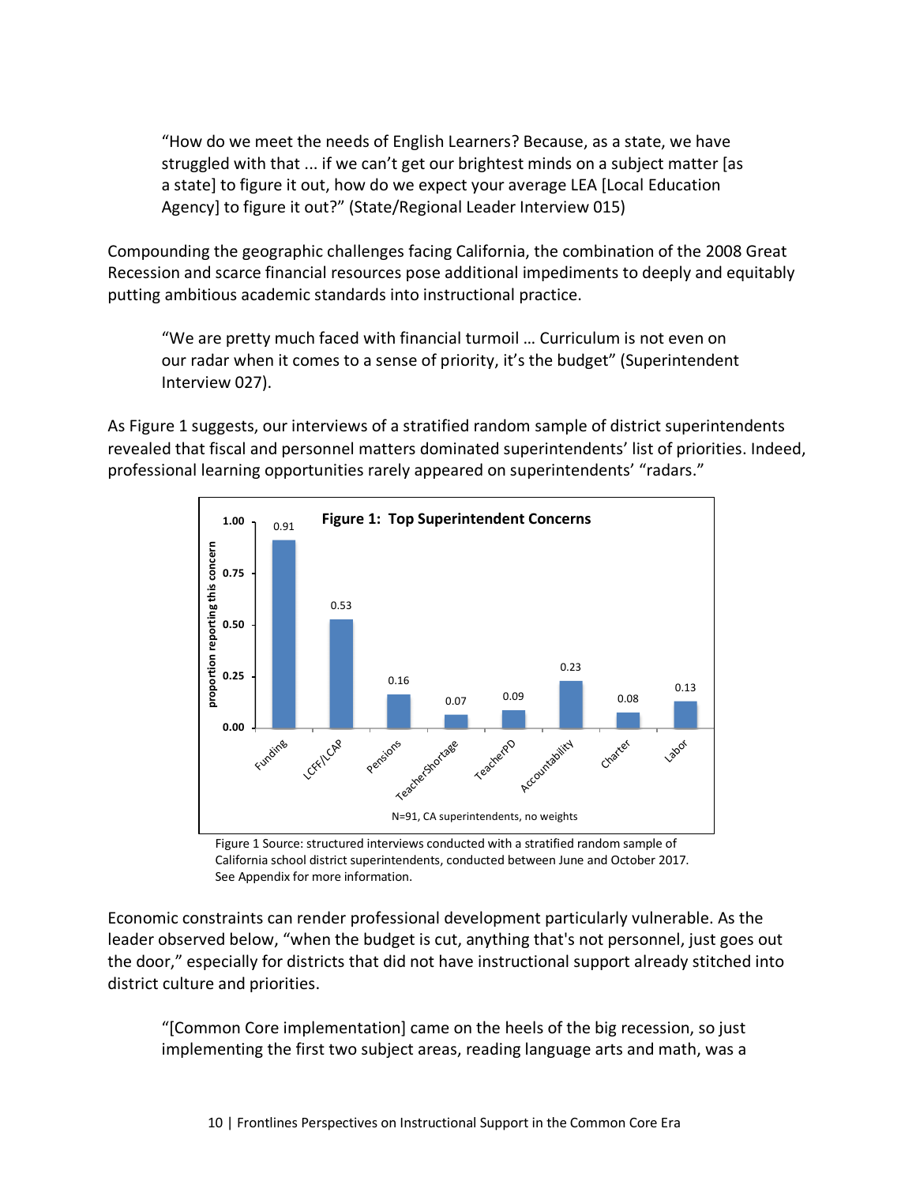"How do we meet the needs of English Learners? Because, as a state, we have struggled with that ... if we can't get our brightest minds on a subject matter [as a state] to figure it out, how do we expect your average LEA [Local Education Agency] to figure it out?" (State/Regional Leader Interview 015)

Compounding the geographic challenges facing California, the combination of the 2008 Great Recession and scarce financial resources pose additional impediments to deeply and equitably putting ambitious academic standards into instructional practice.

"We are pretty much faced with financial turmoil … Curriculum is not even on our radar when it comes to a sense of priority, it's the budget" (Superintendent Interview 027).

As Figure 1 suggests, our interviews of a stratified random sample of district superintendents revealed that fiscal and personnel matters dominated superintendents' list of priorities. Indeed, professional learning opportunities rarely appeared on superintendents' "radars."

**Figure 1: Top Superintendent Concerns**

proportion reporting this concern

1.00
0.75
0.50
0.25
0.00

0.91
0.53
0.16
0.07
0.09
0.23
0.08
0.13

Funding
LCFF/LCAP
Pensions
TeacherShortage
TeacherPD
Accountability
Charter
Labor

N=91, CA superintendents, no weights

Figure 1 Source: structured interviews conducted with a stratified random sample of California school district superintendents, conducted between June and October 2017. See Appendix for more information.

Economic constraints can render professional development particularly vulnerable. As the leader observed below, "when the budget is cut, anything that's not personnel, just goes out the door," especially for districts that did not have instructional support already stitched into district culture and priorities.

"[Common Core implementation] came on the heels of the big recession, so just implementing the first two subject areas, reading language arts and math, was a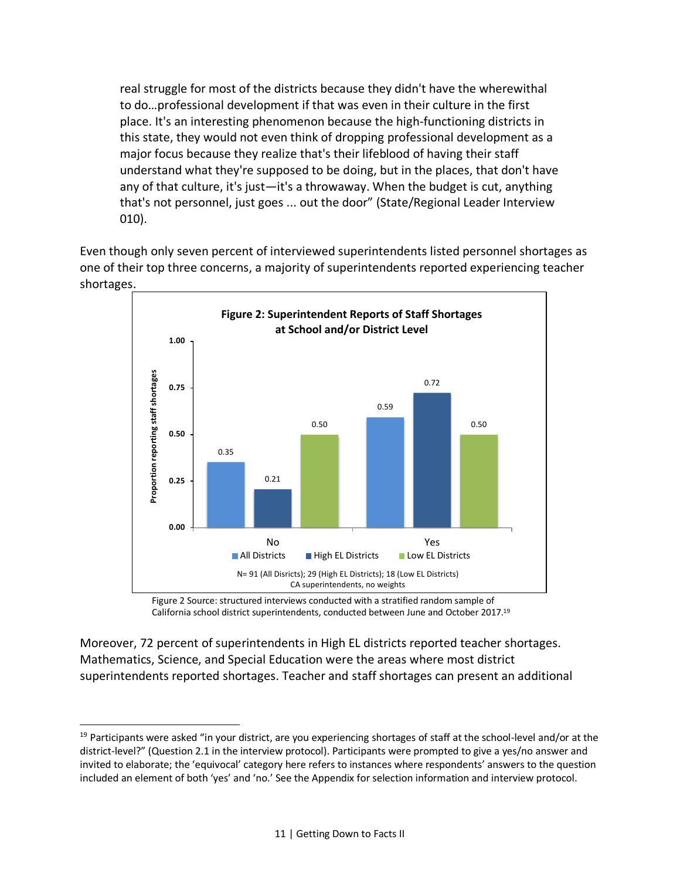real struggle for most of the districts because they didn't have the wherewithal to do…professional development if that was even in their culture in the first place. It's an interesting phenomenon because the high-functioning districts in this state, they would not even think of dropping professional development as a major focus because they realize that's their lifeblood of having their staff understand what they're supposed to be doing, but in the places, that don't have any of that culture, it's just—it's a throwaway. When the budget is cut, anything that's not personnel, just goes ... out the door" (State/Regional Leader Interview 010).

Even though only seven percent of interviewed superintendents listed personnel shortages as one of their top three concerns, a majority of superintendents reported experiencing teacher shortages.

**Figure 2: Superintendent Reports of Staff Shortages at School and/or District Level**

Proportion reporting staff shortages

1.00
0.75
0.50
0.25
0.00

0.35
0.21
0.50
0.59
0.72
0.50

No
Yes

All Districts
High EL Districts
Low EL Districts

N= 91 (All Disricts); 29 (High EL Districts); 18 (Low EL Districts)
CA superintendents, no weights

Figure 2 Source: structured interviews conducted with a stratified random sample of California school district superintendents, conducted between June and October 2017.[19]

Moreover, 72 percent of superintendents in High EL districts reported teacher shortages. Mathematics, Science, and Special Education were the areas where most district superintendents reported shortages. Teacher and staff shortages can present an additional

---

[19] Participants were asked "in your district, are you experiencing shortages of staff at the school-level and/or at the district-level?" (Question 2.1 in the interview protocol). Participants were prompted to give a yes/no answer and invited to elaborate; the 'equivocal' category here refers to instances where respondents' answers to the question included an element of both 'yes' and 'no.' See the Appendix for selection information and interview protocol.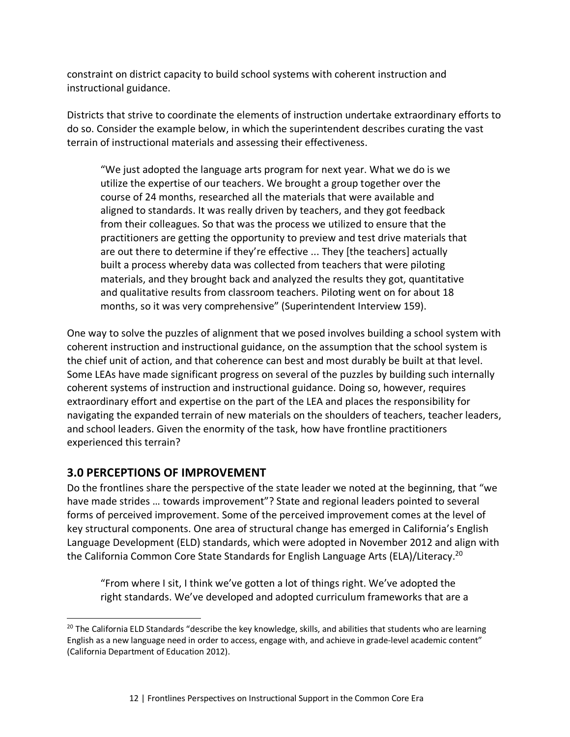constraint on district capacity to build school systems with coherent instruction and instructional guidance.

Districts that strive to coordinate the elements of instruction undertake extraordinary efforts to do so. Consider the example below, in which the superintendent describes curating the vast terrain of instructional materials and assessing their effectiveness.

> "We just adopted the language arts program for next year. What we do is we utilize the expertise of our teachers. We brought a group together over the course of 24 months, researched all the materials that were available and aligned to standards. It was really driven by teachers, and they got feedback from their colleagues. So that was the process we utilized to ensure that the practitioners are getting the opportunity to preview and test drive materials that are out there to determine if they're effective ... They [the teachers] actually built a process whereby data was collected from teachers that were piloting materials, and they brought back and analyzed the results they got, quantitative and qualitative results from classroom teachers. Piloting went on for about 18 months, so it was very comprehensive" (Superintendent Interview 159).

One way to solve the puzzles of alignment that we posed involves building a school system with coherent instruction and instructional guidance, on the assumption that the school system is the chief unit of action, and that coherence can best and most durably be built at that level. Some LEAs have made significant progress on several of the puzzles by building such internally coherent systems of instruction and instructional guidance. Doing so, however, requires extraordinary effort and expertise on the part of the LEA and places the responsibility for navigating the expanded terrain of new materials on the shoulders of teachers, teacher leaders, and school leaders. Given the enormity of the task, how have frontline practitioners experienced this terrain?

## 3.0 PERCEPTIONS OF IMPROVEMENT

Do the frontlines share the perspective of the state leader we noted at the beginning, that "we have made strides … towards improvement"? State and regional leaders pointed to several forms of perceived improvement. Some of the perceived improvement comes at the level of key structural components. One area of structural change has emerged in California's English Language Development (ELD) standards, which were adopted in November 2012 and align with the California Common Core State Standards for English Language Arts (ELA)/Literacy.[20]

> "From where I sit, I think we've gotten a lot of things right. We've adopted the right standards. We've developed and adopted curriculum frameworks that are a

[20] The California ELD Standards "describe the key knowledge, skills, and abilities that students who are learning English as a new language need in order to access, engage with, and achieve in grade-level academic content" (California Department of Education 2012).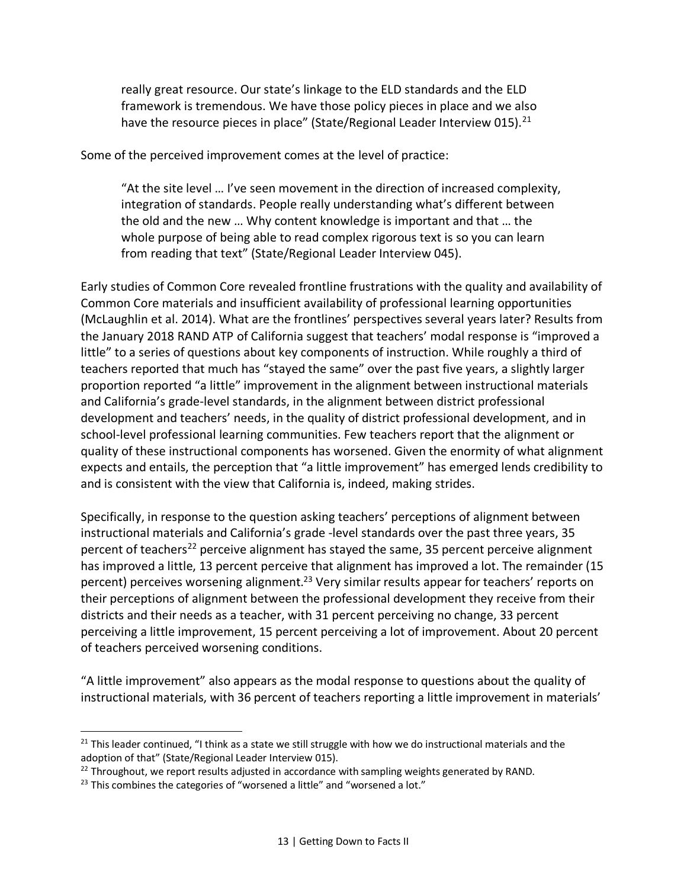> really great resource. Our state's linkage to the ELD standards and the ELD framework is tremendous. We have those policy pieces in place and we also have the resource pieces in place" (State/Regional Leader Interview 015).[21]

Some of the perceived improvement comes at the level of practice:

> "At the site level … I've seen movement in the direction of increased complexity, integration of standards. People really understanding what's different between the old and the new … Why content knowledge is important and that … the whole purpose of being able to read complex rigorous text is so you can learn from reading that text" (State/Regional Leader Interview 045).

Early studies of Common Core revealed frontline frustrations with the quality and availability of Common Core materials and insufficient availability of professional learning opportunities (McLaughlin et al. 2014). What are the frontlines' perspectives several years later? Results from the January 2018 RAND ATP of California suggest that teachers' modal response is "improved a little" to a series of questions about key components of instruction. While roughly a third of teachers reported that much has "stayed the same" over the past five years, a slightly larger proportion reported "a little" improvement in the alignment between instructional materials and California's grade-level standards, in the alignment between district professional development and teachers' needs, in the quality of district professional development, and in school-level professional learning communities. Few teachers report that the alignment or quality of these instructional components has worsened. Given the enormity of what alignment expects and entails, the perception that "a little improvement" has emerged lends credibility to and is consistent with the view that California is, indeed, making strides.

Specifically, in response to the question asking teachers' perceptions of alignment between instructional materials and California's grade -level standards over the past three years, 35 percent of teachers[22] perceive alignment has stayed the same, 35 percent perceive alignment has improved a little, 13 percent perceive that alignment has improved a lot. The remainder (15 percent) perceives worsening alignment.[23] Very similar results appear for teachers' reports on their perceptions of alignment between the professional development they receive from their districts and their needs as a teacher, with 31 percent perceiving no change, 33 percent perceiving a little improvement, 15 percent perceiving a lot of improvement. About 20 percent of teachers perceived worsening conditions.

"A little improvement" also appears as the modal response to questions about the quality of instructional materials, with 36 percent of teachers reporting a little improvement in materials'

---

[21] This leader continued, "I think as a state we still struggle with how we do instructional materials and the adoption of that" (State/Regional Leader Interview 015).

[22] Throughout, we report results adjusted in accordance with sampling weights generated by RAND.

[23] This combines the categories of "worsened a little" and "worsened a lot."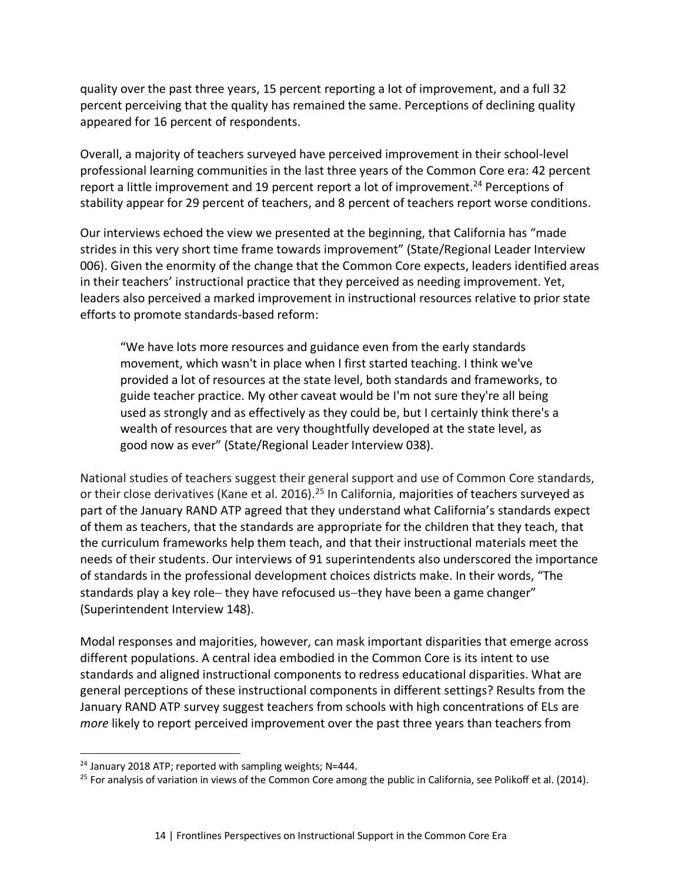quality over the past three years, 15 percent reporting a lot of improvement, and a full 32 percent perceiving that the quality has remained the same. Perceptions of declining quality appeared for 16 percent of respondents.

Overall, a majority of teachers surveyed have perceived improvement in their school-level professional learning communities in the last three years of the Common Core era: 42 percent report a little improvement and 19 percent report a lot of improvement.[24] Perceptions of stability appear for 29 percent of teachers, and 8 percent of teachers report worse conditions.

Our interviews echoed the view we presented at the beginning, that California has "made strides in this very short time frame towards improvement" (State/Regional Leader Interview 006). Given the enormity of the change that the Common Core expects, leaders identified areas in their teachers' instructional practice that they perceived as needing improvement. Yet, leaders also perceived a marked improvement in instructional resources relative to prior state efforts to promote standards-based reform:

> "We have lots more resources and guidance even from the early standards movement, which wasn't in place when I first started teaching. I think we've provided a lot of resources at the state level, both standards and frameworks, to guide teacher practice. My other caveat would be I'm not sure they're all being used as strongly and as effectively as they could be, but I certainly think there's a wealth of resources that are very thoughtfully developed at the state level, as good now as ever" (State/Regional Leader Interview 038).

National studies of teachers suggest their general support and use of Common Core standards, or their close derivatives (Kane et al. 2016).[25] In California, majorities of teachers surveyed as part of the January RAND ATP agreed that they understand what California's standards expect of them as teachers, that the standards are appropriate for the children that they teach, that the curriculum frameworks help them teach, and that their instructional materials meet the needs of their students. Our interviews of 91 superintendents also underscored the importance of standards in the professional development choices districts make. In their words, "The standards play a key role– they have refocused us–they have been a game changer" (Superintendent Interview 148).

Modal responses and majorities, however, can mask important disparities that emerge across different populations. A central idea embodied in the Common Core is its intent to use standards and aligned instructional components to redress educational disparities. What are general perceptions of these instructional components in different settings? Results from the January RAND ATP survey suggest teachers from schools with high concentrations of ELs are *more* likely to report perceived improvement over the past three years than teachers from

---

[24] January 2018 ATP; reported with sampling weights; N=444.

[25] For analysis of variation in views of the Common Core among the public in California, see Polikoff et al. (2014).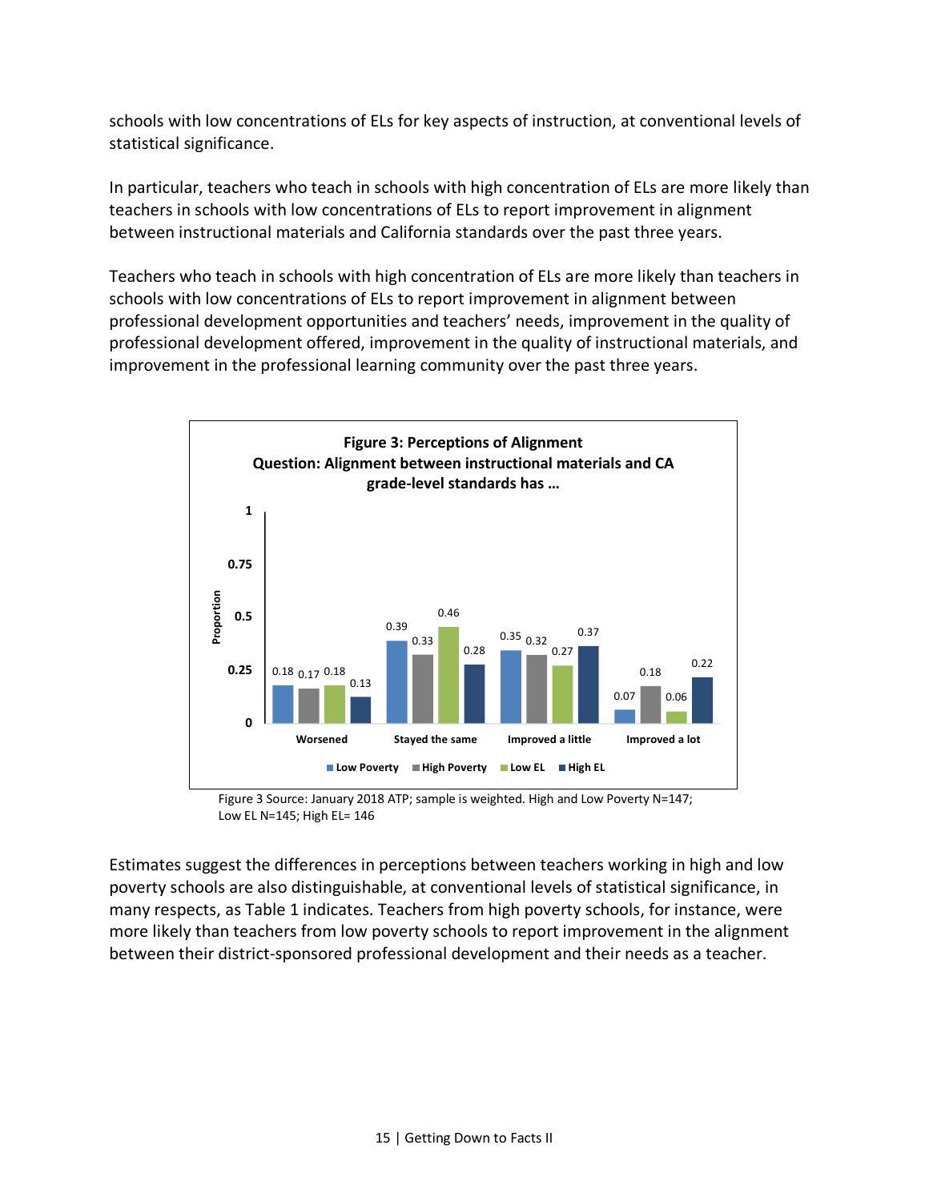schools with low concentrations of ELs for key aspects of instruction, at conventional levels of statistical significance.

In particular, teachers who teach in schools with high concentration of ELs are more likely than teachers in schools with low concentrations of ELs to report improvement in alignment between instructional materials and California standards over the past three years.

Teachers who teach in schools with high concentration of ELs are more likely than teachers in schools with low concentrations of ELs to report improvement in alignment between professional development opportunities and teachers' needs, improvement in the quality of professional development offered, improvement in the quality of instructional materials, and improvement in the professional learning community over the past three years.

**Figure 3: Perceptions of Alignment**
**Question: Alignment between instructional materials and CA grade-level standards has …**

Proportion

1
0.75
0.5
0.25
0

Worsened: 0.18, 0.17, 0.18, 0.13
Stayed the same: 0.39, 0.33, 0.46, 0.28
Improved a little: 0.35, 0.32, 0.27, 0.37
Improved a lot: 0.07, 0.18, 0.06, 0.22

Low Poverty, High Poverty, Low EL, High EL

Figure 3 Source: January 2018 ATP; sample is weighted. High and Low Poverty N=147; Low EL N=145; High EL= 146

Estimates suggest the differences in perceptions between teachers working in high and low poverty schools are also distinguishable, at conventional levels of statistical significance, in many respects, as Table 1 indicates. Teachers from high poverty schools, for instance, were more likely than teachers from low poverty schools to report improvement in the alignment between their district-sponsored professional development and their needs as a teacher.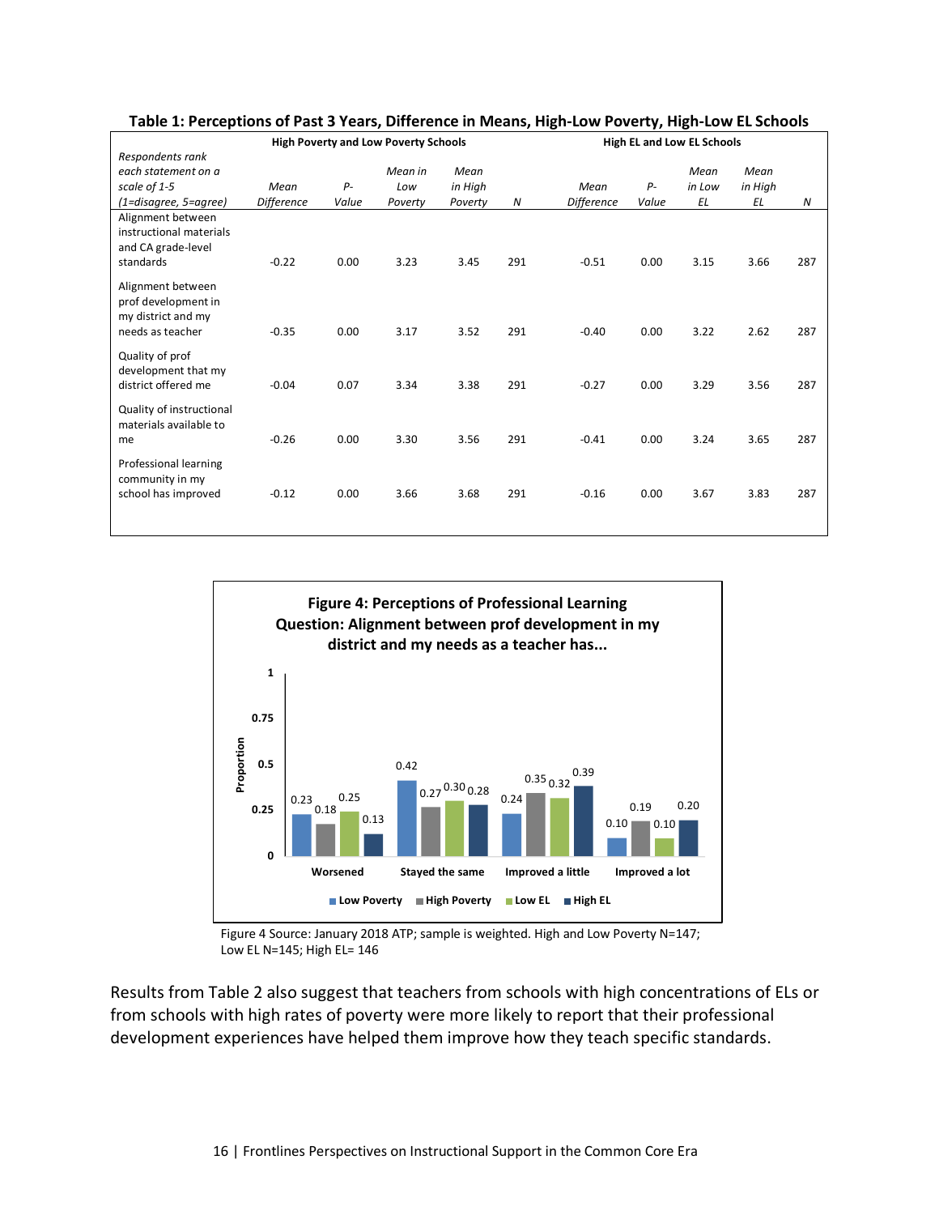**Table 1: Perceptions of Past 3 Years, Difference in Means, High-Low Poverty, High-Low EL Schools**

| | High Poverty and Low Poverty Schools | | | | | High EL and Low EL Schools | | | | |
|---|---|---|---|---|---|---|---|---|---|---|
| *Respondents rank each statement on a scale of 1-5 (1=disagree, 5=agree)* | *Mean Difference* | *P-Value* | *Mean in Low Poverty* | *Mean in High Poverty* | *N* | *Mean Difference* | *P-Value* | *Mean in Low EL* | *Mean in High EL* | *N* |
| Alignment between instructional materials and CA grade-level standards | -0.22 | 0.00 | 3.23 | 3.45 | 291 | -0.51 | 0.00 | 3.15 | 3.66 | 287 |
| Alignment between prof development in my district and my needs as teacher | -0.35 | 0.00 | 3.17 | 3.52 | 291 | -0.40 | 0.00 | 3.22 | 2.62 | 287 |
| Quality of prof development that my district offered me | -0.04 | 0.07 | 3.34 | 3.38 | 291 | -0.27 | 0.00 | 3.29 | 3.56 | 287 |
| Quality of instructional materials available to me | -0.26 | 0.00 | 3.30 | 3.56 | 291 | -0.41 | 0.00 | 3.24 | 3.65 | 287 |
| Professional learning community in my school has improved | -0.12 | 0.00 | 3.66 | 3.68 | 291 | -0.16 | 0.00 | 3.67 | 3.83 | 287 |

**Figure 4: Perceptions of Professional Learning**
**Question: Alignment between prof development in my district and my needs as a teacher has...**

| Proportion | Low Poverty | High Poverty | Low EL | High EL |
|---|---|---|---|---|
| Worsened | 0.23 | 0.18 | 0.25 | 0.13 |
| Stayed the same | 0.42 | 0.27 | 0.30 | 0.28 |
| Improved a little | 0.24 | 0.35 | 0.32 | 0.39 |
| Improved a lot | 0.10 | 0.19 | 0.10 | 0.20 |

Figure 4 Source: January 2018 ATP; sample is weighted. High and Low Poverty N=147; Low EL N=145; High EL= 146

Results from Table 2 also suggest that teachers from schools with high concentrations of ELs or from schools with high rates of poverty were more likely to report that their professional development experiences have helped them improve how they teach specific standards.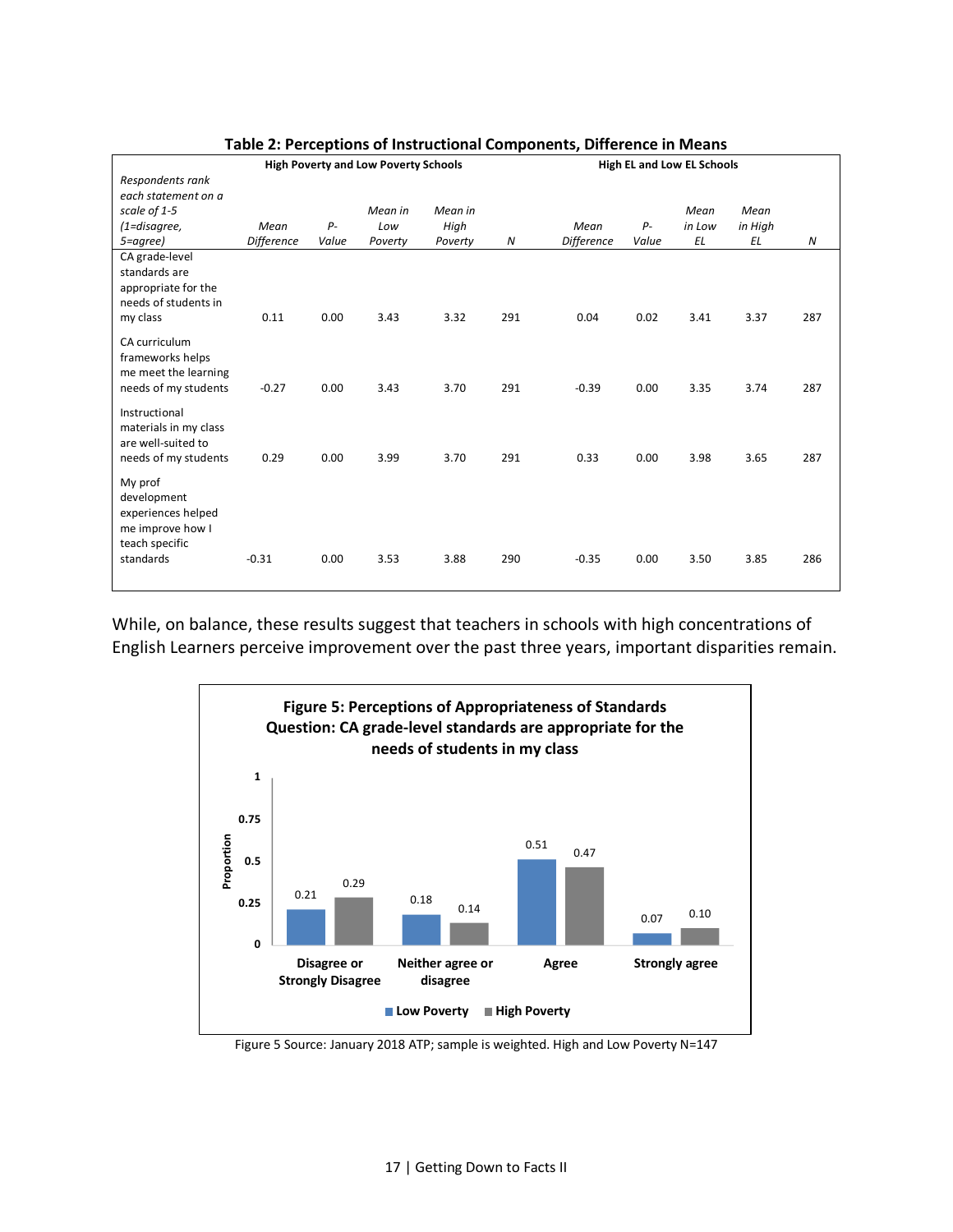**Table 2: Perceptions of Instructional Components, Difference in Means**

| Respondents rank each statement on a scale of 1-5 (1=disagree, 5=agree) | High Poverty and Low Poverty Schools | | | | | High EL and Low EL Schools | | | | |
|---|---|---|---|---|---|---|---|---|---|---|
| | *Mean Difference* | *P-Value* | *Mean in Low Poverty* | *Mean in High Poverty* | *N* | *Mean Difference* | *P-Value* | *Mean in Low EL* | *Mean in High EL* | *N* |
| CA grade-level standards are appropriate for the needs of students in my class | 0.11 | 0.00 | 3.43 | 3.32 | 291 | 0.04 | 0.02 | 3.41 | 3.37 | 287 |
| CA curriculum frameworks helps me meet the learning needs of my students | -0.27 | 0.00 | 3.43 | 3.70 | 291 | -0.39 | 0.00 | 3.35 | 3.74 | 287 |
| Instructional materials in my class are well-suited to needs of my students | 0.29 | 0.00 | 3.99 | 3.70 | 291 | 0.33 | 0.00 | 3.98 | 3.65 | 287 |
| My prof development experiences helped me improve how I teach specific standards | -0.31 | 0.00 | 3.53 | 3.88 | 290 | -0.35 | 0.00 | 3.50 | 3.85 | 286 |

While, on balance, these results suggest that teachers in schools with high concentrations of English Learners perceive improvement over the past three years, important disparities remain.

**Figure 5: Perceptions of Appropriateness of Standards**
**Question: CA grade-level standards are appropriate for the needs of students in my class**

Proportion
1
0.75
0.5
0.25
0

Disagree or Strongly Disagree: 0.21, 0.29
Neither agree or disagree: 0.18, 0.14
Agree: 0.51, 0.47
Strongly agree: 0.07, 0.10

Low Poverty | High Poverty

Figure 5 Source: January 2018 ATP; sample is weighted. High and Low Poverty N=147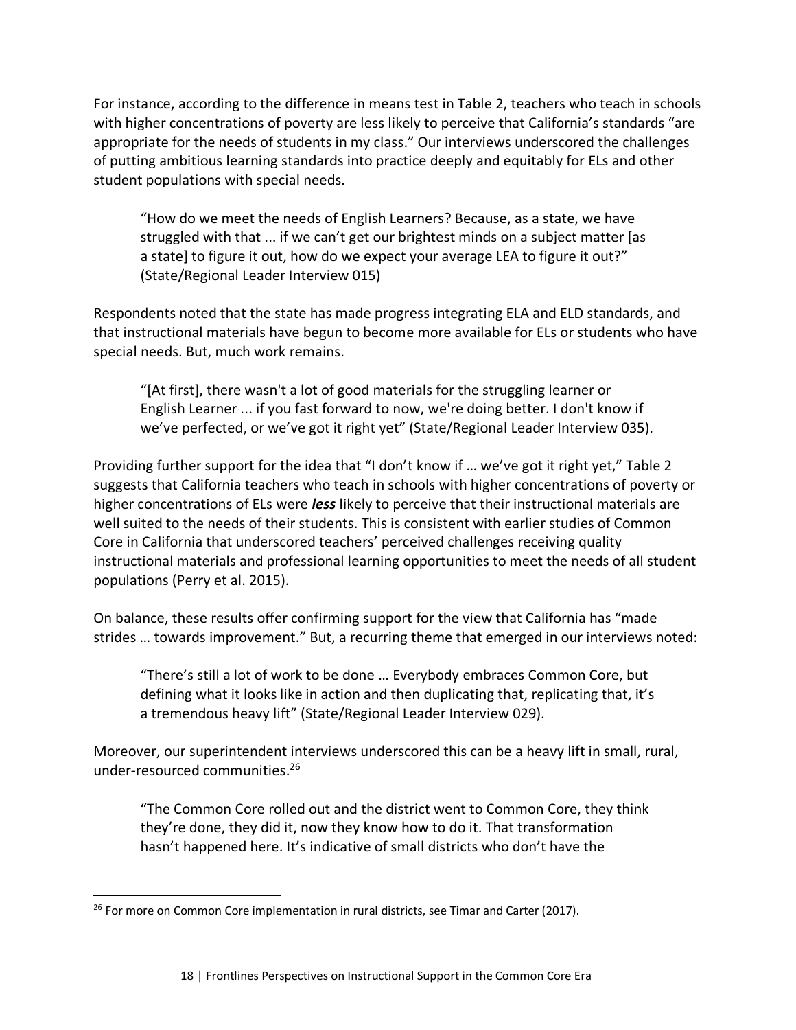For instance, according to the difference in means test in Table 2, teachers who teach in schools with higher concentrations of poverty are less likely to perceive that California's standards "are appropriate for the needs of students in my class." Our interviews underscored the challenges of putting ambitious learning standards into practice deeply and equitably for ELs and other student populations with special needs.

> "How do we meet the needs of English Learners? Because, as a state, we have struggled with that ... if we can't get our brightest minds on a subject matter [as a state] to figure it out, how do we expect your average LEA to figure it out?" (State/Regional Leader Interview 015)

Respondents noted that the state has made progress integrating ELA and ELD standards, and that instructional materials have begun to become more available for ELs or students who have special needs. But, much work remains.

> "[At first], there wasn't a lot of good materials for the struggling learner or English Learner ... if you fast forward to now, we're doing better. I don't know if we've perfected, or we've got it right yet" (State/Regional Leader Interview 035).

Providing further support for the idea that "I don't know if … we've got it right yet," Table 2 suggests that California teachers who teach in schools with higher concentrations of poverty or higher concentrations of ELs were ***less*** likely to perceive that their instructional materials are well suited to the needs of their students. This is consistent with earlier studies of Common Core in California that underscored teachers' perceived challenges receiving quality instructional materials and professional learning opportunities to meet the needs of all student populations (Perry et al. 2015).

On balance, these results offer confirming support for the view that California has "made strides … towards improvement." But, a recurring theme that emerged in our interviews noted:

> "There's still a lot of work to be done … Everybody embraces Common Core, but defining what it looks like in action and then duplicating that, replicating that, it's a tremendous heavy lift" (State/Regional Leader Interview 029).

Moreover, our superintendent interviews underscored this can be a heavy lift in small, rural, under-resourced communities.[26]

> "The Common Core rolled out and the district went to Common Core, they think they're done, they did it, now they know how to do it. That transformation hasn't happened here. It's indicative of small districts who don't have the

[26] For more on Common Core implementation in rural districts, see Timar and Carter (2017).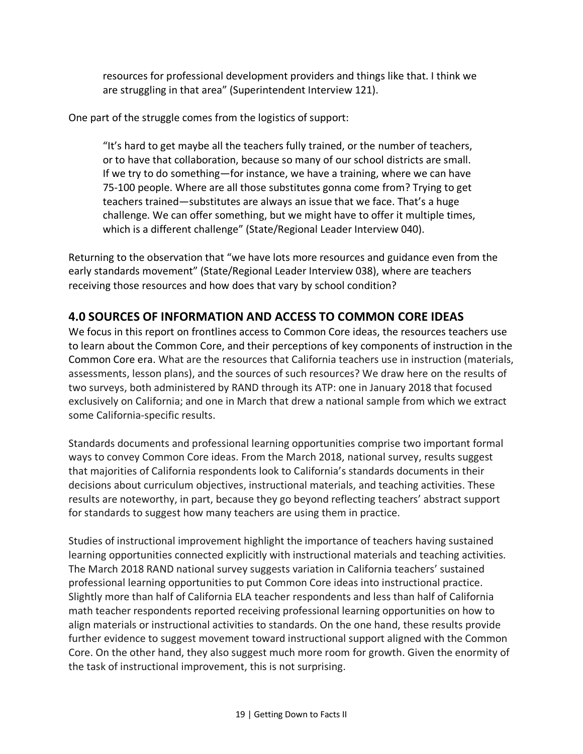> resources for professional development providers and things like that. I think we are struggling in that area" (Superintendent Interview 121).

One part of the struggle comes from the logistics of support:

> "It's hard to get maybe all the teachers fully trained, or the number of teachers, or to have that collaboration, because so many of our school districts are small. If we try to do something—for instance, we have a training, where we can have 75-100 people. Where are all those substitutes gonna come from? Trying to get teachers trained—substitutes are always an issue that we face. That's a huge challenge. We can offer something, but we might have to offer it multiple times, which is a different challenge" (State/Regional Leader Interview 040).

Returning to the observation that "we have lots more resources and guidance even from the early standards movement" (State/Regional Leader Interview 038), where are teachers receiving those resources and how does that vary by school condition?

## 4.0 SOURCES OF INFORMATION AND ACCESS TO COMMON CORE IDEAS

We focus in this report on frontlines access to Common Core ideas, the resources teachers use to learn about the Common Core, and their perceptions of key components of instruction in the Common Core era. What are the resources that California teachers use in instruction (materials, assessments, lesson plans), and the sources of such resources? We draw here on the results of two surveys, both administered by RAND through its ATP: one in January 2018 that focused exclusively on California; and one in March that drew a national sample from which we extract some California-specific results.

Standards documents and professional learning opportunities comprise two important formal ways to convey Common Core ideas. From the March 2018, national survey, results suggest that majorities of California respondents look to California's standards documents in their decisions about curriculum objectives, instructional materials, and teaching activities. These results are noteworthy, in part, because they go beyond reflecting teachers' abstract support for standards to suggest how many teachers are using them in practice.

Studies of instructional improvement highlight the importance of teachers having sustained learning opportunities connected explicitly with instructional materials and teaching activities. The March 2018 RAND national survey suggests variation in California teachers' sustained professional learning opportunities to put Common Core ideas into instructional practice. Slightly more than half of California ELA teacher respondents and less than half of California math teacher respondents reported receiving professional learning opportunities on how to align materials or instructional activities to standards. On the one hand, these results provide further evidence to suggest movement toward instructional support aligned with the Common Core. On the other hand, they also suggest much more room for growth. Given the enormity of the task of instructional improvement, this is not surprising.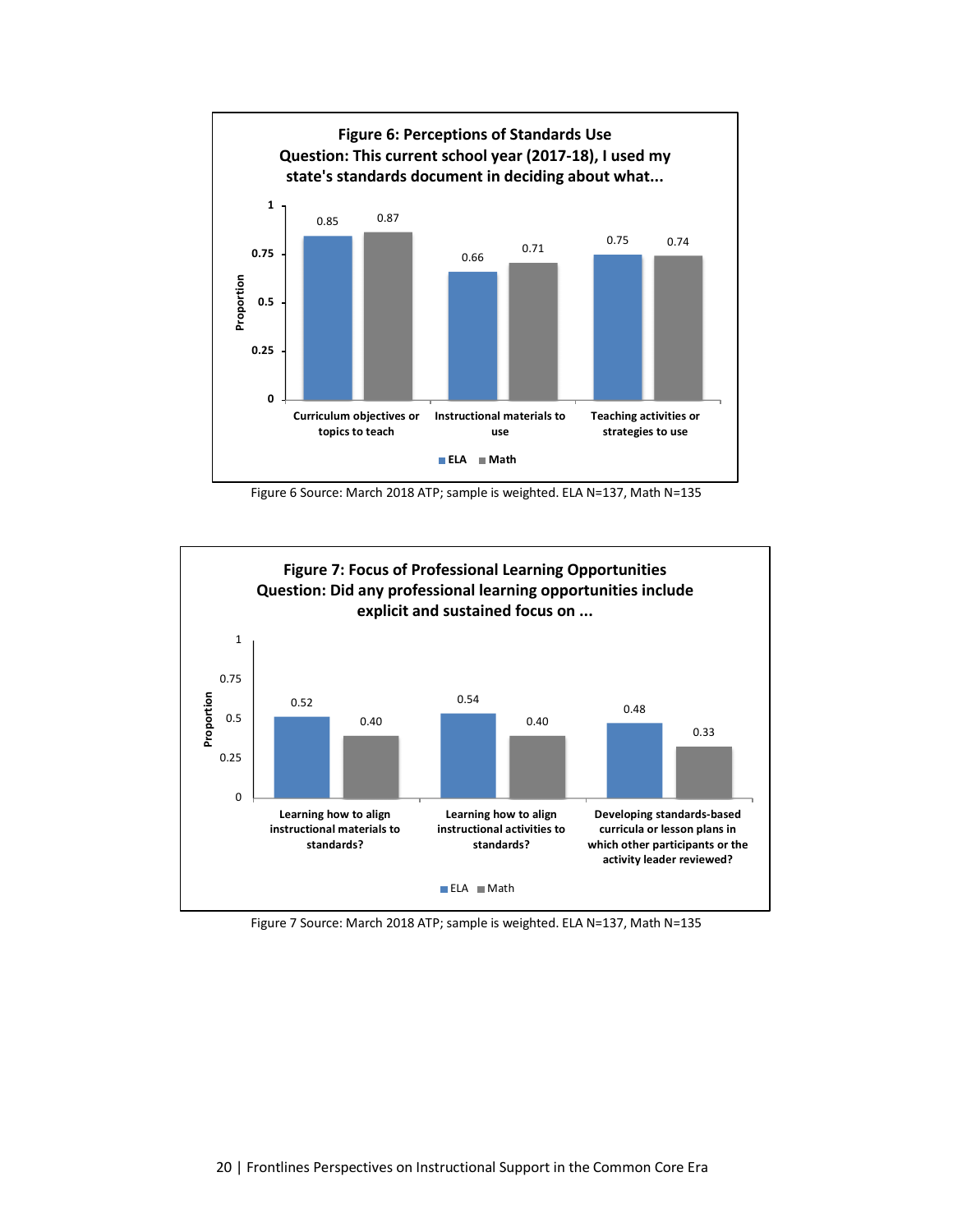Figure 6: Perceptions of Standards Use
Question: This current school year (2017-18), I used my state's standards document in deciding about what...

1
0.75
0.5
0.25
0
Proportion

0.85
0.87
0.66
0.71
0.75
0.74

Curriculum objectives or topics to teach
Instructional materials to use
Teaching activities or strategies to use

ELA
Math

Figure 6 Source: March 2018 ATP; sample is weighted. ELA N=137, Math N=135

Figure 7: Focus of Professional Learning Opportunities
Question: Did any professional learning opportunities include explicit and sustained focus on ...

1
0.75
0.5
0.25
0
Proportion

0.52
0.40
0.54
0.40
0.48
0.33

Learning how to align instructional materials to standards?
Learning how to align instructional activities to standards?
Developing standards-based curricula or lesson plans in which other participants or the activity leader reviewed?

ELA
Math

Figure 7 Source: March 2018 ATP; sample is weighted. ELA N=137, Math N=135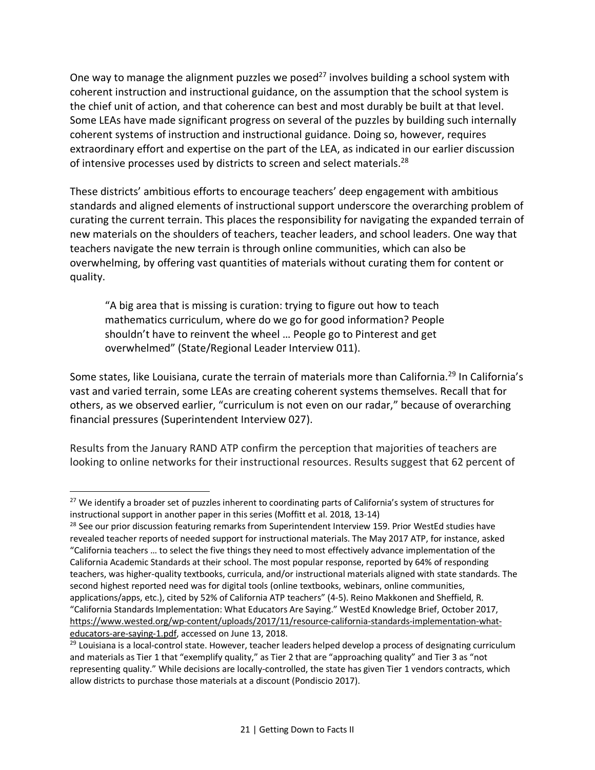One way to manage the alignment puzzles we posed[27] involves building a school system with coherent instruction and instructional guidance, on the assumption that the school system is the chief unit of action, and that coherence can best and most durably be built at that level. Some LEAs have made significant progress on several of the puzzles by building such internally coherent systems of instruction and instructional guidance. Doing so, however, requires extraordinary effort and expertise on the part of the LEA, as indicated in our earlier discussion of intensive processes used by districts to screen and select materials.[28]

These districts' ambitious efforts to encourage teachers' deep engagement with ambitious standards and aligned elements of instructional support underscore the overarching problem of curating the current terrain. This places the responsibility for navigating the expanded terrain of new materials on the shoulders of teachers, teacher leaders, and school leaders. One way that teachers navigate the new terrain is through online communities, which can also be overwhelming, by offering vast quantities of materials without curating them for content or quality.

> "A big area that is missing is curation: trying to figure out how to teach mathematics curriculum, where do we go for good information? People shouldn't have to reinvent the wheel … People go to Pinterest and get overwhelmed" (State/Regional Leader Interview 011).

Some states, like Louisiana, curate the terrain of materials more than California.[29] In California's vast and varied terrain, some LEAs are creating coherent systems themselves. Recall that for others, as we observed earlier, "curriculum is not even on our radar," because of overarching financial pressures (Superintendent Interview 027).

Results from the January RAND ATP confirm the perception that majorities of teachers are looking to online networks for their instructional resources. Results suggest that 62 percent of

---

[27] We identify a broader set of puzzles inherent to coordinating parts of California's system of structures for instructional support in another paper in this series (Moffitt et al. 2018, 13-14)

[28] See our prior discussion featuring remarks from Superintendent Interview 159. Prior WestEd studies have revealed teacher reports of needed support for instructional materials. The May 2017 ATP, for instance, asked "California teachers … to select the five things they need to most effectively advance implementation of the California Academic Standards at their school. The most popular response, reported by 64% of responding teachers, was higher-quality textbooks, curricula, and/or instructional materials aligned with state standards. The second highest reported need was for digital tools (online textbooks, webinars, online communities, applications/apps, etc.), cited by 52% of California ATP teachers" (4-5). Reino Makkonen and Sheffield, R. "California Standards Implementation: What Educators Are Saying." WestEd Knowledge Brief, October 2017, https://www.wested.org/wp-content/uploads/2017/11/resource-california-standards-implementation-what-educators-are-saying-1.pdf, accessed on June 13, 2018.

[29] Louisiana is a local-control state. However, teacher leaders helped develop a process of designating curriculum and materials as Tier 1 that "exemplify quality," as Tier 2 that are "approaching quality" and Tier 3 as "not representing quality." While decisions are locally-controlled, the state has given Tier 1 vendors contracts, which allow districts to purchase those materials at a discount (Pondiscio 2017).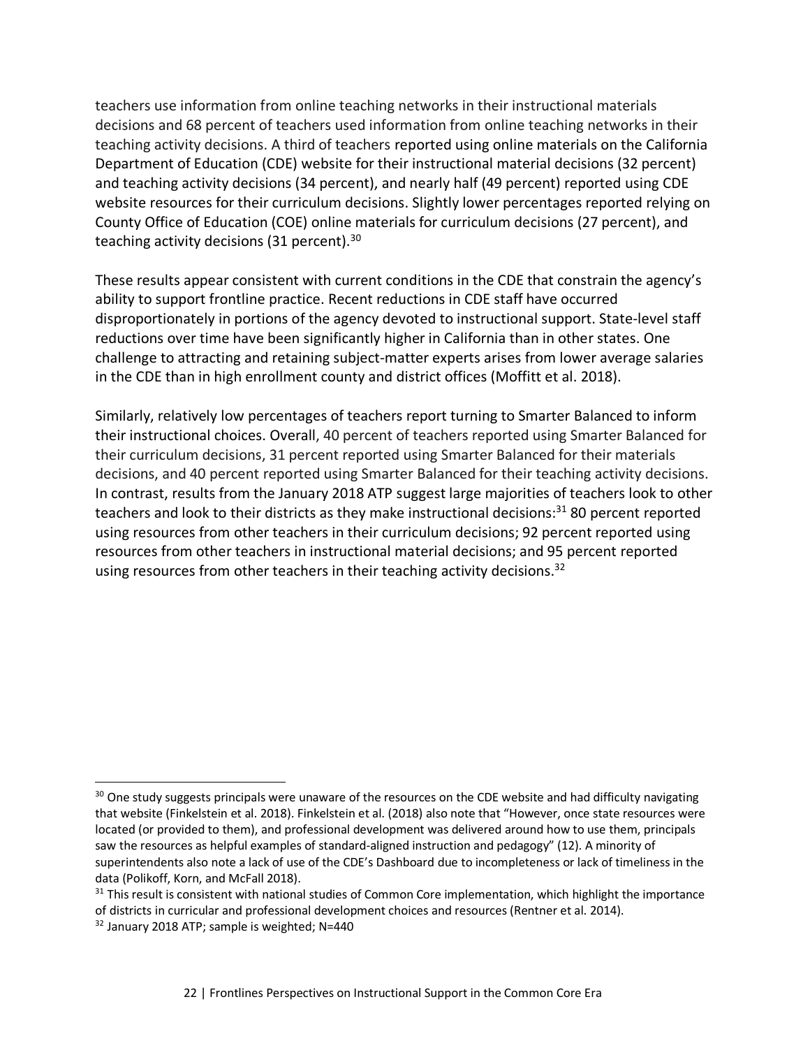teachers use information from online teaching networks in their instructional materials decisions and 68 percent of teachers used information from online teaching networks in their teaching activity decisions. A third of teachers reported using online materials on the California Department of Education (CDE) website for their instructional material decisions (32 percent) and teaching activity decisions (34 percent), and nearly half (49 percent) reported using CDE website resources for their curriculum decisions. Slightly lower percentages reported relying on County Office of Education (COE) online materials for curriculum decisions (27 percent), and teaching activity decisions (31 percent).[30]

These results appear consistent with current conditions in the CDE that constrain the agency's ability to support frontline practice. Recent reductions in CDE staff have occurred disproportionately in portions of the agency devoted to instructional support. State-level staff reductions over time have been significantly higher in California than in other states. One challenge to attracting and retaining subject-matter experts arises from lower average salaries in the CDE than in high enrollment county and district offices (Moffitt et al. 2018).

Similarly, relatively low percentages of teachers report turning to Smarter Balanced to inform their instructional choices. Overall, 40 percent of teachers reported using Smarter Balanced for their curriculum decisions, 31 percent reported using Smarter Balanced for their materials decisions, and 40 percent reported using Smarter Balanced for their teaching activity decisions. In contrast, results from the January 2018 ATP suggest large majorities of teachers look to other teachers and look to their districts as they make instructional decisions:[31] 80 percent reported using resources from other teachers in their curriculum decisions; 92 percent reported using resources from other teachers in instructional material decisions; and 95 percent reported using resources from other teachers in their teaching activity decisions.[32]

---

[30] One study suggests principals were unaware of the resources on the CDE website and had difficulty navigating that website (Finkelstein et al. 2018). Finkelstein et al. (2018) also note that "However, once state resources were located (or provided to them), and professional development was delivered around how to use them, principals saw the resources as helpful examples of standard-aligned instruction and pedagogy" (12). A minority of superintendents also note a lack of use of the CDE's Dashboard due to incompleteness or lack of timeliness in the data (Polikoff, Korn, and McFall 2018).

[31] This result is consistent with national studies of Common Core implementation, which highlight the importance of districts in curricular and professional development choices and resources (Rentner et al. 2014).

[32] January 2018 ATP; sample is weighted; N=440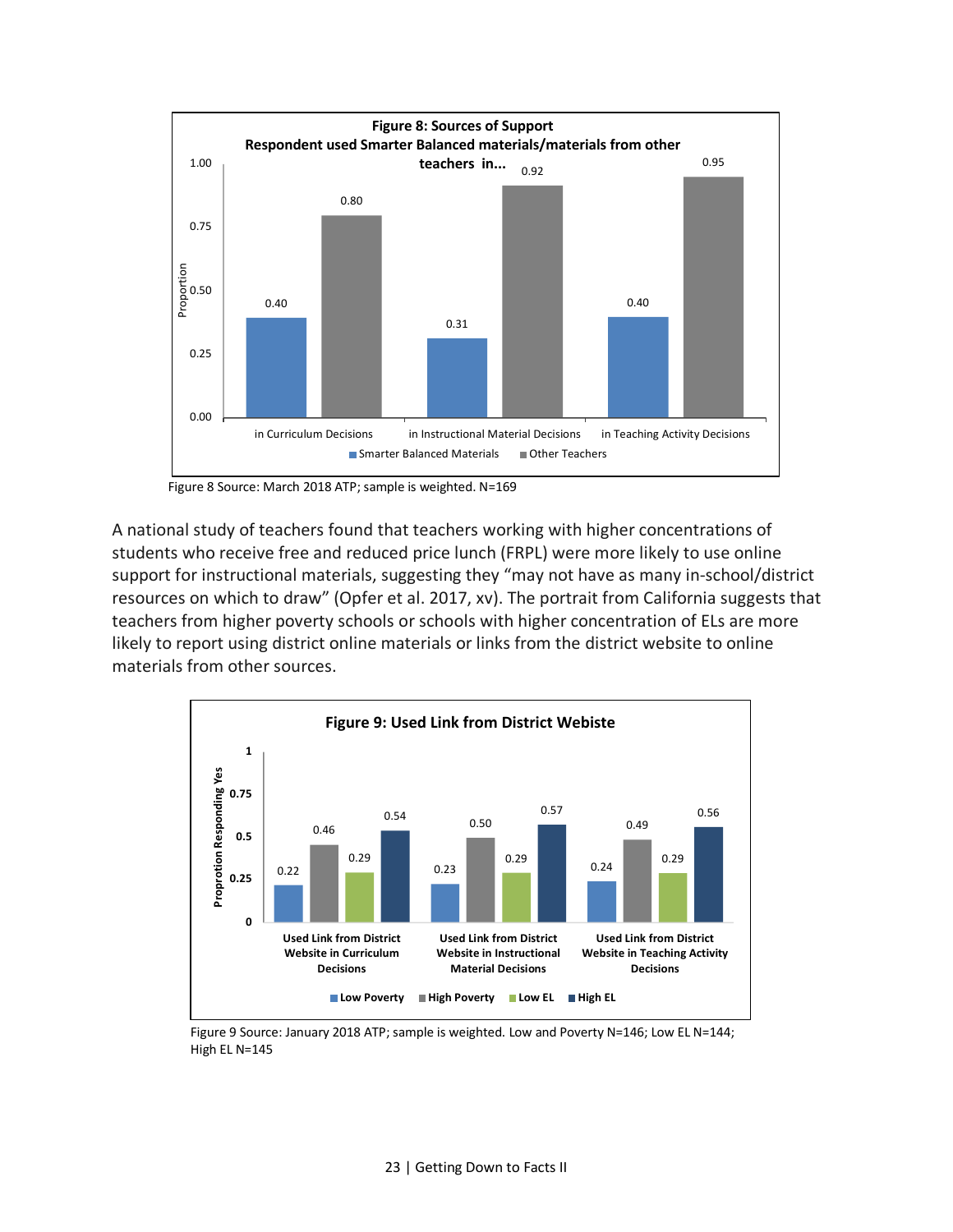Figure 8: Sources of Support
Respondent used Smarter Balanced materials/materials from other teachers in...

1.00
0.75
0.50
0.25
0.00
Proportion

0.40
0.80
0.31
0.92
0.40
0.95

in Curriculum Decisions
in Instructional Material Decisions
in Teaching Activity Decisions

Smarter Balanced Materials
Other Teachers

Figure 8 Source: March 2018 ATP; sample is weighted. N=169

A national study of teachers found that teachers working with higher concentrations of students who receive free and reduced price lunch (FRPL) were more likely to use online support for instructional materials, suggesting they "may not have as many in-school/district resources on which to draw" (Opfer et al. 2017, xv). The portrait from California suggests that teachers from higher poverty schools or schools with higher concentration of ELs are more likely to report using district online materials or links from the district website to online materials from other sources.

**Figure 9: Used Link from District Webiste**

1
0.75
0.5
0.25
0
Proportion Responding Yes

0.22
0.46
0.29
0.54
0.23
0.50
0.29
0.57
0.24
0.49
0.29
0.56

Used Link from District Website in Curriculum Decisions
Used Link from District Website in Instructional Material Decisions
Used Link from District Website in Teaching Activity Decisions

Low Poverty
High Poverty
Low EL
High EL

Figure 9 Source: January 2018 ATP; sample is weighted. Low and Poverty N=146; Low EL N=144; High EL N=145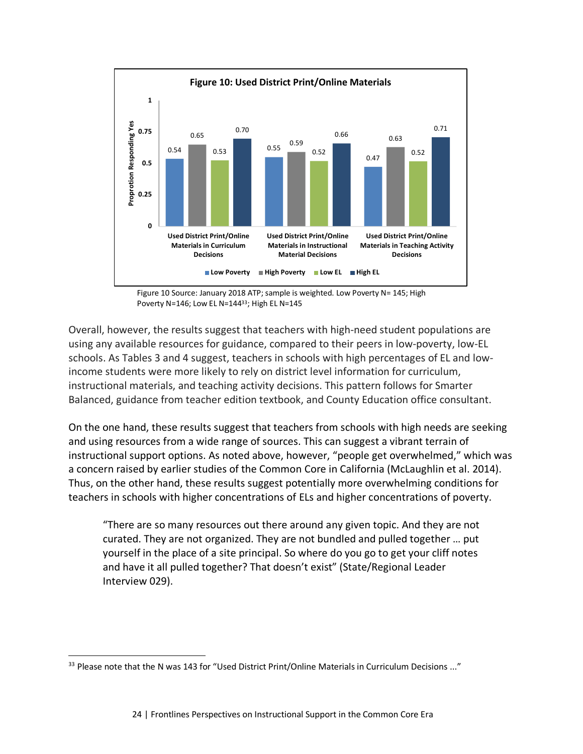**Figure 10: Used District Print/Online Materials**

Proprotion Responding Yes

1

0.75

0.5

0.25

0

0.54 0.65 0.53 0.70

0.55 0.59 0.52 0.66

0.47 0.63 0.52 0.71

Used District Print/Online Materials in Curriculum Decisions

Used District Print/Online Materials in Instructional Material Decisions

Used District Print/Online Materials in Teaching Activity Decisions

Low Poverty  High Poverty  Low EL  High EL

Figure 10 Source: January 2018 ATP; sample is weighted. Low Poverty N= 145; High Poverty N=146; Low EL N=144[33]; High EL N=145

Overall, however, the results suggest that teachers with high-need student populations are using any available resources for guidance, compared to their peers in low-poverty, low-EL schools. As Tables 3 and 4 suggest, teachers in schools with high percentages of EL and low-income students were more likely to rely on district level information for curriculum, instructional materials, and teaching activity decisions. This pattern follows for Smarter Balanced, guidance from teacher edition textbook, and County Education office consultant.

On the one hand, these results suggest that teachers from schools with high needs are seeking and using resources from a wide range of sources. This can suggest a vibrant terrain of instructional support options. As noted above, however, "people get overwhelmed," which was a concern raised by earlier studies of the Common Core in California (McLaughlin et al. 2014). Thus, on the other hand, these results suggest potentially more overwhelming conditions for teachers in schools with higher concentrations of ELs and higher concentrations of poverty.

> "There are so many resources out there around any given topic. And they are not curated. They are not organized. They are not bundled and pulled together … put yourself in the place of a site principal. So where do you go to get your cliff notes and have it all pulled together? That doesn't exist" (State/Regional Leader Interview 029).

[33] Please note that the N was 143 for "Used District Print/Online Materials in Curriculum Decisions ..."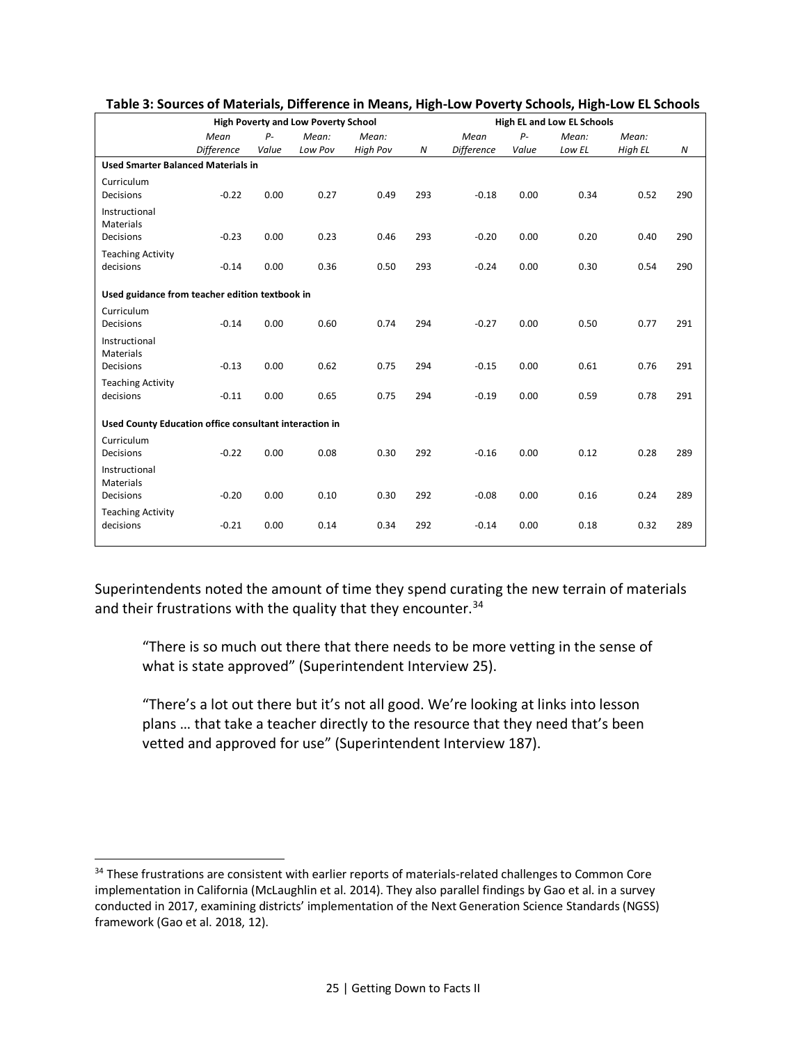**Table 3: Sources of Materials, Difference in Means, High-Low Poverty Schools, High-Low EL Schools**

| | High Poverty and Low Poverty School | | | | | High EL and Low EL Schools | | | | |
|---|---|---|---|---|---|---|---|---|---|---|
| | *Mean Difference* | *P-Value* | *Mean: Low Pov* | *Mean: High Pov* | *N* | *Mean Difference* | *P-Value* | *Mean: Low EL* | *Mean: High EL* | *N* |
| **Used Smarter Balanced Materials in** | | | | | | | | | | |
| Curriculum Decisions | -0.22 | 0.00 | 0.27 | 0.49 | 293 | -0.18 | 0.00 | 0.34 | 0.52 | 290 |
| Instructional Materials Decisions | -0.23 | 0.00 | 0.23 | 0.46 | 293 | -0.20 | 0.00 | 0.20 | 0.40 | 290 |
| Teaching Activity decisions | -0.14 | 0.00 | 0.36 | 0.50 | 293 | -0.24 | 0.00 | 0.30 | 0.54 | 290 |
| **Used guidance from teacher edition textbook in** | | | | | | | | | | |
| Curriculum Decisions | -0.14 | 0.00 | 0.60 | 0.74 | 294 | -0.27 | 0.00 | 0.50 | 0.77 | 291 |
| Instructional Materials Decisions | -0.13 | 0.00 | 0.62 | 0.75 | 294 | -0.15 | 0.00 | 0.61 | 0.76 | 291 |
| Teaching Activity decisions | -0.11 | 0.00 | 0.65 | 0.75 | 294 | -0.19 | 0.00 | 0.59 | 0.78 | 291 |
| **Used County Education office consultant interaction in** | | | | | | | | | | |
| Curriculum Decisions | -0.22 | 0.00 | 0.08 | 0.30 | 292 | -0.16 | 0.00 | 0.12 | 0.28 | 289 |
| Instructional Materials Decisions | -0.20 | 0.00 | 0.10 | 0.30 | 292 | -0.08 | 0.00 | 0.16 | 0.24 | 289 |
| Teaching Activity decisions | -0.21 | 0.00 | 0.14 | 0.34 | 292 | -0.14 | 0.00 | 0.18 | 0.32 | 289 |

Superintendents noted the amount of time they spend curating the new terrain of materials and their frustrations with the quality that they encounter.[34]

> "There is so much out there that there needs to be more vetting in the sense of what is state approved" (Superintendent Interview 25).
>
> "There's a lot out there but it's not all good. We're looking at links into lesson plans … that take a teacher directly to the resource that they need that's been vetted and approved for use" (Superintendent Interview 187).

[34] These frustrations are consistent with earlier reports of materials-related challenges to Common Core implementation in California (McLaughlin et al. 2014). They also parallel findings by Gao et al. in a survey conducted in 2017, examining districts' implementation of the Next Generation Science Standards (NGSS) framework (Gao et al. 2018, 12).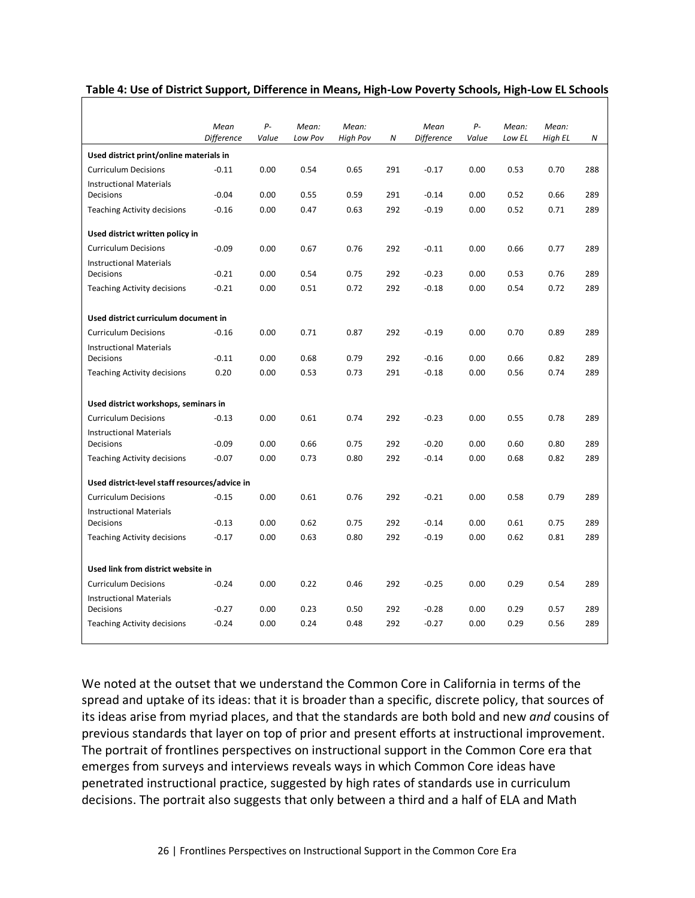**Table 4: Use of District Support, Difference in Means, High-Low Poverty Schools, High-Low EL Schools**

| | *Mean Difference* | *P-Value* | *Mean: Low Pov* | *Mean: High Pov* | *N* | *Mean Difference* | *P-Value* | *Mean: Low EL* | *Mean: High EL* | *N* |
|---|---|---|---|---|---|---|---|---|---|---|
| **Used district print/online materials in** | | | | | | | | | | |
| Curriculum Decisions | -0.11 | 0.00 | 0.54 | 0.65 | 291 | -0.17 | 0.00 | 0.53 | 0.70 | 288 |
| Instructional Materials Decisions | -0.04 | 0.00 | 0.55 | 0.59 | 291 | -0.14 | 0.00 | 0.52 | 0.66 | 289 |
| Teaching Activity decisions | -0.16 | 0.00 | 0.47 | 0.63 | 292 | -0.19 | 0.00 | 0.52 | 0.71 | 289 |
| **Used district written policy in** | | | | | | | | | | |
| Curriculum Decisions | -0.09 | 0.00 | 0.67 | 0.76 | 292 | -0.11 | 0.00 | 0.66 | 0.77 | 289 |
| Instructional Materials Decisions | -0.21 | 0.00 | 0.54 | 0.75 | 292 | -0.23 | 0.00 | 0.53 | 0.76 | 289 |
| Teaching Activity decisions | -0.21 | 0.00 | 0.51 | 0.72 | 292 | -0.18 | 0.00 | 0.54 | 0.72 | 289 |
| **Used district curriculum document in** | | | | | | | | | | |
| Curriculum Decisions | -0.16 | 0.00 | 0.71 | 0.87 | 292 | -0.19 | 0.00 | 0.70 | 0.89 | 289 |
| Instructional Materials Decisions | -0.11 | 0.00 | 0.68 | 0.79 | 292 | -0.16 | 0.00 | 0.66 | 0.82 | 289 |
| Teaching Activity decisions | 0.20 | 0.00 | 0.53 | 0.73 | 291 | -0.18 | 0.00 | 0.56 | 0.74 | 289 |
| **Used district workshops, seminars in** | | | | | | | | | | |
| Curriculum Decisions | -0.13 | 0.00 | 0.61 | 0.74 | 292 | -0.23 | 0.00 | 0.55 | 0.78 | 289 |
| Instructional Materials Decisions | -0.09 | 0.00 | 0.66 | 0.75 | 292 | -0.20 | 0.00 | 0.60 | 0.80 | 289 |
| Teaching Activity decisions | -0.07 | 0.00 | 0.73 | 0.80 | 292 | -0.14 | 0.00 | 0.68 | 0.82 | 289 |
| **Used district-level staff resources/advice in** | | | | | | | | | | |
| Curriculum Decisions | -0.15 | 0.00 | 0.61 | 0.76 | 292 | -0.21 | 0.00 | 0.58 | 0.79 | 289 |
| Instructional Materials Decisions | -0.13 | 0.00 | 0.62 | 0.75 | 292 | -0.14 | 0.00 | 0.61 | 0.75 | 289 |
| Teaching Activity decisions | -0.17 | 0.00 | 0.63 | 0.80 | 292 | -0.19 | 0.00 | 0.62 | 0.81 | 289 |
| **Used link from district website in** | | | | | | | | | | |
| Curriculum Decisions | -0.24 | 0.00 | 0.22 | 0.46 | 292 | -0.25 | 0.00 | 0.29 | 0.54 | 289 |
| Instructional Materials Decisions | -0.27 | 0.00 | 0.23 | 0.50 | 292 | -0.28 | 0.00 | 0.29 | 0.57 | 289 |
| Teaching Activity decisions | -0.24 | 0.00 | 0.24 | 0.48 | 292 | -0.27 | 0.00 | 0.29 | 0.56 | 289 |

We noted at the outset that we understand the Common Core in California in terms of the spread and uptake of its ideas: that it is broader than a specific, discrete policy, that sources of its ideas arise from myriad places, and that the standards are both bold and new *and* cousins of previous standards that layer on top of prior and present efforts at instructional improvement. The portrait of frontlines perspectives on instructional support in the Common Core era that emerges from surveys and interviews reveals ways in which Common Core ideas have penetrated instructional practice, suggested by high rates of standards use in curriculum decisions. The portrait also suggests that only between a third and a half of ELA and Math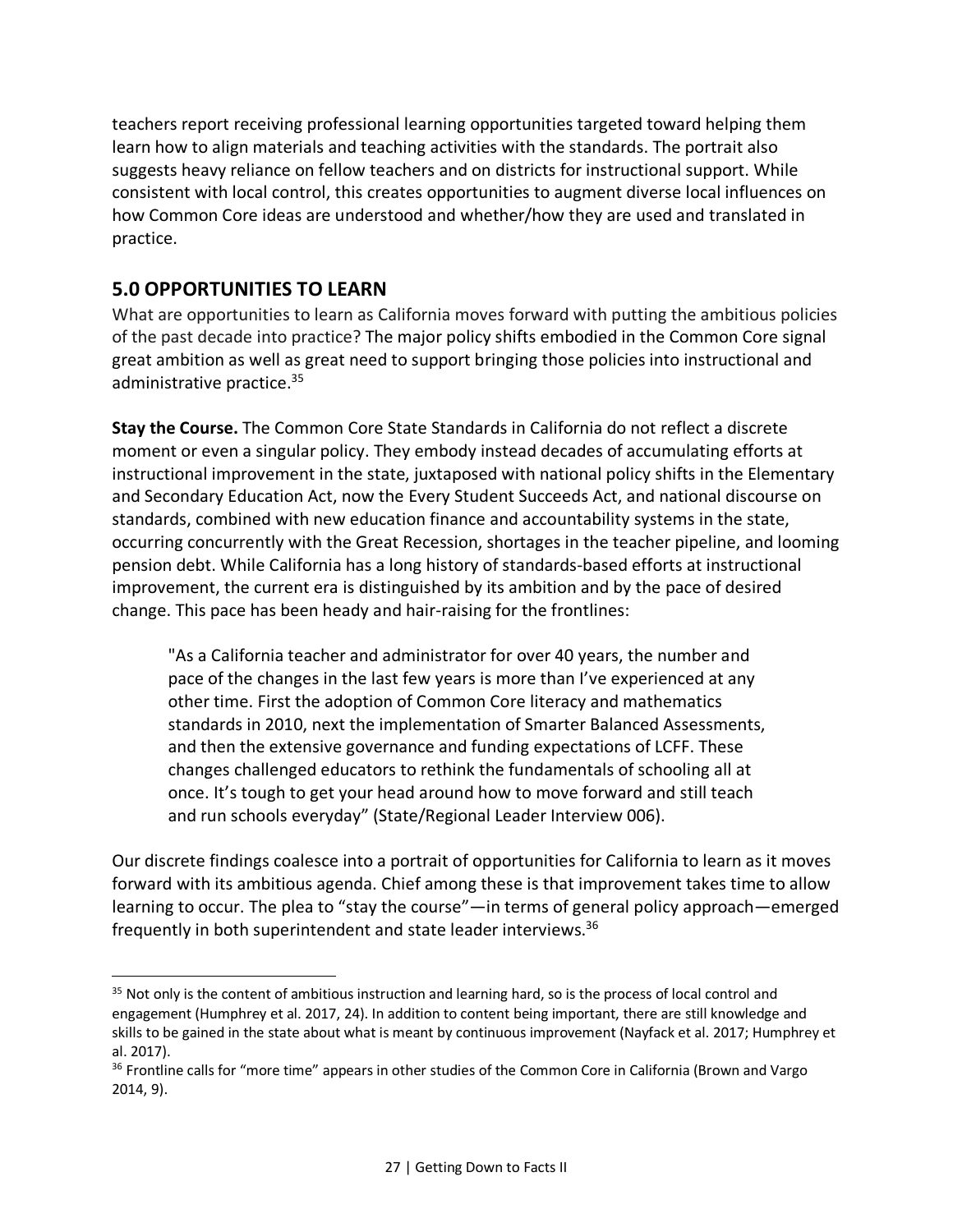teachers report receiving professional learning opportunities targeted toward helping them learn how to align materials and teaching activities with the standards. The portrait also suggests heavy reliance on fellow teachers and on districts for instructional support. While consistent with local control, this creates opportunities to augment diverse local influences on how Common Core ideas are understood and whether/how they are used and translated in practice.

## 5.0 OPPORTUNITIES TO LEARN

What are opportunities to learn as California moves forward with putting the ambitious policies of the past decade into practice? The major policy shifts embodied in the Common Core signal great ambition as well as great need to support bringing those policies into instructional and administrative practice.[35]

**Stay the Course.** The Common Core State Standards in California do not reflect a discrete moment or even a singular policy. They embody instead decades of accumulating efforts at instructional improvement in the state, juxtaposed with national policy shifts in the Elementary and Secondary Education Act, now the Every Student Succeeds Act, and national discourse on standards, combined with new education finance and accountability systems in the state, occurring concurrently with the Great Recession, shortages in the teacher pipeline, and looming pension debt. While California has a long history of standards-based efforts at instructional improvement, the current era is distinguished by its ambition and by the pace of desired change. This pace has been heady and hair-raising for the frontlines:

> "As a California teacher and administrator for over 40 years, the number and pace of the changes in the last few years is more than I've experienced at any other time. First the adoption of Common Core literacy and mathematics standards in 2010, next the implementation of Smarter Balanced Assessments, and then the extensive governance and funding expectations of LCFF. These changes challenged educators to rethink the fundamentals of schooling all at once. It's tough to get your head around how to move forward and still teach and run schools everyday" (State/Regional Leader Interview 006).

Our discrete findings coalesce into a portrait of opportunities for California to learn as it moves forward with its ambitious agenda. Chief among these is that improvement takes time to allow learning to occur. The plea to "stay the course"—in terms of general policy approach—emerged frequently in both superintendent and state leader interviews.[36]

---

[35] Not only is the content of ambitious instruction and learning hard, so is the process of local control and engagement (Humphrey et al. 2017, 24). In addition to content being important, there are still knowledge and skills to be gained in the state about what is meant by continuous improvement (Nayfack et al. 2017; Humphrey et al. 2017).

[36] Frontline calls for "more time" appears in other studies of the Common Core in California (Brown and Vargo 2014, 9).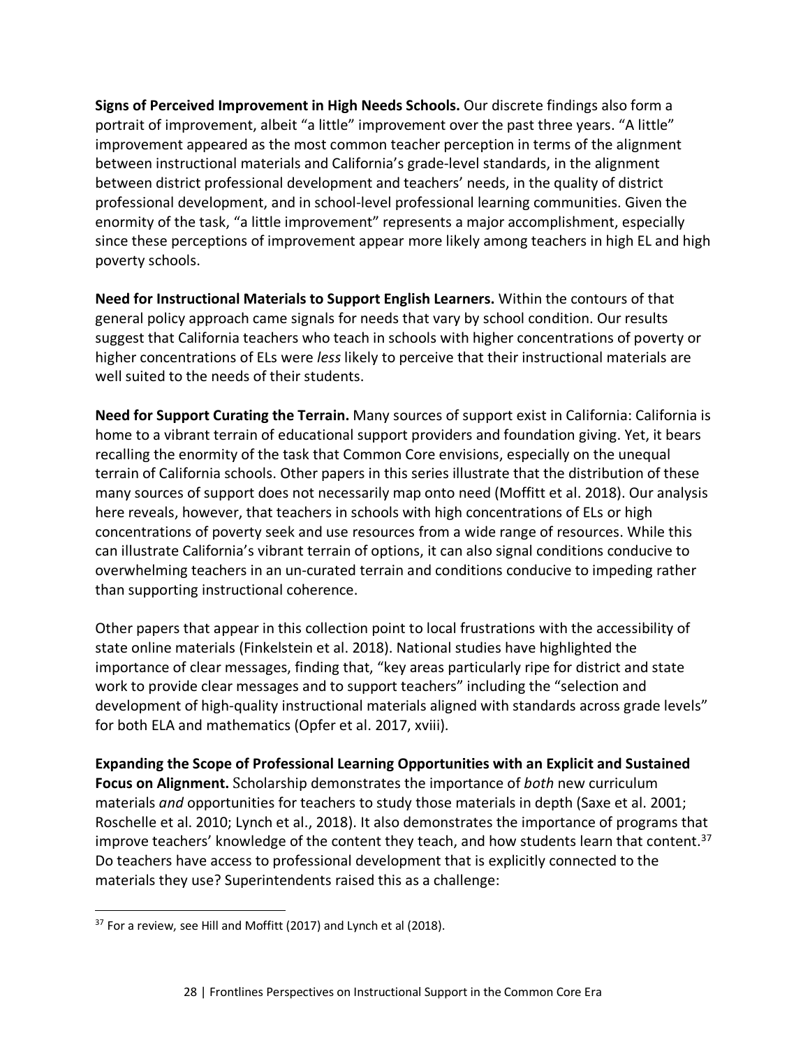**Signs of Perceived Improvement in High Needs Schools.** Our discrete findings also form a portrait of improvement, albeit "a little" improvement over the past three years. "A little" improvement appeared as the most common teacher perception in terms of the alignment between instructional materials and California's grade-level standards, in the alignment between district professional development and teachers' needs, in the quality of district professional development, and in school-level professional learning communities. Given the enormity of the task, "a little improvement" represents a major accomplishment, especially since these perceptions of improvement appear more likely among teachers in high EL and high poverty schools.

**Need for Instructional Materials to Support English Learners.** Within the contours of that general policy approach came signals for needs that vary by school condition. Our results suggest that California teachers who teach in schools with higher concentrations of poverty or higher concentrations of ELs were *less* likely to perceive that their instructional materials are well suited to the needs of their students.

**Need for Support Curating the Terrain.** Many sources of support exist in California: California is home to a vibrant terrain of educational support providers and foundation giving. Yet, it bears recalling the enormity of the task that Common Core envisions, especially on the unequal terrain of California schools. Other papers in this series illustrate that the distribution of these many sources of support does not necessarily map onto need (Moffitt et al. 2018). Our analysis here reveals, however, that teachers in schools with high concentrations of ELs or high concentrations of poverty seek and use resources from a wide range of resources. While this can illustrate California's vibrant terrain of options, it can also signal conditions conducive to overwhelming teachers in an un-curated terrain and conditions conducive to impeding rather than supporting instructional coherence.

Other papers that appear in this collection point to local frustrations with the accessibility of state online materials (Finkelstein et al. 2018). National studies have highlighted the importance of clear messages, finding that, "key areas particularly ripe for district and state work to provide clear messages and to support teachers" including the "selection and development of high-quality instructional materials aligned with standards across grade levels" for both ELA and mathematics (Opfer et al. 2017, xviii).

**Expanding the Scope of Professional Learning Opportunities with an Explicit and Sustained Focus on Alignment.** Scholarship demonstrates the importance of *both* new curriculum materials *and* opportunities for teachers to study those materials in depth (Saxe et al. 2001; Roschelle et al. 2010; Lynch et al., 2018). It also demonstrates the importance of programs that improve teachers' knowledge of the content they teach, and how students learn that content.[37] Do teachers have access to professional development that is explicitly connected to the materials they use? Superintendents raised this as a challenge:

[37] For a review, see Hill and Moffitt (2017) and Lynch et al (2018).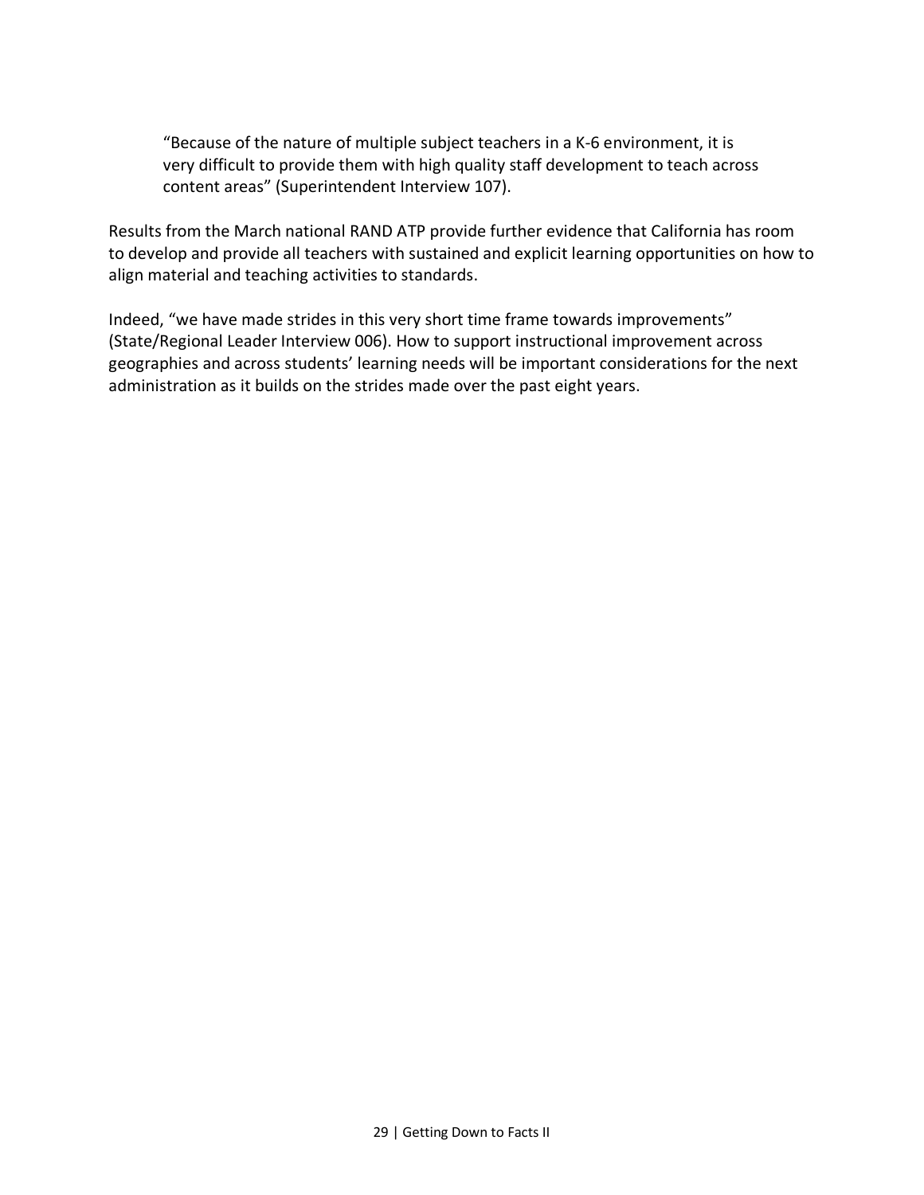> "Because of the nature of multiple subject teachers in a K-6 environment, it is very difficult to provide them with high quality staff development to teach across content areas" (Superintendent Interview 107).

Results from the March national RAND ATP provide further evidence that California has room to develop and provide all teachers with sustained and explicit learning opportunities on how to align material and teaching activities to standards.

Indeed, "we have made strides in this very short time frame towards improvements" (State/Regional Leader Interview 006). How to support instructional improvement across geographies and across students' learning needs will be important considerations for the next administration as it builds on the strides made over the past eight years.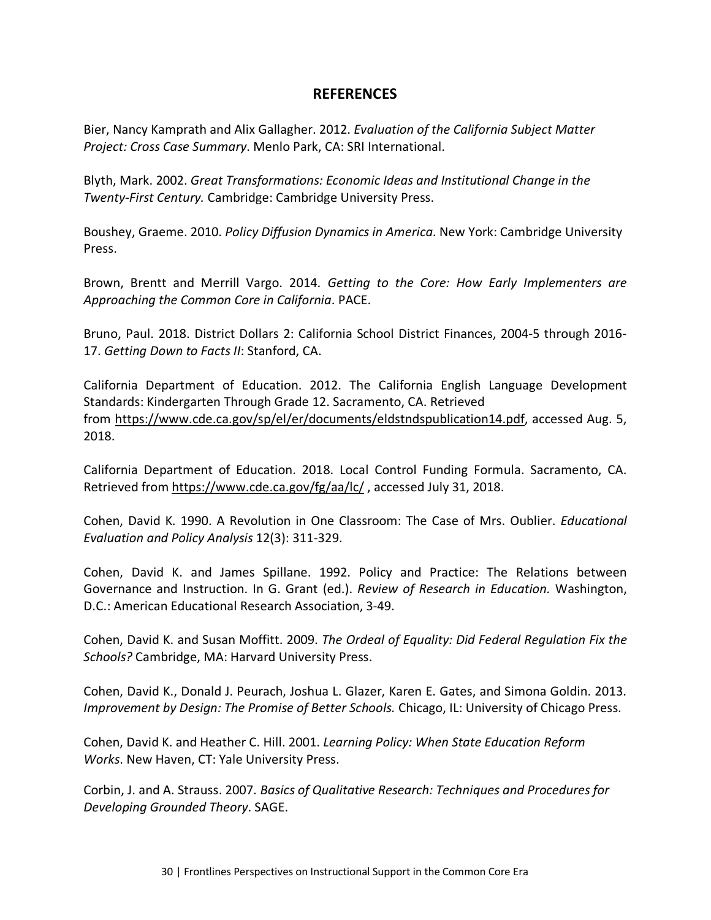## REFERENCES

Bier, Nancy Kamprath and Alix Gallagher. 2012. *Evaluation of the California Subject Matter Project: Cross Case Summary*. Menlo Park, CA: SRI International.

Blyth, Mark. 2002. *Great Transformations: Economic Ideas and Institutional Change in the Twenty-First Century.* Cambridge: Cambridge University Press.

Boushey, Graeme. 2010. *Policy Diffusion Dynamics in America*. New York: Cambridge University Press.

Brown, Brentt and Merrill Vargo. 2014. *Getting to the Core: How Early Implementers are Approaching the Common Core in California*. PACE.

Bruno, Paul. 2018. District Dollars 2: California School District Finances, 2004-5 through 2016-17. *Getting Down to Facts II*: Stanford, CA.

California Department of Education. 2012. The California English Language Development Standards: Kindergarten Through Grade 12. Sacramento, CA. Retrieved from https://www.cde.ca.gov/sp/el/er/documents/eldstndspublication14.pdf, accessed Aug. 5, 2018.

California Department of Education. 2018. Local Control Funding Formula. Sacramento, CA. Retrieved from https://www.cde.ca.gov/fg/aa/lc/ , accessed July 31, 2018.

Cohen, David K. 1990. A Revolution in One Classroom: The Case of Mrs. Oublier. *Educational Evaluation and Policy Analysis* 12(3): 311-329.

Cohen, David K. and James Spillane. 1992. Policy and Practice: The Relations between Governance and Instruction. In G. Grant (ed.). *Review of Research in Education.* Washington, D.C.: American Educational Research Association, 3-49.

Cohen, David K. and Susan Moffitt. 2009. *The Ordeal of Equality: Did Federal Regulation Fix the Schools?* Cambridge, MA: Harvard University Press.

Cohen, David K., Donald J. Peurach, Joshua L. Glazer, Karen E. Gates, and Simona Goldin. 2013. *Improvement by Design: The Promise of Better Schools.* Chicago, IL: University of Chicago Press.

Cohen, David K. and Heather C. Hill. 2001. *Learning Policy: When State Education Reform Works*. New Haven, CT: Yale University Press.

Corbin, J. and A. Strauss. 2007. *Basics of Qualitative Research: Techniques and Procedures for Developing Grounded Theory*. SAGE.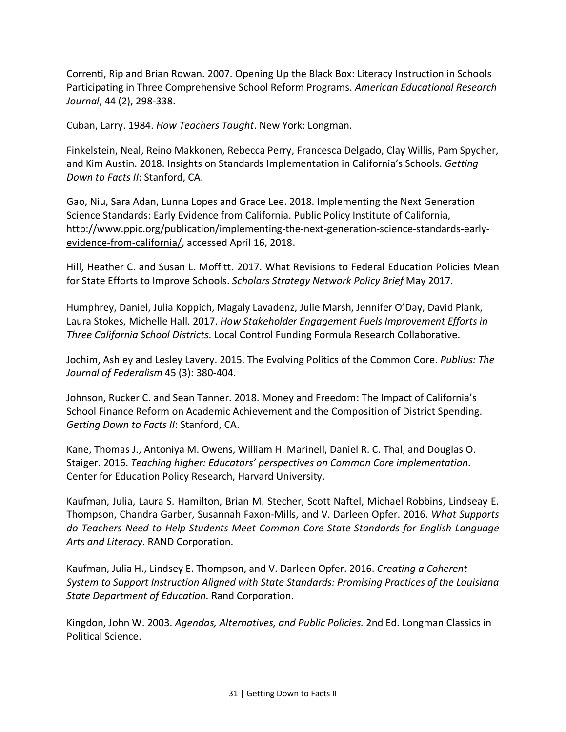Correnti, Rip and Brian Rowan. 2007. Opening Up the Black Box: Literacy Instruction in Schools Participating in Three Comprehensive School Reform Programs. *American Educational Research Journal*, 44 (2), 298-338.

Cuban, Larry. 1984. *How Teachers Taught*. New York: Longman.

Finkelstein, Neal, Reino Makkonen, Rebecca Perry, Francesca Delgado, Clay Willis, Pam Spycher, and Kim Austin. 2018. Insights on Standards Implementation in California's Schools. *Getting Down to Facts II*: Stanford, CA.

Gao, Niu, Sara Adan, Lunna Lopes and Grace Lee. 2018. Implementing the Next Generation Science Standards: Early Evidence from California. Public Policy Institute of California, http://www.ppic.org/publication/implementing-the-next-generation-science-standards-early-evidence-from-california/, accessed April 16, 2018.

Hill, Heather C. and Susan L. Moffitt. 2017. What Revisions to Federal Education Policies Mean for State Efforts to Improve Schools. *Scholars Strategy Network Policy Brief* May 2017.

Humphrey, Daniel, Julia Koppich, Magaly Lavadenz, Julie Marsh, Jennifer O'Day, David Plank, Laura Stokes, Michelle Hall. 2017. *How Stakeholder Engagement Fuels Improvement Efforts in Three California School Districts*. Local Control Funding Formula Research Collaborative.

Jochim, Ashley and Lesley Lavery. 2015. The Evolving Politics of the Common Core. *Publius: The Journal of Federalism* 45 (3): 380-404.

Johnson, Rucker C. and Sean Tanner. 2018. Money and Freedom: The Impact of California's School Finance Reform on Academic Achievement and the Composition of District Spending. *Getting Down to Facts II*: Stanford, CA.

Kane, Thomas J., Antoniya M. Owens, William H. Marinell, Daniel R. C. Thal, and Douglas O. Staiger. 2016. *Teaching higher: Educators' perspectives on Common Core implementation*. Center for Education Policy Research, Harvard University.

Kaufman, Julia, Laura S. Hamilton, Brian M. Stecher, Scott Naftel, Michael Robbins, Lindseay E. Thompson, Chandra Garber, Susannah Faxon-Mills, and V. Darleen Opfer. 2016. *What Supports do Teachers Need to Help Students Meet Common Core State Standards for English Language Arts and Literacy*. RAND Corporation.

Kaufman, Julia H., Lindsey E. Thompson, and V. Darleen Opfer. 2016. *Creating a Coherent System to Support Instruction Aligned with State Standards: Promising Practices of the Louisiana State Department of Education.* Rand Corporation.

Kingdon, John W. 2003. *Agendas, Alternatives, and Public Policies.* 2nd Ed. Longman Classics in Political Science.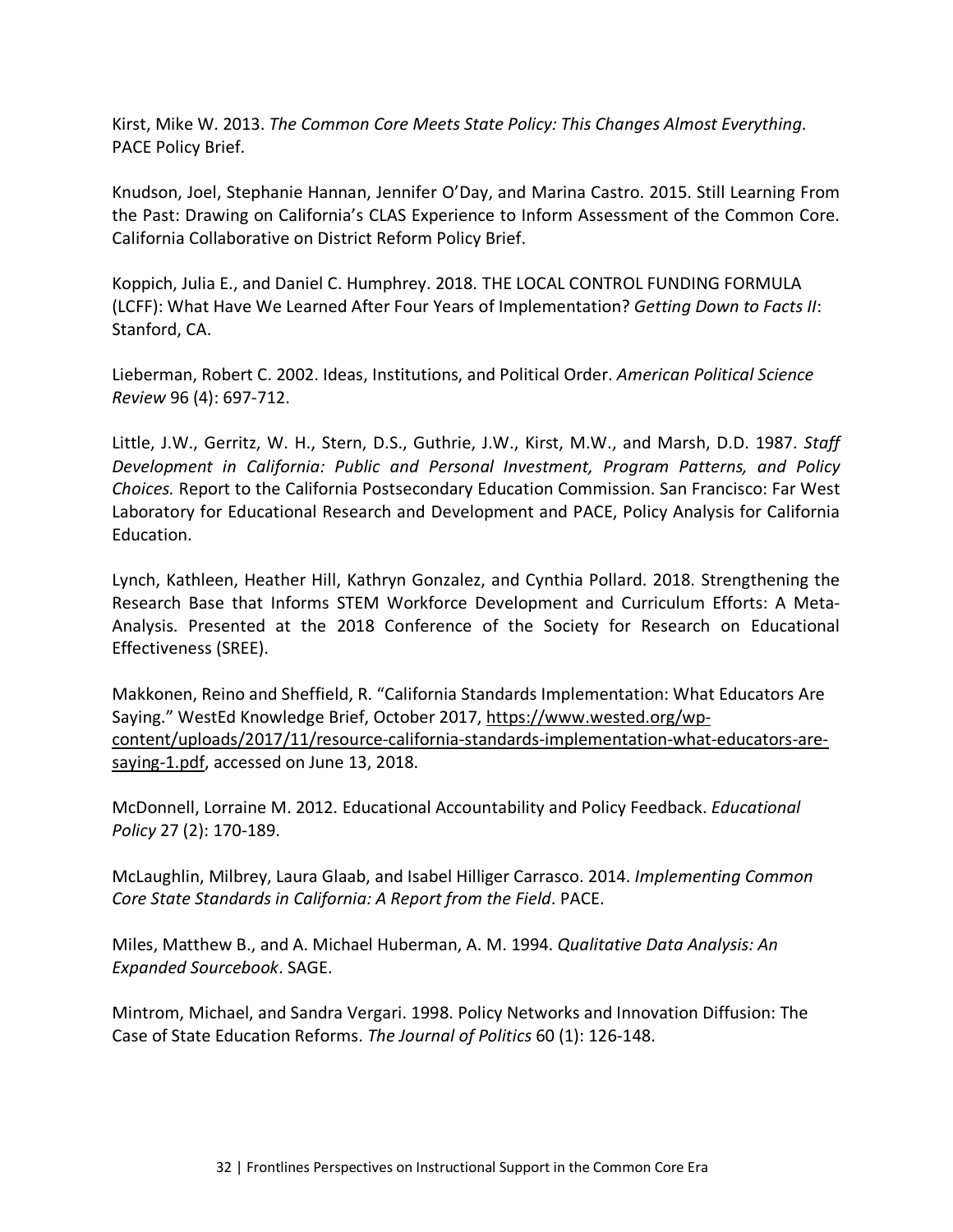Kirst, Mike W. 2013. *The Common Core Meets State Policy: This Changes Almost Everything*. PACE Policy Brief.

Knudson, Joel, Stephanie Hannan, Jennifer O'Day, and Marina Castro. 2015. Still Learning From the Past: Drawing on California's CLAS Experience to Inform Assessment of the Common Core. California Collaborative on District Reform Policy Brief.

Koppich, Julia E., and Daniel C. Humphrey. 2018. THE LOCAL CONTROL FUNDING FORMULA (LCFF): What Have We Learned After Four Years of Implementation? *Getting Down to Facts II*: Stanford, CA.

Lieberman, Robert C. 2002. Ideas, Institutions, and Political Order. *American Political Science Review* 96 (4): 697-712.

Little, J.W., Gerritz, W. H., Stern, D.S., Guthrie, J.W., Kirst, M.W., and Marsh, D.D. 1987. *Staff Development in California: Public and Personal Investment, Program Patterns, and Policy Choices.* Report to the California Postsecondary Education Commission. San Francisco: Far West Laboratory for Educational Research and Development and PACE, Policy Analysis for California Education.

Lynch, Kathleen, Heather Hill, Kathryn Gonzalez, and Cynthia Pollard. 2018. Strengthening the Research Base that Informs STEM Workforce Development and Curriculum Efforts: A Meta-Analysis. Presented at the 2018 Conference of the Society for Research on Educational Effectiveness (SREE).

Makkonen, Reino and Sheffield, R. "California Standards Implementation: What Educators Are Saying." WestEd Knowledge Brief, October 2017, https://www.wested.org/wp-content/uploads/2017/11/resource-california-standards-implementation-what-educators-are-saying-1.pdf, accessed on June 13, 2018.

McDonnell, Lorraine M. 2012. Educational Accountability and Policy Feedback. *Educational Policy* 27 (2): 170-189.

McLaughlin, Milbrey, Laura Glaab, and Isabel Hilliger Carrasco. 2014. *Implementing Common Core State Standards in California: A Report from the Field*. PACE.

Miles, Matthew B., and A. Michael Huberman, A. M. 1994. *Qualitative Data Analysis: An Expanded Sourcebook*. SAGE.

Mintrom, Michael, and Sandra Vergari. 1998. Policy Networks and Innovation Diffusion: The Case of State Education Reforms. *The Journal of Politics* 60 (1): 126-148.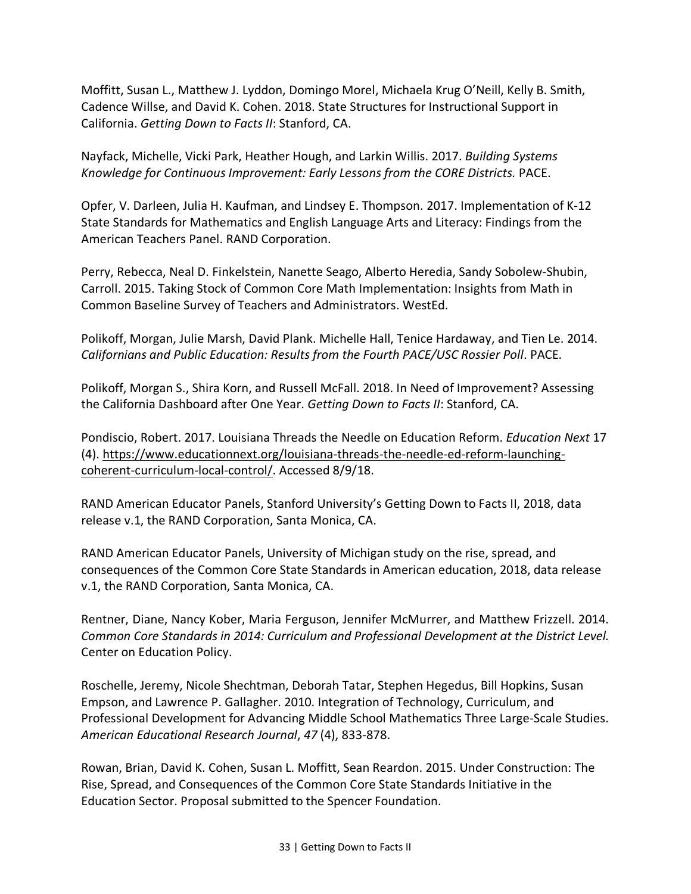Moffitt, Susan L., Matthew J. Lyddon, Domingo Morel, Michaela Krug O'Neill, Kelly B. Smith, Cadence Willse, and David K. Cohen. 2018. State Structures for Instructional Support in California. *Getting Down to Facts II*: Stanford, CA.

Nayfack, Michelle, Vicki Park, Heather Hough, and Larkin Willis. 2017. *Building Systems Knowledge for Continuous Improvement: Early Lessons from the CORE Districts.* PACE.

Opfer, V. Darleen, Julia H. Kaufman, and Lindsey E. Thompson. 2017. Implementation of K-12 State Standards for Mathematics and English Language Arts and Literacy: Findings from the American Teachers Panel. RAND Corporation.

Perry, Rebecca, Neal D. Finkelstein, Nanette Seago, Alberto Heredia, Sandy Sobolew-Shubin, Carroll. 2015. Taking Stock of Common Core Math Implementation: Insights from Math in Common Baseline Survey of Teachers and Administrators. WestEd.

Polikoff, Morgan, Julie Marsh, David Plank. Michelle Hall, Tenice Hardaway, and Tien Le. 2014. *Californians and Public Education: Results from the Fourth PACE/USC Rossier Poll*. PACE.

Polikoff, Morgan S., Shira Korn, and Russell McFall. 2018. In Need of Improvement? Assessing the California Dashboard after One Year. *Getting Down to Facts II*: Stanford, CA.

Pondiscio, Robert. 2017. Louisiana Threads the Needle on Education Reform. *Education Next* 17 (4). https://www.educationnext.org/louisiana-threads-the-needle-ed-reform-launching-coherent-curriculum-local-control/. Accessed 8/9/18.

RAND American Educator Panels, Stanford University's Getting Down to Facts II, 2018, data release v.1, the RAND Corporation, Santa Monica, CA.

RAND American Educator Panels, University of Michigan study on the rise, spread, and consequences of the Common Core State Standards in American education, 2018, data release v.1, the RAND Corporation, Santa Monica, CA.

Rentner, Diane, Nancy Kober, Maria Ferguson, Jennifer McMurrer, and Matthew Frizzell. 2014. *Common Core Standards in 2014: Curriculum and Professional Development at the District Level.* Center on Education Policy.

Roschelle, Jeremy, Nicole Shechtman, Deborah Tatar, Stephen Hegedus, Bill Hopkins, Susan Empson, and Lawrence P. Gallagher. 2010. Integration of Technology, Curriculum, and Professional Development for Advancing Middle School Mathematics Three Large-Scale Studies. *American Educational Research Journal*, *47* (4), 833-878.

Rowan, Brian, David K. Cohen, Susan L. Moffitt, Sean Reardon. 2015. Under Construction: The Rise, Spread, and Consequences of the Common Core State Standards Initiative in the Education Sector. Proposal submitted to the Spencer Foundation.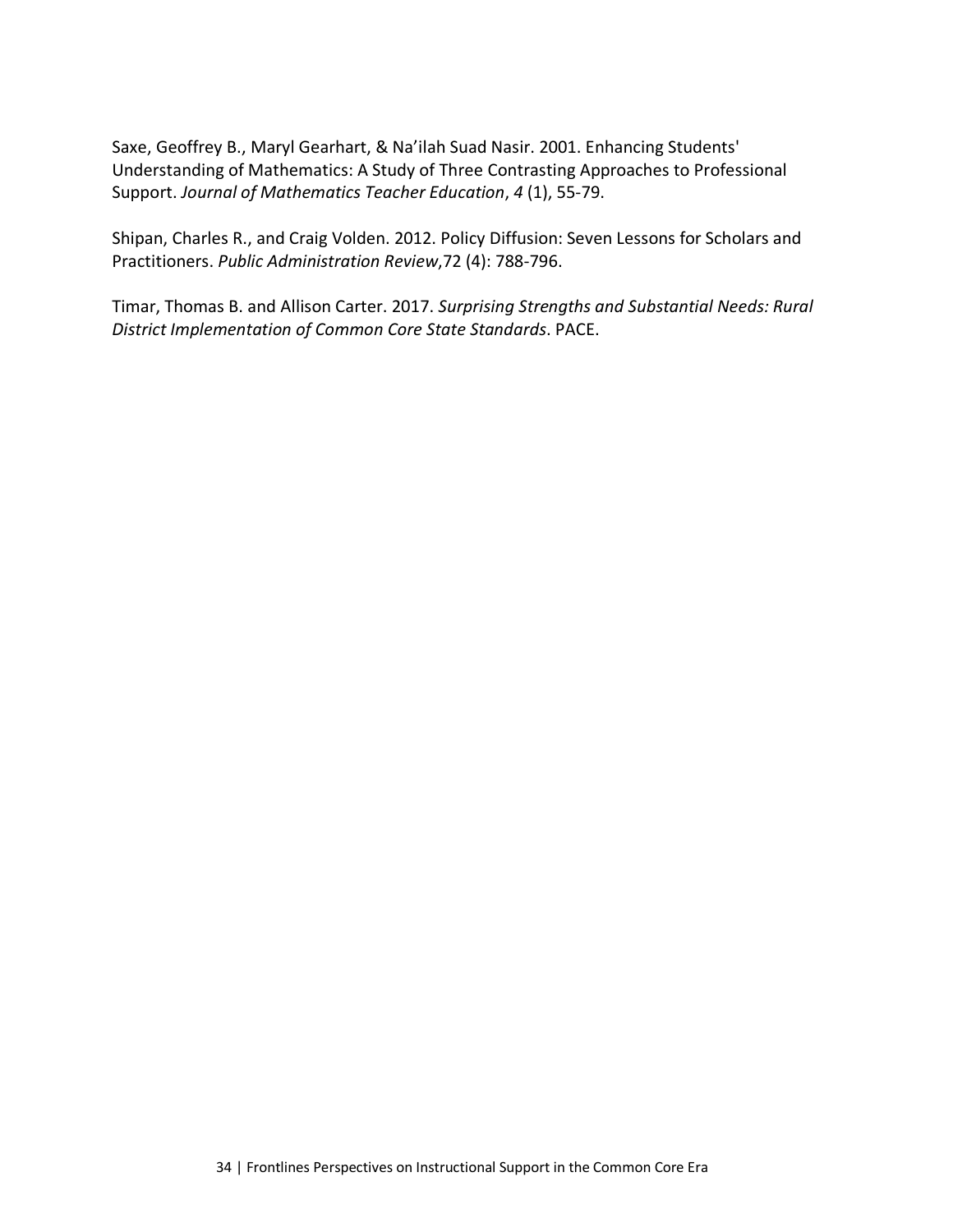Saxe, Geoffrey B., Maryl Gearhart, & Na'ilah Suad Nasir. 2001. Enhancing Students' Understanding of Mathematics: A Study of Three Contrasting Approaches to Professional Support. *Journal of Mathematics Teacher Education*, *4* (1), 55-79.

Shipan, Charles R., and Craig Volden. 2012. Policy Diffusion: Seven Lessons for Scholars and Practitioners. *Public Administration Review*,72 (4): 788-796.

Timar, Thomas B. and Allison Carter. 2017. *Surprising Strengths and Substantial Needs: Rural District Implementation of Common Core State Standards*. PACE.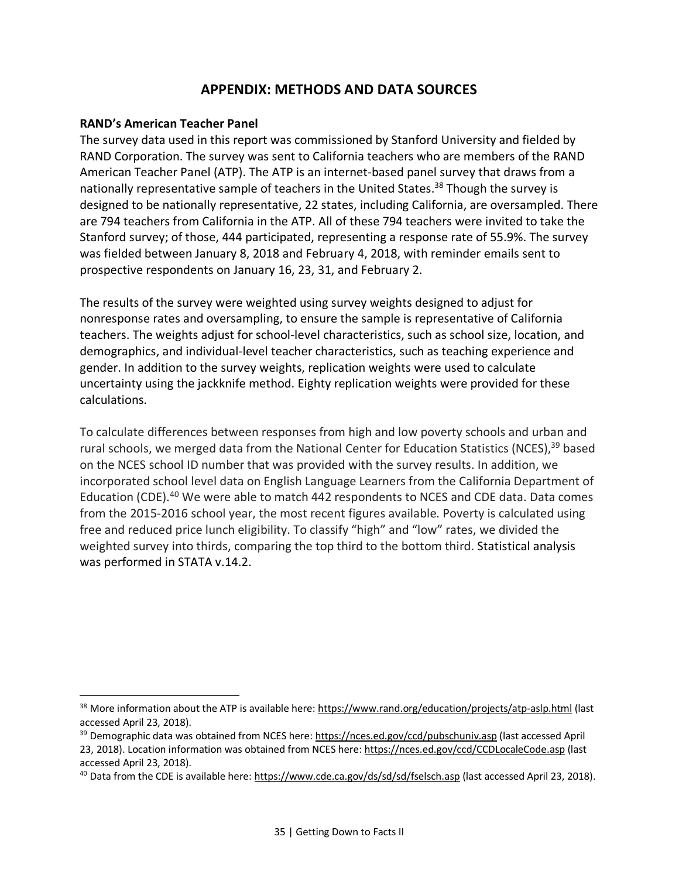## APPENDIX: METHODS AND DATA SOURCES

**RAND's American Teacher Panel**

The survey data used in this report was commissioned by Stanford University and fielded by RAND Corporation. The survey was sent to California teachers who are members of the RAND American Teacher Panel (ATP). The ATP is an internet-based panel survey that draws from a nationally representative sample of teachers in the United States.[38] Though the survey is designed to be nationally representative, 22 states, including California, are oversampled. There are 794 teachers from California in the ATP. All of these 794 teachers were invited to take the Stanford survey; of those, 444 participated, representing a response rate of 55.9%. The survey was fielded between January 8, 2018 and February 4, 2018, with reminder emails sent to prospective respondents on January 16, 23, 31, and February 2.

The results of the survey were weighted using survey weights designed to adjust for nonresponse rates and oversampling, to ensure the sample is representative of California teachers. The weights adjust for school-level characteristics, such as school size, location, and demographics, and individual-level teacher characteristics, such as teaching experience and gender. In addition to the survey weights, replication weights were used to calculate uncertainty using the jackknife method. Eighty replication weights were provided for these calculations.

To calculate differences between responses from high and low poverty schools and urban and rural schools, we merged data from the National Center for Education Statistics (NCES),[39] based on the NCES school ID number that was provided with the survey results. In addition, we incorporated school level data on English Language Learners from the California Department of Education (CDE).[40] We were able to match 442 respondents to NCES and CDE data. Data comes from the 2015-2016 school year, the most recent figures available. Poverty is calculated using free and reduced price lunch eligibility. To classify "high" and "low" rates, we divided the weighted survey into thirds, comparing the top third to the bottom third. Statistical analysis was performed in STATA v.14.2.

---

[38] More information about the ATP is available here: https://www.rand.org/education/projects/atp-aslp.html (last accessed April 23, 2018).

[39] Demographic data was obtained from NCES here: https://nces.ed.gov/ccd/pubschuniv.asp (last accessed April 23, 2018). Location information was obtained from NCES here: https://nces.ed.gov/ccd/CCDLocaleCode.asp (last accessed April 23, 2018).

[40] Data from the CDE is available here: https://www.cde.ca.gov/ds/sd/sd/fselsch.asp (last accessed April 23, 2018).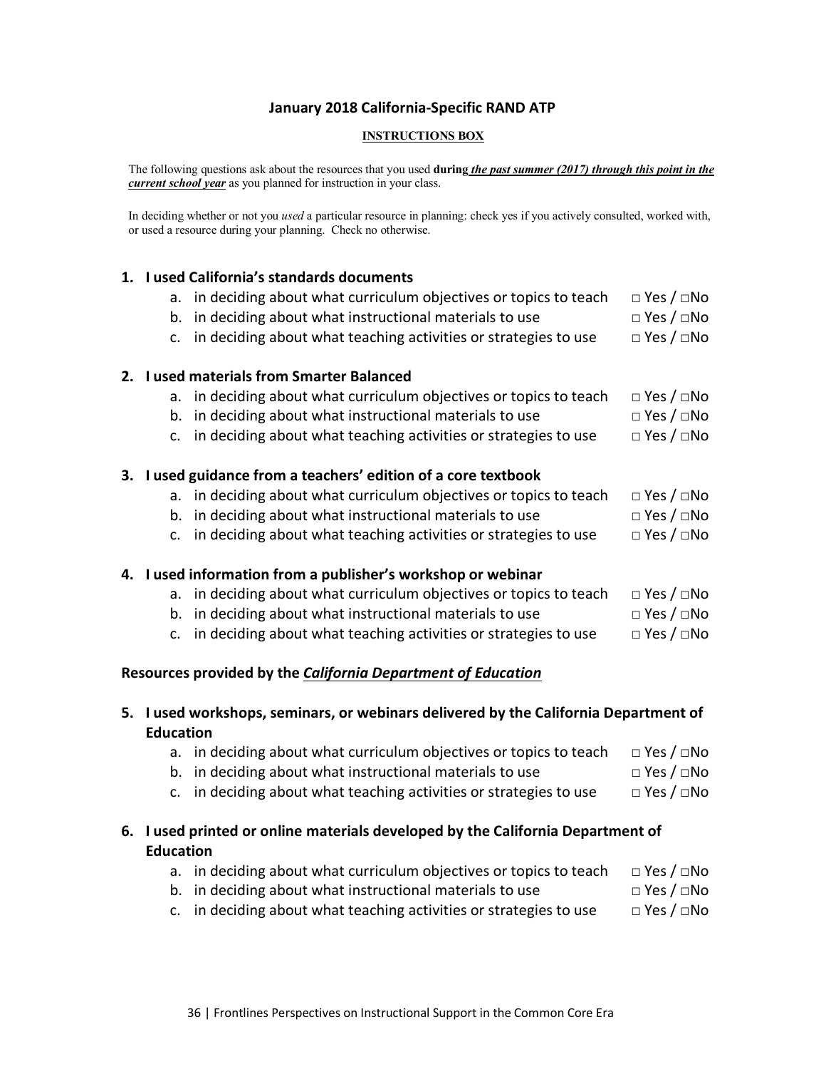## January 2018 California-Specific RAND ATP

**INSTRUCTIONS BOX**

The following questions ask about the resources that you used **during** ***the past summer (2017) through this point in the current school year*** as you planned for instruction in your class.

In deciding whether or not you *used* a particular resource in planning: check yes if you actively consulted, worked with, or used a resource during your planning. Check no otherwise.

**1. I used California's standards documents**

- a. in deciding about what curriculum objectives or topics to teach □ Yes / □No
- b. in deciding about what instructional materials to use □ Yes / □No
- c. in deciding about what teaching activities or strategies to use □ Yes / □No

**2. I used materials from Smarter Balanced**

- a. in deciding about what curriculum objectives or topics to teach □ Yes / □No
- b. in deciding about what instructional materials to use □ Yes / □No
- c. in deciding about what teaching activities or strategies to use □ Yes / □No

**3. I used guidance from a teachers' edition of a core textbook**

- a. in deciding about what curriculum objectives or topics to teach □ Yes / □No
- b. in deciding about what instructional materials to use □ Yes / □No
- c. in deciding about what teaching activities or strategies to use □ Yes / □No

**4. I used information from a publisher's workshop or webinar**

- a. in deciding about what curriculum objectives or topics to teach □ Yes / □No
- b. in deciding about what instructional materials to use □ Yes / □No
- c. in deciding about what teaching activities or strategies to use □ Yes / □No

**Resources provided by the *California Department of Education***

**5. I used workshops, seminars, or webinars delivered by the California Department of Education**

- a. in deciding about what curriculum objectives or topics to teach □ Yes / □No
- b. in deciding about what instructional materials to use □ Yes / □No
- c. in deciding about what teaching activities or strategies to use □ Yes / □No

**6. I used printed or online materials developed by the California Department of Education**

- a. in deciding about what curriculum objectives or topics to teach □ Yes / □No
- b. in deciding about what instructional materials to use □ Yes / □No
- c. in deciding about what teaching activities or strategies to use □ Yes / □No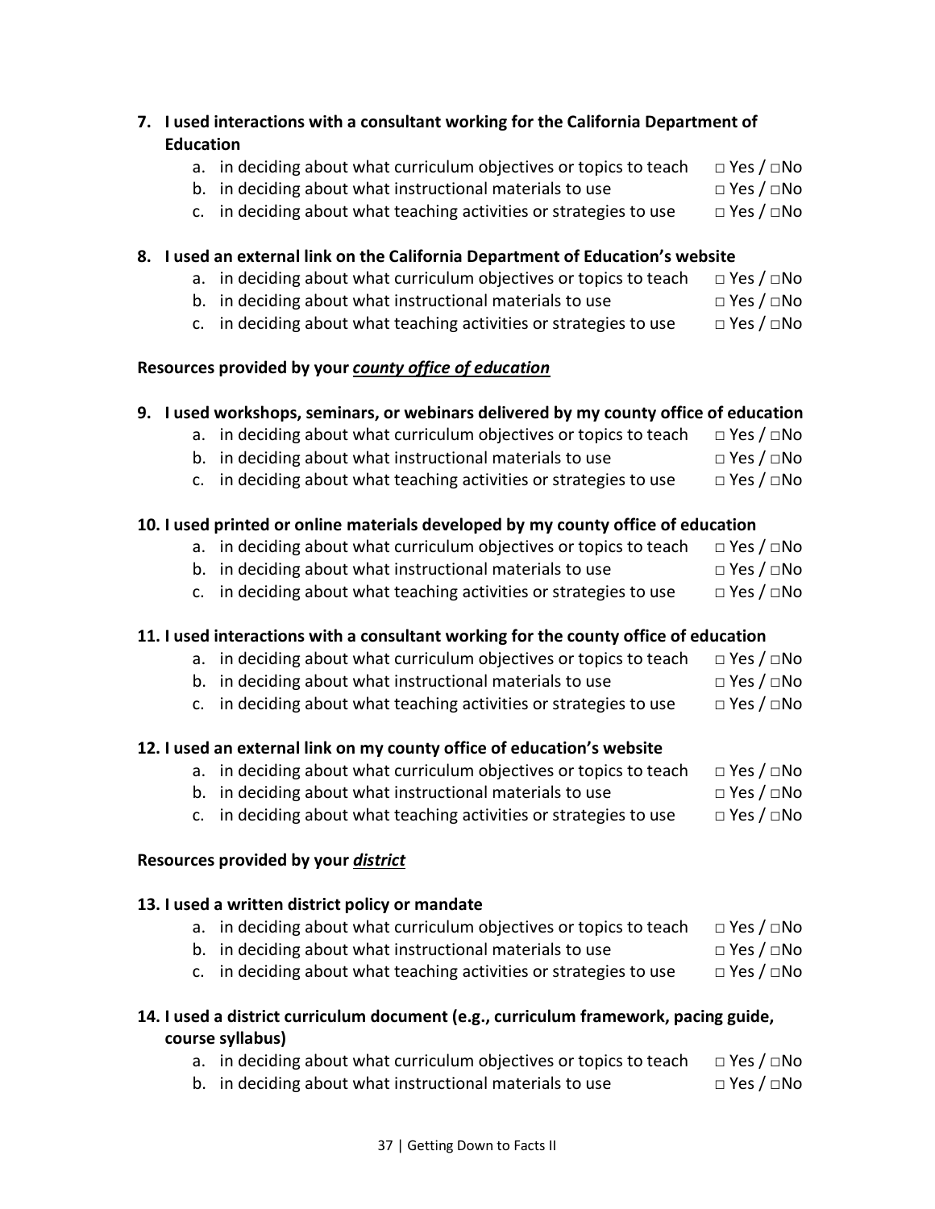**7. I used interactions with a consultant working for the California Department of Education**

a. in deciding about what curriculum objectives or topics to teach □ Yes / □No
b. in deciding about what instructional materials to use □ Yes / □No
c. in deciding about what teaching activities or strategies to use □ Yes / □No

**8. I used an external link on the California Department of Education's website**

a. in deciding about what curriculum objectives or topics to teach □ Yes / □No
b. in deciding about what instructional materials to use □ Yes / □No
c. in deciding about what teaching activities or strategies to use □ Yes / □No

**Resources provided by your *county office of education***

**9. I used workshops, seminars, or webinars delivered by my county office of education**

a. in deciding about what curriculum objectives or topics to teach □ Yes / □No
b. in deciding about what instructional materials to use □ Yes / □No
c. in deciding about what teaching activities or strategies to use □ Yes / □No

**10. I used printed or online materials developed by my county office of education**

a. in deciding about what curriculum objectives or topics to teach □ Yes / □No
b. in deciding about what instructional materials to use □ Yes / □No
c. in deciding about what teaching activities or strategies to use □ Yes / □No

**11. I used interactions with a consultant working for the county office of education**

a. in deciding about what curriculum objectives or topics to teach □ Yes / □No
b. in deciding about what instructional materials to use □ Yes / □No
c. in deciding about what teaching activities or strategies to use □ Yes / □No

**12. I used an external link on my county office of education's website**

a. in deciding about what curriculum objectives or topics to teach □ Yes / □No
b. in deciding about what instructional materials to use □ Yes / □No
c. in deciding about what teaching activities or strategies to use □ Yes / □No

**Resources provided by your *district***

**13. I used a written district policy or mandate**

a. in deciding about what curriculum objectives or topics to teach □ Yes / □No
b. in deciding about what instructional materials to use □ Yes / □No
c. in deciding about what teaching activities or strategies to use □ Yes / □No

**14. I used a district curriculum document (e.g., curriculum framework, pacing guide, course syllabus)**

a. in deciding about what curriculum objectives or topics to teach □ Yes / □No
b. in deciding about what instructional materials to use □ Yes / □No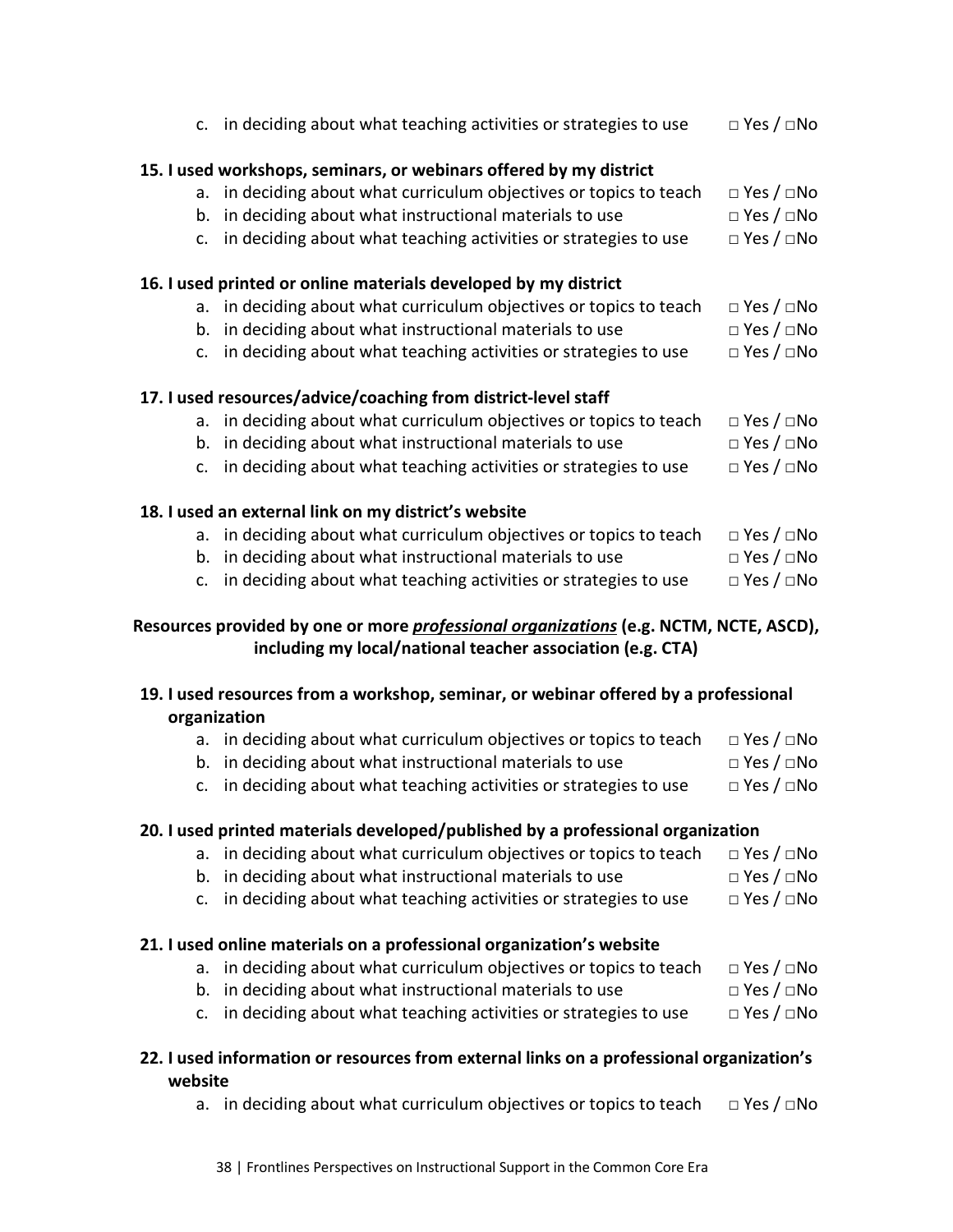c. in deciding about what teaching activities or strategies to use □ Yes / □No

**15. I used workshops, seminars, or webinars offered by my district**

a. in deciding about what curriculum objectives or topics to teach □ Yes / □No
b. in deciding about what instructional materials to use □ Yes / □No
c. in deciding about what teaching activities or strategies to use □ Yes / □No

**16. I used printed or online materials developed by my district**

a. in deciding about what curriculum objectives or topics to teach □ Yes / □No
b. in deciding about what instructional materials to use □ Yes / □No
c. in deciding about what teaching activities or strategies to use □ Yes / □No

**17. I used resources/advice/coaching from district-level staff**

a. in deciding about what curriculum objectives or topics to teach □ Yes / □No
b. in deciding about what instructional materials to use □ Yes / □No
c. in deciding about what teaching activities or strategies to use □ Yes / □No

**18. I used an external link on my district's website**

a. in deciding about what curriculum objectives or topics to teach □ Yes / □No
b. in deciding about what instructional materials to use □ Yes / □No
c. in deciding about what teaching activities or strategies to use □ Yes / □No

**Resources provided by one or more *<u>professional organizations</u>* (e.g. NCTM, NCTE, ASCD), including my local/national teacher association (e.g. CTA)**

**19. I used resources from a workshop, seminar, or webinar offered by a professional organization**

a. in deciding about what curriculum objectives or topics to teach □ Yes / □No
b. in deciding about what instructional materials to use □ Yes / □No
c. in deciding about what teaching activities or strategies to use □ Yes / □No

**20. I used printed materials developed/published by a professional organization**

a. in deciding about what curriculum objectives or topics to teach □ Yes / □No
b. in deciding about what instructional materials to use □ Yes / □No
c. in deciding about what teaching activities or strategies to use □ Yes / □No

**21. I used online materials on a professional organization's website**

a. in deciding about what curriculum objectives or topics to teach □ Yes / □No
b. in deciding about what instructional materials to use □ Yes / □No
c. in deciding about what teaching activities or strategies to use □ Yes / □No

**22. I used information or resources from external links on a professional organization's website**

a. in deciding about what curriculum objectives or topics to teach □ Yes / □No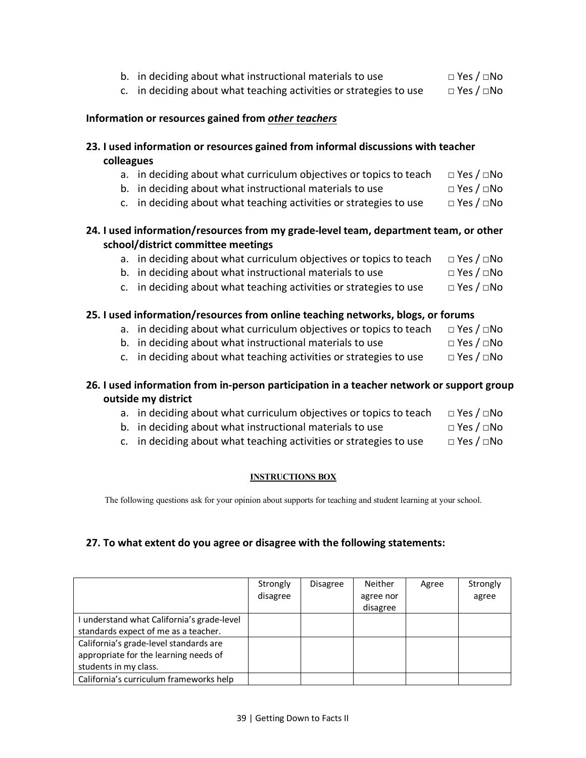b. in deciding about what instructional materials to use □ Yes / □No
c. in deciding about what teaching activities or strategies to use □ Yes / □No

**Information or resources gained from *other teachers***

**23. I used information or resources gained from informal discussions with teacher colleagues**

a. in deciding about what curriculum objectives or topics to teach □ Yes / □No
b. in deciding about what instructional materials to use □ Yes / □No
c. in deciding about what teaching activities or strategies to use □ Yes / □No

**24. I used information/resources from my grade-level team, department team, or other school/district committee meetings**

a. in deciding about what curriculum objectives or topics to teach □ Yes / □No
b. in deciding about what instructional materials to use □ Yes / □No
c. in deciding about what teaching activities or strategies to use □ Yes / □No

**25. I used information/resources from online teaching networks, blogs, or forums**

a. in deciding about what curriculum objectives or topics to teach □ Yes / □No
b. in deciding about what instructional materials to use □ Yes / □No
c. in deciding about what teaching activities or strategies to use □ Yes / □No

**26. I used information from in-person participation in a teacher network or support group outside my district**

a. in deciding about what curriculum objectives or topics to teach □ Yes / □No
b. in deciding about what instructional materials to use □ Yes / □No
c. in deciding about what teaching activities or strategies to use □ Yes / □No

**INSTRUCTIONS BOX**

The following questions ask for your opinion about supports for teaching and student learning at your school.

**27. To what extent do you agree or disagree with the following statements:**

| | Strongly disagree | Disagree | Neither agree nor disagree | Agree | Strongly agree |
|---|---|---|---|---|---|
| I understand what California's grade-level standards expect of me as a teacher. | | | | | |
| California's grade-level standards are appropriate for the learning needs of students in my class. | | | | | |
| California's curriculum frameworks help | | | | | |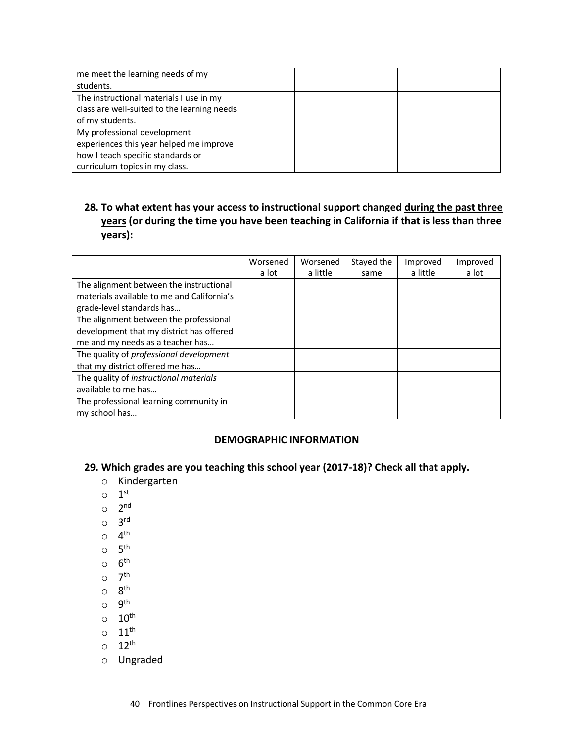| | | | | | |
|---|---|---|---|---|---|
| me meet the learning needs of my students. | | | | | |
| The instructional materials I use in my class are well-suited to the learning needs of my students. | | | | | |
| My professional development experiences this year helped me improve how I teach specific standards or curriculum topics in my class. | | | | | |

**28. To what extent has your access to instructional support changed <u>during the past three years</u> (or during the time you have been teaching in California if that is less than three years):**

| | Worsened a lot | Worsened a little | Stayed the same | Improved a little | Improved a lot |
|---|---|---|---|---|---|
| The alignment between the instructional materials available to me and California's grade-level standards has… | | | | | |
| The alignment between the professional development that my district has offered me and my needs as a teacher has… | | | | | |
| The quality of *professional development* that my district offered me has… | | | | | |
| The quality of *instructional materials* available to me has… | | | | | |
| The professional learning community in my school has… | | | | | |

**DEMOGRAPHIC INFORMATION**

**29. Which grades are you teaching this school year (2017-18)? Check all that apply.**

- Kindergarten
- 1st
- 2nd
- 3rd
- 4th
- 5th
- 6th
- 7th
- 8th
- 9th
- 10th
- 11th
- 12th
- Ungraded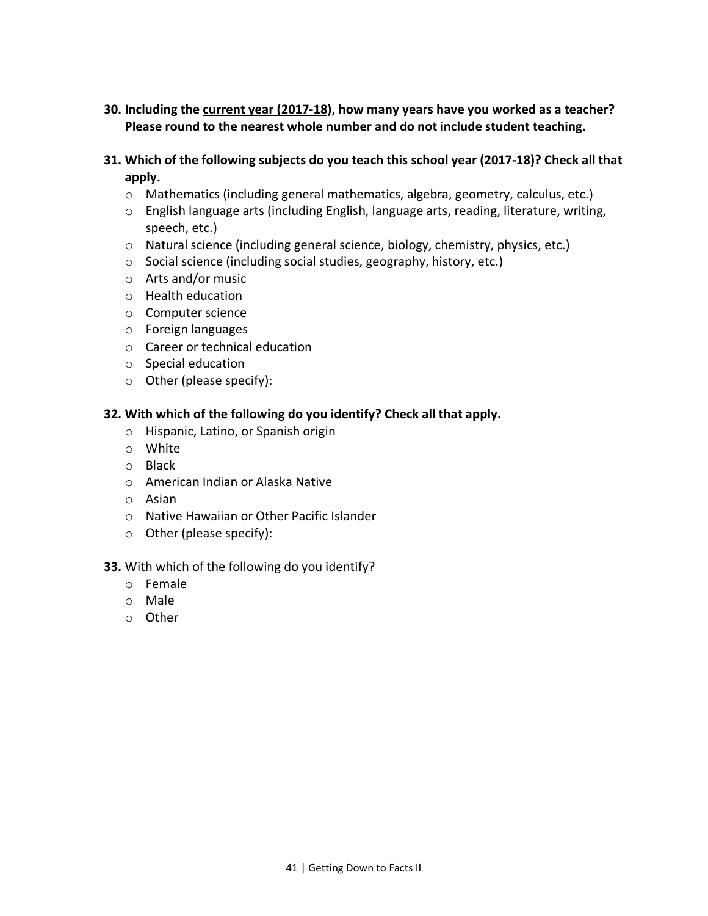**30. Including the <u>current year (2017-18)</u>, how many years have you worked as a teacher? Please round to the nearest whole number and do not include student teaching.**

**31. Which of the following subjects do you teach this school year (2017-18)? Check all that apply.**

- Mathematics (including general mathematics, algebra, geometry, calculus, etc.)
- English language arts (including English, language arts, reading, literature, writing, speech, etc.)
- Natural science (including general science, biology, chemistry, physics, etc.)
- Social science (including social studies, geography, history, etc.)
- Arts and/or music
- Health education
- Computer science
- Foreign languages
- Career or technical education
- Special education
- Other (please specify):

**32. With which of the following do you identify? Check all that apply.**

- Hispanic, Latino, or Spanish origin
- White
- Black
- American Indian or Alaska Native
- Asian
- Native Hawaiian or Other Pacific Islander
- Other (please specify):

**33.** With which of the following do you identify?

- Female
- Male
- Other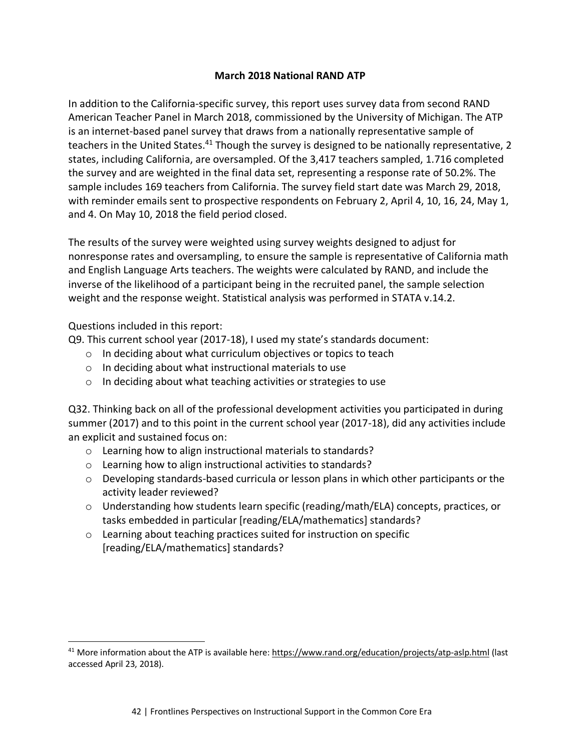**March 2018 National RAND ATP**

In addition to the California-specific survey, this report uses survey data from second RAND American Teacher Panel in March 2018, commissioned by the University of Michigan. The ATP is an internet-based panel survey that draws from a nationally representative sample of teachers in the United States.[41] Though the survey is designed to be nationally representative, 2 states, including California, are oversampled. Of the 3,417 teachers sampled, 1.716 completed the survey and are weighted in the final data set, representing a response rate of 50.2%. The sample includes 169 teachers from California. The survey field start date was March 29, 2018, with reminder emails sent to prospective respondents on February 2, April 4, 10, 16, 24, May 1, and 4. On May 10, 2018 the field period closed.

The results of the survey were weighted using survey weights designed to adjust for nonresponse rates and oversampling, to ensure the sample is representative of California math and English Language Arts teachers. The weights were calculated by RAND, and include the inverse of the likelihood of a participant being in the recruited panel, the sample selection weight and the response weight. Statistical analysis was performed in STATA v.14.2.

Questions included in this report:

Q9. This current school year (2017-18), I used my state's standards document:

- In deciding about what curriculum objectives or topics to teach
- In deciding about what instructional materials to use
- In deciding about what teaching activities or strategies to use

Q32. Thinking back on all of the professional development activities you participated in during summer (2017) and to this point in the current school year (2017-18), did any activities include an explicit and sustained focus on:

- Learning how to align instructional materials to standards?
- Learning how to align instructional activities to standards?
- Developing standards-based curricula or lesson plans in which other participants or the activity leader reviewed?
- Understanding how students learn specific (reading/math/ELA) concepts, practices, or tasks embedded in particular [reading/ELA/mathematics] standards?
- Learning about teaching practices suited for instruction on specific [reading/ELA/mathematics] standards?

[41] More information about the ATP is available here: https://www.rand.org/education/projects/atp-aslp.html (last accessed April 23, 2018).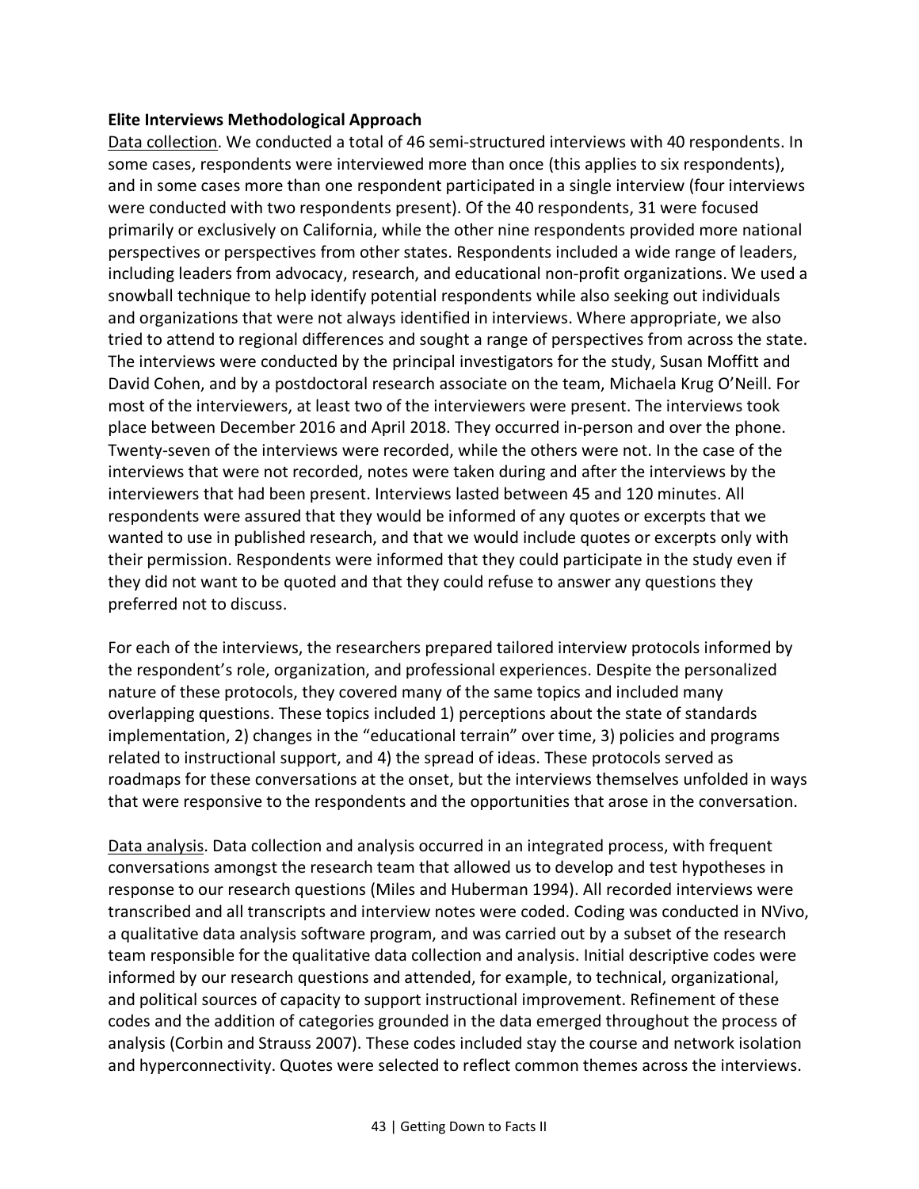**Elite Interviews Methodological Approach**

Data collection. We conducted a total of 46 semi-structured interviews with 40 respondents. In some cases, respondents were interviewed more than once (this applies to six respondents), and in some cases more than one respondent participated in a single interview (four interviews were conducted with two respondents present). Of the 40 respondents, 31 were focused primarily or exclusively on California, while the other nine respondents provided more national perspectives or perspectives from other states. Respondents included a wide range of leaders, including leaders from advocacy, research, and educational non-profit organizations. We used a snowball technique to help identify potential respondents while also seeking out individuals and organizations that were not always identified in interviews. Where appropriate, we also tried to attend to regional differences and sought a range of perspectives from across the state. The interviews were conducted by the principal investigators for the study, Susan Moffitt and David Cohen, and by a postdoctoral research associate on the team, Michaela Krug O'Neill. For most of the interviewers, at least two of the interviewers were present. The interviews took place between December 2016 and April 2018. They occurred in-person and over the phone. Twenty-seven of the interviews were recorded, while the others were not. In the case of the interviews that were not recorded, notes were taken during and after the interviews by the interviewers that had been present. Interviews lasted between 45 and 120 minutes. All respondents were assured that they would be informed of any quotes or excerpts that we wanted to use in published research, and that we would include quotes or excerpts only with their permission. Respondents were informed that they could participate in the study even if they did not want to be quoted and that they could refuse to answer any questions they preferred not to discuss.

For each of the interviews, the researchers prepared tailored interview protocols informed by the respondent's role, organization, and professional experiences. Despite the personalized nature of these protocols, they covered many of the same topics and included many overlapping questions. These topics included 1) perceptions about the state of standards implementation, 2) changes in the "educational terrain" over time, 3) policies and programs related to instructional support, and 4) the spread of ideas. These protocols served as roadmaps for these conversations at the onset, but the interviews themselves unfolded in ways that were responsive to the respondents and the opportunities that arose in the conversation.

Data analysis. Data collection and analysis occurred in an integrated process, with frequent conversations amongst the research team that allowed us to develop and test hypotheses in response to our research questions (Miles and Huberman 1994). All recorded interviews were transcribed and all transcripts and interview notes were coded. Coding was conducted in NVivo, a qualitative data analysis software program, and was carried out by a subset of the research team responsible for the qualitative data collection and analysis. Initial descriptive codes were informed by our research questions and attended, for example, to technical, organizational, and political sources of capacity to support instructional improvement. Refinement of these codes and the addition of categories grounded in the data emerged throughout the process of analysis (Corbin and Strauss 2007). These codes included stay the course and network isolation and hyperconnectivity. Quotes were selected to reflect common themes across the interviews.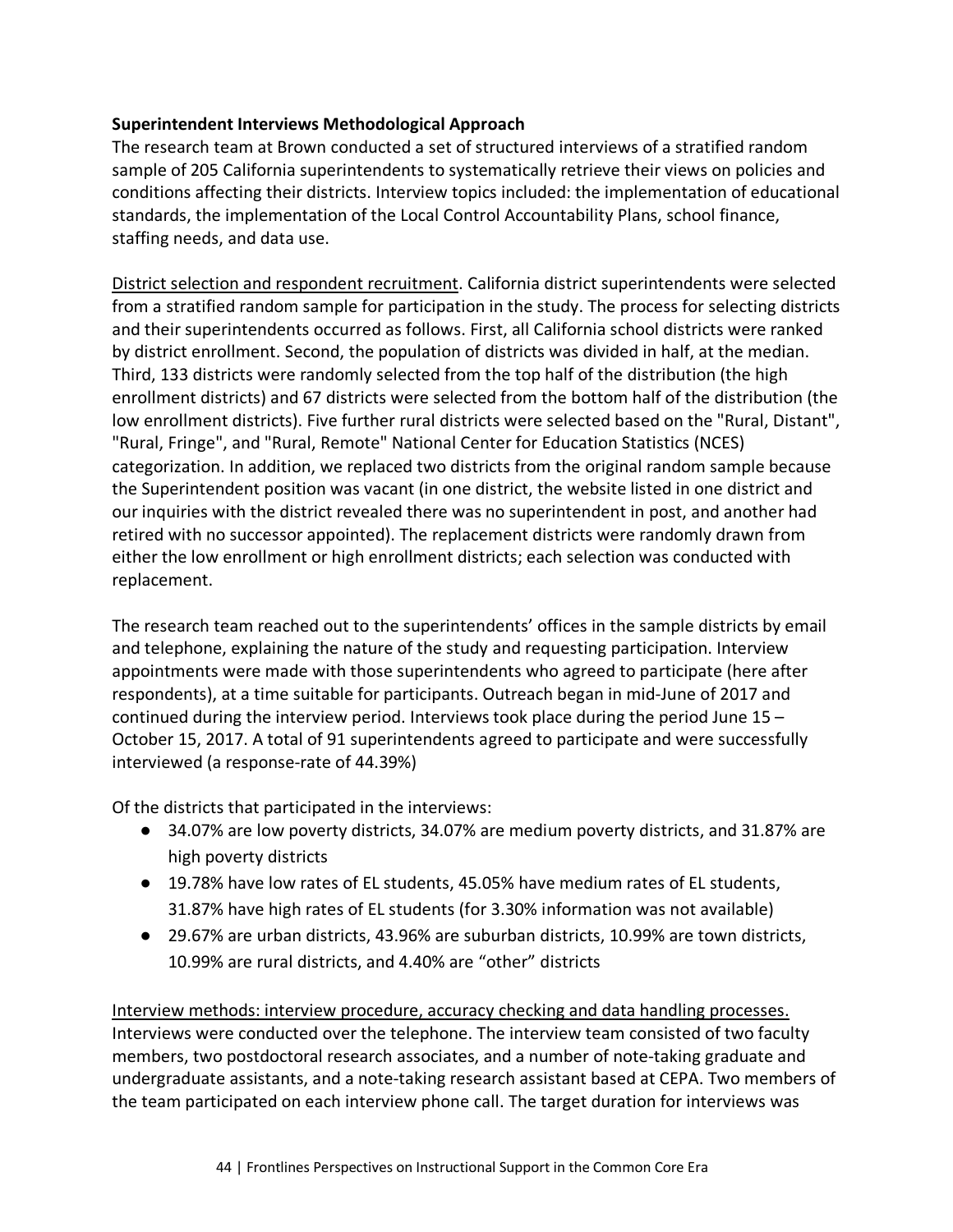**Superintendent Interviews Methodological Approach**

The research team at Brown conducted a set of structured interviews of a stratified random sample of 205 California superintendents to systematically retrieve their views on policies and conditions affecting their districts. Interview topics included: the implementation of educational standards, the implementation of the Local Control Accountability Plans, school finance, staffing needs, and data use.

<u>District selection and respondent recruitment</u>. California district superintendents were selected from a stratified random sample for participation in the study. The process for selecting districts and their superintendents occurred as follows. First, all California school districts were ranked by district enrollment. Second, the population of districts was divided in half, at the median. Third, 133 districts were randomly selected from the top half of the distribution (the high enrollment districts) and 67 districts were selected from the bottom half of the distribution (the low enrollment districts). Five further rural districts were selected based on the "Rural, Distant", "Rural, Fringe", and "Rural, Remote" National Center for Education Statistics (NCES) categorization. In addition, we replaced two districts from the original random sample because the Superintendent position was vacant (in one district, the website listed in one district and our inquiries with the district revealed there was no superintendent in post, and another had retired with no successor appointed). The replacement districts were randomly drawn from either the low enrollment or high enrollment districts; each selection was conducted with replacement.

The research team reached out to the superintendents' offices in the sample districts by email and telephone, explaining the nature of the study and requesting participation. Interview appointments were made with those superintendents who agreed to participate (here after respondents), at a time suitable for participants. Outreach began in mid-June of 2017 and continued during the interview period. Interviews took place during the period June 15 – October 15, 2017. A total of 91 superintendents agreed to participate and were successfully interviewed (a response-rate of 44.39%)

Of the districts that participated in the interviews:

- 34.07% are low poverty districts, 34.07% are medium poverty districts, and 31.87% are high poverty districts
- 19.78% have low rates of EL students, 45.05% have medium rates of EL students, 31.87% have high rates of EL students (for 3.30% information was not available)
- 29.67% are urban districts, 43.96% are suburban districts, 10.99% are town districts, 10.99% are rural districts, and 4.40% are "other" districts

<u>Interview methods: interview procedure, accuracy checking and data handling processes.</u> Interviews were conducted over the telephone. The interview team consisted of two faculty members, two postdoctoral research associates, and a number of note-taking graduate and undergraduate assistants, and a note-taking research assistant based at CEPA. Two members of the team participated on each interview phone call. The target duration for interviews was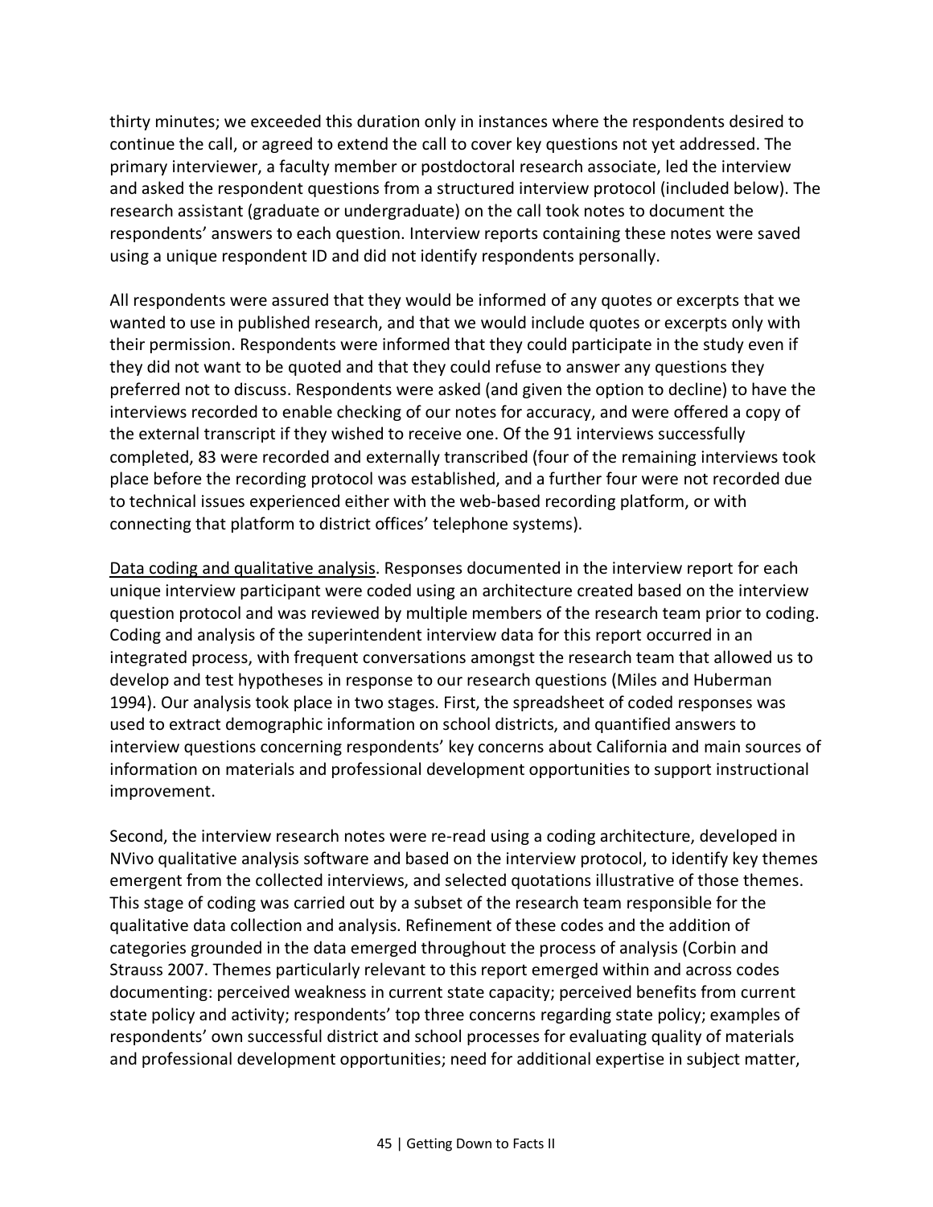thirty minutes; we exceeded this duration only in instances where the respondents desired to continue the call, or agreed to extend the call to cover key questions not yet addressed. The primary interviewer, a faculty member or postdoctoral research associate, led the interview and asked the respondent questions from a structured interview protocol (included below). The research assistant (graduate or undergraduate) on the call took notes to document the respondents' answers to each question. Interview reports containing these notes were saved using a unique respondent ID and did not identify respondents personally.

All respondents were assured that they would be informed of any quotes or excerpts that we wanted to use in published research, and that we would include quotes or excerpts only with their permission. Respondents were informed that they could participate in the study even if they did not want to be quoted and that they could refuse to answer any questions they preferred not to discuss. Respondents were asked (and given the option to decline) to have the interviews recorded to enable checking of our notes for accuracy, and were offered a copy of the external transcript if they wished to receive one. Of the 91 interviews successfully completed, 83 were recorded and externally transcribed (four of the remaining interviews took place before the recording protocol was established, and a further four were not recorded due to technical issues experienced either with the web-based recording platform, or with connecting that platform to district offices' telephone systems).

<u>Data coding and qualitative analysis</u>. Responses documented in the interview report for each unique interview participant were coded using an architecture created based on the interview question protocol and was reviewed by multiple members of the research team prior to coding. Coding and analysis of the superintendent interview data for this report occurred in an integrated process, with frequent conversations amongst the research team that allowed us to develop and test hypotheses in response to our research questions (Miles and Huberman 1994). Our analysis took place in two stages. First, the spreadsheet of coded responses was used to extract demographic information on school districts, and quantified answers to interview questions concerning respondents' key concerns about California and main sources of information on materials and professional development opportunities to support instructional improvement.

Second, the interview research notes were re-read using a coding architecture, developed in NVivo qualitative analysis software and based on the interview protocol, to identify key themes emergent from the collected interviews, and selected quotations illustrative of those themes. This stage of coding was carried out by a subset of the research team responsible for the qualitative data collection and analysis. Refinement of these codes and the addition of categories grounded in the data emerged throughout the process of analysis (Corbin and Strauss 2007. Themes particularly relevant to this report emerged within and across codes documenting: perceived weakness in current state capacity; perceived benefits from current state policy and activity; respondents' top three concerns regarding state policy; examples of respondents' own successful district and school processes for evaluating quality of materials and professional development opportunities; need for additional expertise in subject matter,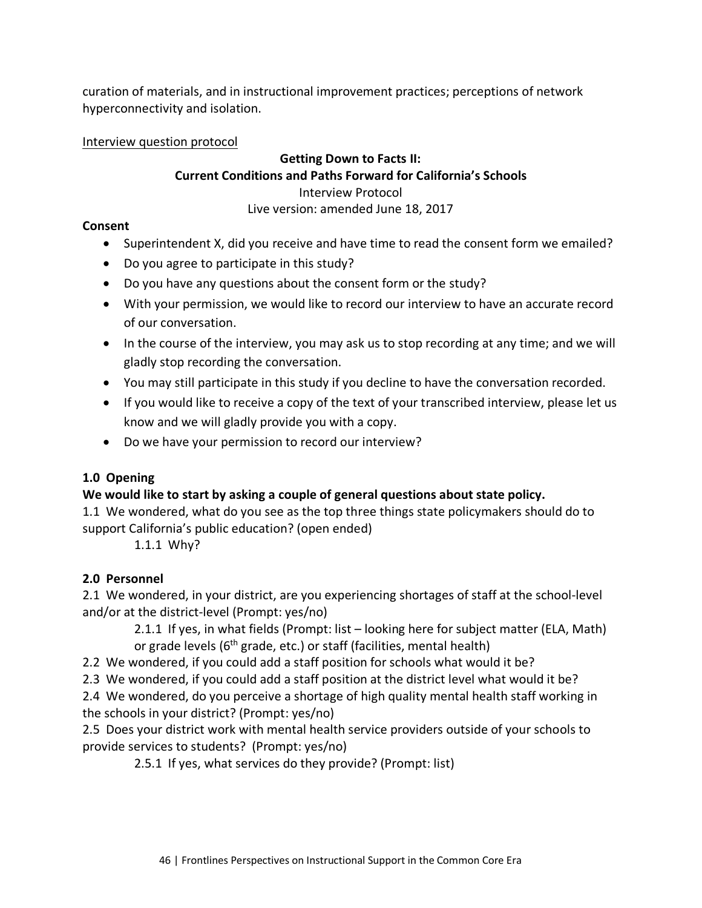curation of materials, and in instructional improvement practices; perceptions of network hyperconnectivity and isolation.

Interview question protocol

**Getting Down to Facts II:**
**Current Conditions and Paths Forward for California's Schools**
Interview Protocol
Live version: amended June 18, 2017

**Consent**

- Superintendent X, did you receive and have time to read the consent form we emailed?
- Do you agree to participate in this study?
- Do you have any questions about the consent form or the study?
- With your permission, we would like to record our interview to have an accurate record of our conversation.
- In the course of the interview, you may ask us to stop recording at any time; and we will gladly stop recording the conversation.
- You may still participate in this study if you decline to have the conversation recorded.
- If you would like to receive a copy of the text of your transcribed interview, please let us know and we will gladly provide you with a copy.
- Do we have your permission to record our interview?

**1.0 Opening**

**We would like to start by asking a couple of general questions about state policy.**

1.1 We wondered, what do you see as the top three things state policymakers should do to support California's public education? (open ended)

  1.1.1 Why?

**2.0 Personnel**

2.1 We wondered, in your district, are you experiencing shortages of staff at the school-level and/or at the district-level (Prompt: yes/no)

  2.1.1 If yes, in what fields (Prompt: list – looking here for subject matter (ELA, Math) or grade levels (6th grade, etc.) or staff (facilities, mental health)

2.2 We wondered, if you could add a staff position for schools what would it be?

2.3 We wondered, if you could add a staff position at the district level what would it be?

2.4 We wondered, do you perceive a shortage of high quality mental health staff working in the schools in your district? (Prompt: yes/no)

2.5 Does your district work with mental health service providers outside of your schools to provide services to students? (Prompt: yes/no)

  2.5.1 If yes, what services do they provide? (Prompt: list)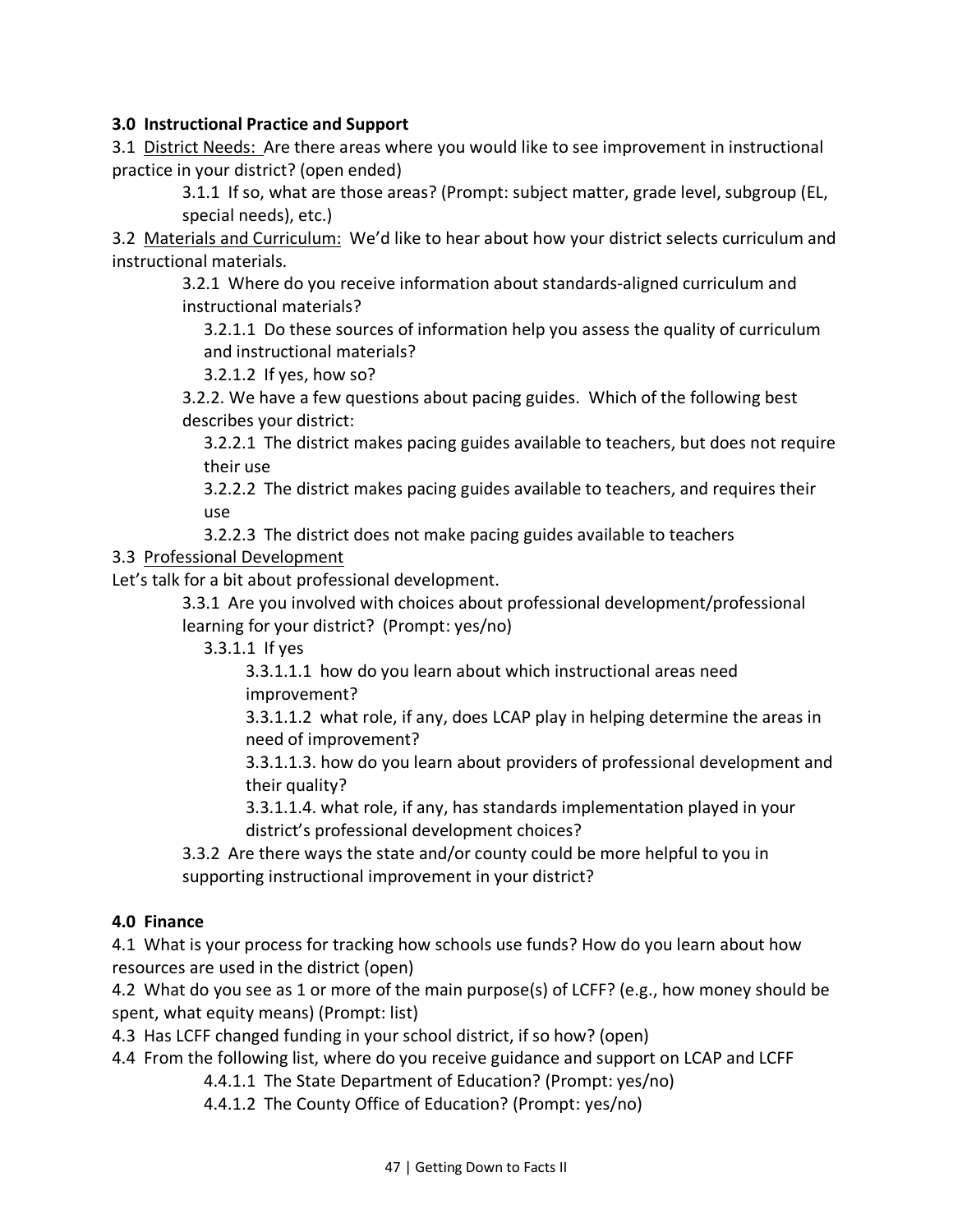**3.0 Instructional Practice and Support**

3.1 District Needs: Are there areas where you would like to see improvement in instructional practice in your district? (open ended)

3.1.1 If so, what are those areas? (Prompt: subject matter, grade level, subgroup (EL, special needs), etc.)

3.2 Materials and Curriculum: We'd like to hear about how your district selects curriculum and instructional materials.

3.2.1 Where do you receive information about standards-aligned curriculum and instructional materials?

3.2.1.1 Do these sources of information help you assess the quality of curriculum and instructional materials?

3.2.1.2 If yes, how so?

3.2.2. We have a few questions about pacing guides. Which of the following best describes your district:

3.2.2.1 The district makes pacing guides available to teachers, but does not require their use

3.2.2.2 The district makes pacing guides available to teachers, and requires their use

3.2.2.3 The district does not make pacing guides available to teachers

3.3 Professional Development

Let's talk for a bit about professional development.

3.3.1 Are you involved with choices about professional development/professional learning for your district? (Prompt: yes/no)

3.3.1.1 If yes

3.3.1.1.1 how do you learn about which instructional areas need improvement?

3.3.1.1.2 what role, if any, does LCAP play in helping determine the areas in need of improvement?

3.3.1.1.3. how do you learn about providers of professional development and their quality?

3.3.1.1.4. what role, if any, has standards implementation played in your district's professional development choices?

3.3.2 Are there ways the state and/or county could be more helpful to you in supporting instructional improvement in your district?

**4.0 Finance**

4.1 What is your process for tracking how schools use funds? How do you learn about how resources are used in the district (open)

4.2 What do you see as 1 or more of the main purpose(s) of LCFF? (e.g., how money should be spent, what equity means) (Prompt: list)

4.3 Has LCFF changed funding in your school district, if so how? (open)

4.4 From the following list, where do you receive guidance and support on LCAP and LCFF

4.4.1.1 The State Department of Education? (Prompt: yes/no)

4.4.1.2 The County Office of Education? (Prompt: yes/no)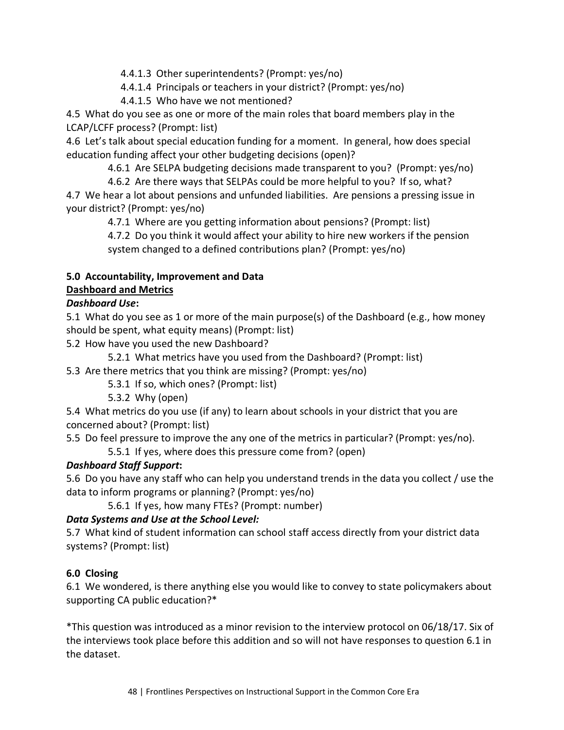4.4.1.3 Other superintendents? (Prompt: yes/no)

4.4.1.4 Principals or teachers in your district? (Prompt: yes/no)

4.4.1.5 Who have we not mentioned?

4.5 What do you see as one or more of the main roles that board members play in the LCAP/LCFF process? (Prompt: list)

4.6 Let's talk about special education funding for a moment. In general, how does special education funding affect your other budgeting decisions (open)?

4.6.1 Are SELPA budgeting decisions made transparent to you? (Prompt: yes/no)

4.6.2 Are there ways that SELPAs could be more helpful to you? If so, what?

4.7 We hear a lot about pensions and unfunded liabilities. Are pensions a pressing issue in your district? (Prompt: yes/no)

4.7.1 Where are you getting information about pensions? (Prompt: list)

4.7.2 Do you think it would affect your ability to hire new workers if the pension system changed to a defined contributions plan? (Prompt: yes/no)

**5.0 Accountability, Improvement and Data**

**Dashboard and Metrics**

***Dashboard Use*:**

5.1 What do you see as 1 or more of the main purpose(s) of the Dashboard (e.g., how money should be spent, what equity means) (Prompt: list)

5.2 How have you used the new Dashboard?

5.2.1 What metrics have you used from the Dashboard? (Prompt: list)

5.3 Are there metrics that you think are missing? (Prompt: yes/no)

5.3.1 If so, which ones? (Prompt: list)

5.3.2 Why (open)

5.4 What metrics do you use (if any) to learn about schools in your district that you are concerned about? (Prompt: list)

5.5 Do feel pressure to improve the any one of the metrics in particular? (Prompt: yes/no).

5.5.1 If yes, where does this pressure come from? (open)

***Dashboard Staff Support*:**

5.6 Do you have any staff who can help you understand trends in the data you collect / use the data to inform programs or planning? (Prompt: yes/no)

5.6.1 If yes, how many FTEs? (Prompt: number)

***Data Systems and Use at the School Level:***

5.7 What kind of student information can school staff access directly from your district data systems? (Prompt: list)

**6.0 Closing**

6.1 We wondered, is there anything else you would like to convey to state policymakers about supporting CA public education?*

*This question was introduced as a minor revision to the interview protocol on 06/18/17. Six of the interviews took place before this addition and so will not have responses to question 6.1 in the dataset.